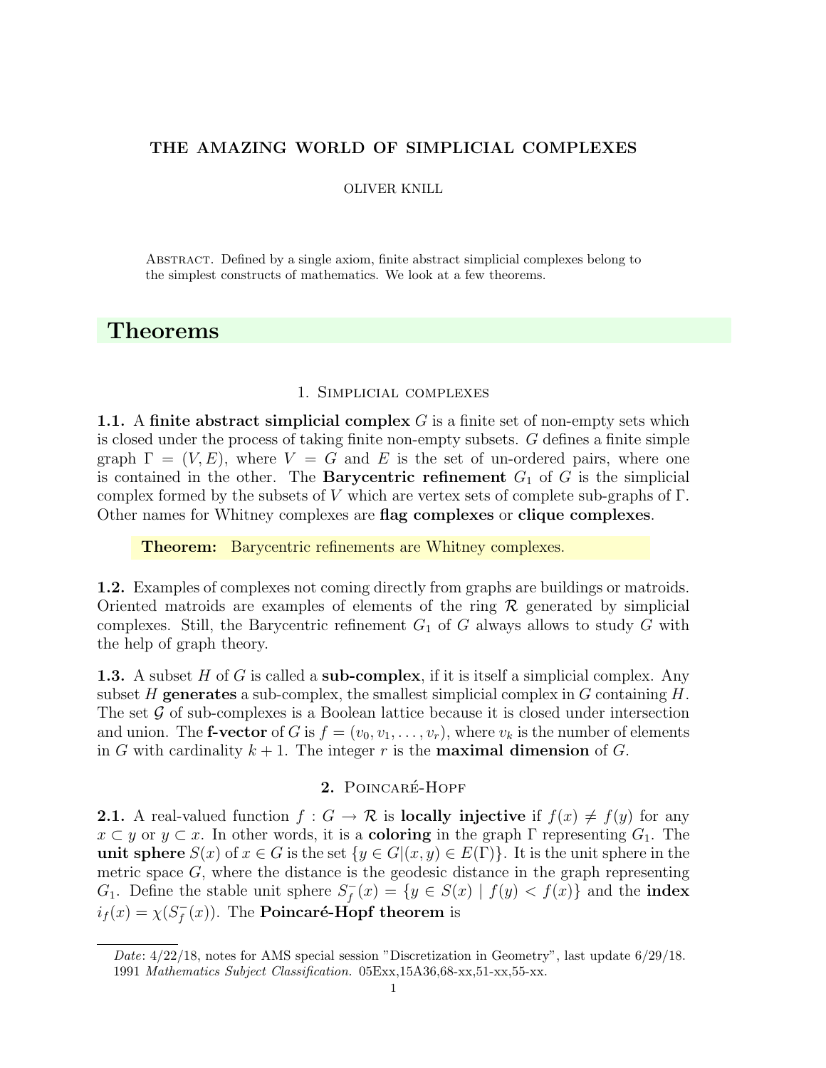# THE AMAZING WORLD OF SIMPLICIAL COMPLEXES

OLIVER KNILL

Abstract. Defined by a single axiom, finite abstract simplicial complexes belong to the simplest constructs of mathematics. We look at a few theorems.

# Theorems

## 1. Simplicial complexes

**1.1.** A **finite abstract simplicial complex** $G$ is a finite set of non-empty sets which is closed under the process of taking finite non-empty subsets. $G$ defines a finite simple graph $\Gamma = (V, E)$, where $V = G$ and $E$ is the set of un-ordered pairs, where one is contained in the other. The **Barycentric refinement** $G_1$ of $G$ is the simplicial complex formed by the subsets of $V$ which are vertex sets of complete sub-graphs of $\Gamma$. Other names for Whitney complexes are **flag complexes** or **clique complexes**.

**Theorem:** Barycentric refinements are Whitney complexes.

**1.2.** Examples of complexes not coming directly from graphs are buildings or matroids. Oriented matroids are examples of elements of the ring $\mathcal{R}$ generated by simplicial complexes. Still, the Barycentric refinement $G_1$ of $G$ always allows to study $G$ with the help of graph theory.

**1.3.** A subset $H$ of $G$ is called a **sub-complex**, if it is itself a simplicial complex. Any subset $H$ **generates** a sub-complex, the smallest simplicial complex in $G$ containing $H$. The set $\mathcal{G}$ of sub-complexes is a Boolean lattice because it is closed under intersection and union. The **f-vector** of $G$ is $f = (v_0, v_1, \dots, v_r)$, where $v_k$ is the number of elements in $G$ with cardinality $k + 1$. The integer $r$ is the **maximal dimension** of $G$.

## 2. Poincaré-Hopf

**2.1.** A real-valued function $f : G \to \mathcal{R}$ is **locally injective** if $f(x) \neq f(y)$ for any $x \subset y$ or $y \subset x$. In other words, it is a **coloring** in the graph $\Gamma$ representing $G_1$. The **unit sphere** $S(x)$ of $x \in G$ is the set $\{y \in G | (x, y) \in E(\Gamma)\}$. It is the unit sphere in the metric space $G$, where the distance is the geodesic distance in the graph representing $G_1$. Define the stable unit sphere $S_f^-(x) = \{y \in S(x) \mid f(y) < f(x)\}$ and the **index** $i_f(x) = \chi(S_f^-(x))$. The **Poincaré-Hopf theorem** is

*Date*: 4/22/18, notes for AMS special session "Discretization in Geometry", last update 6/29/18.
1991 *Mathematics Subject Classification.* 05Exx,15A36,68-xx,51-xx,55-xx.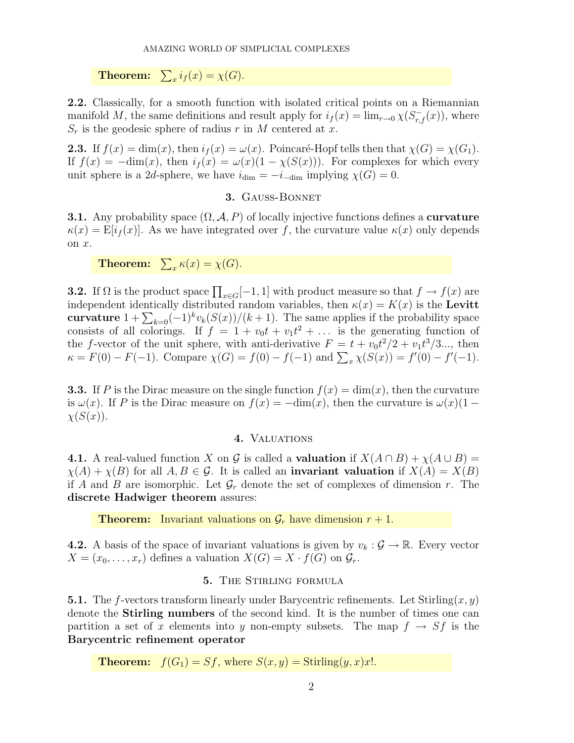**Theorem:** $\sum_x i_f(x) = \chi(G)$.

**2.2.** Classically, for a smooth function with isolated critical points on a Riemannian manifold $M$, the same definitions and result apply for $i_f(x) = \lim_{r\to 0} \chi(S^-_{r,f}(x))$, where $S_r$ is the geodesic sphere of radius $r$ in $M$ centered at $x$.

**2.3.** If $f(x) = \dim(x)$, then $i_f(x) = \omega(x)$. Poincaré-Hopf tells then that $\chi(G) = \chi(G_1)$. If $f(x) = -\dim(x)$, then $i_f(x) = \omega(x)(1 - \chi(S(x)))$. For complexes for which every unit sphere is a $2d$-sphere, we have $i_{\dim} = -i_{-\dim}$ implying $\chi(G) = 0$.

## 3. Gauss-Bonnet

**3.1.** Any probability space $(\Omega, \mathcal{A}, P)$ of locally injective functions defines a **curvature** $\kappa(x) = \mathrm{E}[i_f(x)]$. As we have integrated over $f$, the curvature value $\kappa(x)$ only depends on $x$.

**Theorem:** $\sum_x \kappa(x) = \chi(G)$.

**3.2.** If $\Omega$ is the product space $\prod_{x\in G}[-1,1]$ with product measure so that $f \to f(x)$ are independent identically distributed random variables, then $\kappa(x) = K(x)$ is the **Levitt curvature** $1 + \sum_{k=0}(-1)^k v_k(S(x))/(k+1)$. The same applies if the probability space consists of all colorings. If $f = 1 + v_0 t + v_1 t^2 + \dots$ is the generating function of the $f$-vector of the unit sphere, with anti-derivative $F = t + v_0 t^2/2 + v_1 t^3/3 ...$, then $\kappa = F(0) - F(-1)$. Compare $\chi(G) = f(0) - f(-1)$ and $\sum_x \chi(S(x)) = f'(0) - f'(-1)$.

**3.3.** If $P$ is the Dirac measure on the single function $f(x) = \dim(x)$, then the curvature is $\omega(x)$. If $P$ is the Dirac measure on $f(x) = -\dim(x)$, then the curvature is $\omega(x)(1 - \chi(S(x))$.

## 4. Valuations

**4.1.** A real-valued function $X$ on $\mathcal{G}$ is called a **valuation** if $X(A\cap B) + \chi(A\cup B) = \chi(A) + \chi(B)$ for all $A, B \in \mathcal{G}$. It is called an **invariant valuation** if $X(A) = X(B)$ if $A$ and $B$ are isomorphic. Let $\mathcal{G}_r$ denote the set of complexes of dimension $r$. The **discrete Hadwiger theorem** assures:

**Theorem:** Invariant valuations on $\mathcal{G}_r$ have dimension $r + 1$.

**4.2.** A basis of the space of invariant valuations is given by $v_k : \mathcal{G} \to \mathbb{R}$. Every vector $X = (x_0, \dots, x_r)$ defines a valuation $X(G) = X \cdot f(G)$ on $\mathcal{G}_r$.

## 5. The Stirling formula

**5.1.** The $f$-vectors transform linearly under Barycentric refinements. Let $\mathrm{Stirling}(x, y)$ denote the **Stirling numbers** of the second kind. It is the number of times one can partition a set of $x$ elements into $y$ non-empty subsets. The map $f \to Sf$ is the **Barycentric refinement operator**

**Theorem:** $f(G_1) = Sf$, where $S(x, y) = \mathrm{Stirling}(y, x)x!$.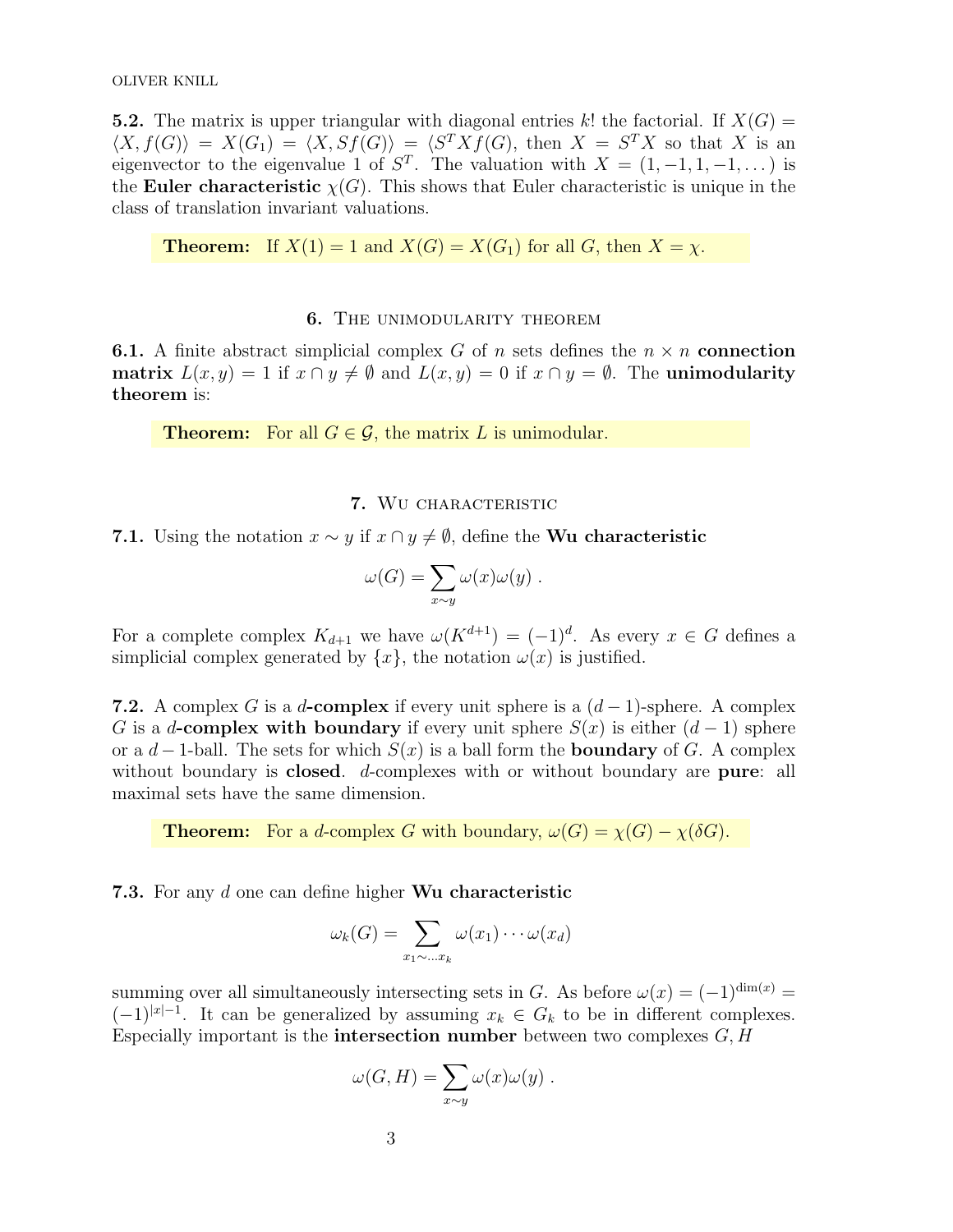**5.2.** The matrix is upper triangular with diagonal entries $k!$ the factorial. If $X(G) = \langle X, f(G)\rangle = X(G_1) = \langle X, Sf(G)\rangle = \langle S^T X f(G)$, then $X = S^T X$ so that $X$ is an eigenvector to the eigenvalue 1 of $S^T$. The valuation with $X = (1, -1, 1, -1, \dots)$ is the **Euler characteristic** $\chi(G)$. This shows that Euler characteristic is unique in the class of translation invariant valuations.

> **Theorem:** If $X(1) = 1$ and $X(G) = X(G_1)$ for all $G$, then $X = \chi$.

## 6. The unimodularity theorem

**6.1.** A finite abstract simplicial complex $G$ of $n$ sets defines the $n \times n$ **connection matrix** $L(x, y) = 1$ if $x \cap y \neq \emptyset$ and $L(x, y) = 0$ if $x \cap y = \emptyset$. The **unimodularity theorem** is:

> **Theorem:** For all $G \in \mathcal{G}$, the matrix $L$ is unimodular.

## 7. Wu characteristic

**7.1.** Using the notation $x \sim y$ if $x \cap y \neq \emptyset$, define the **Wu characteristic**

$$\omega(G) = \sum_{x \sim y} \omega(x)\omega(y) .$$

For a complete complex $K_{d+1}$ we have $\omega(K^{d+1}) = (-1)^d$. As every $x \in G$ defines a simplicial complex generated by $\{x\}$, the notation $\omega(x)$ is justified.

**7.2.** A complex $G$ is a $d$**-complex** if every unit sphere is a $(d-1)$-sphere. A complex $G$ is a $d$**-complex with boundary** if every unit sphere $S(x)$ is either $(d-1)$ sphere or a $d-1$-ball. The sets for which $S(x)$ is a ball form the **boundary** of $G$. A complex without boundary is **closed**. $d$-complexes with or without boundary are **pure**: all maximal sets have the same dimension.

> **Theorem:** For a $d$-complex $G$ with boundary, $\omega(G) = \chi(G) - \chi(\delta G)$.

**7.3.** For any $d$ one can define higher **Wu characteristic**

$$\omega_k(G) = \sum_{x_1 \sim \dots x_k} \omega(x_1) \cdots \omega(x_d)$$

summing over all simultaneously intersecting sets in $G$. As before $\omega(x) = (-1)^{\dim(x)} = (-1)^{|x|-1}$. It can be generalized by assuming $x_k \in G_k$ to be in different complexes. Especially important is the **intersection number** between two complexes $G, H$

$$\omega(G, H) = \sum_{x \sim y} \omega(x)\omega(y) .$$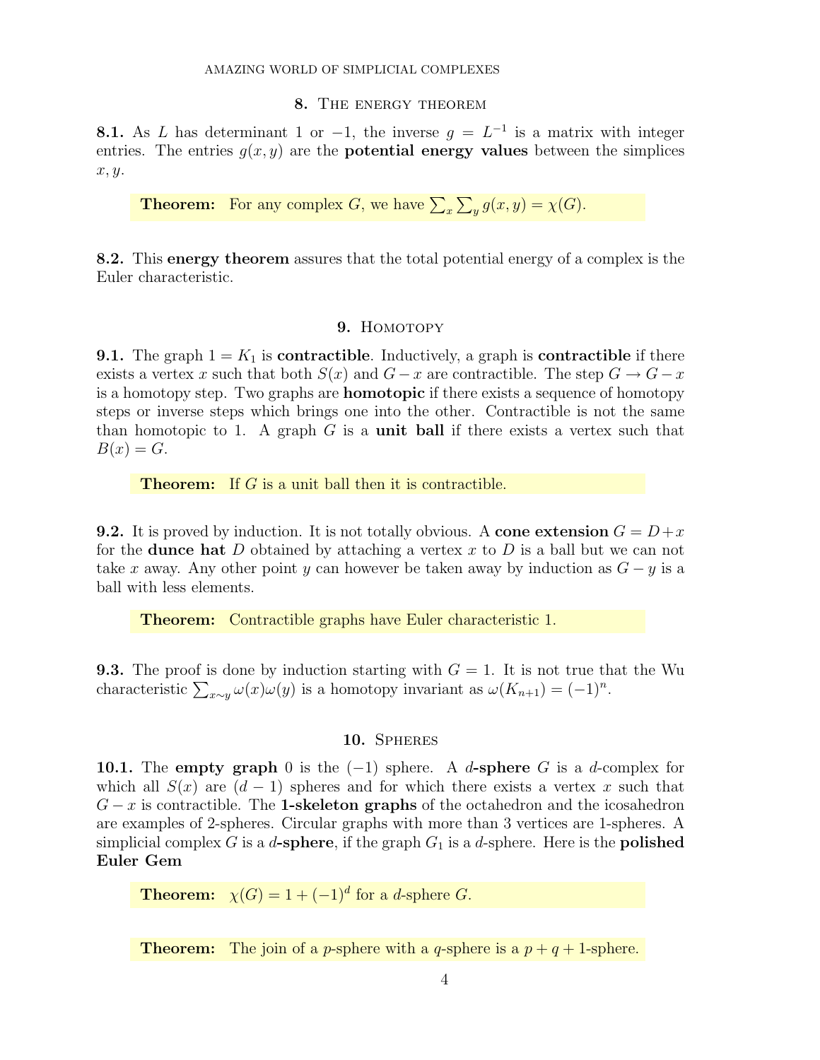## 8. The energy theorem

**8.1.** As $L$ has determinant 1 or $-1$, the inverse $g = L^{-1}$ is a matrix with integer entries. The entries $g(x, y)$ are the **potential energy values** between the simplices $x, y$.

> **Theorem:** For any complex $G$, we have $\sum_x \sum_y g(x, y) = \chi(G)$.

**8.2.** This **energy theorem** assures that the total potential energy of a complex is the Euler characteristic.

## 9. Homotopy

**9.1.** The graph $1 = K_1$ is **contractible**. Inductively, a graph is **contractible** if there exists a vertex $x$ such that both $S(x)$ and $G - x$ are contractible. The step $G \to G - x$ is a homotopy step. Two graphs are **homotopic** if there exists a sequence of homotopy steps or inverse steps which brings one into the other. Contractible is not the same than homotopic to 1. A graph $G$ is a **unit ball** if there exists a vertex such that $B(x) = G$.

> **Theorem:** If $G$ is a unit ball then it is contractible.

**9.2.** It is proved by induction. It is not totally obvious. A **cone extension** $G = D + x$ for the **dunce hat** $D$ obtained by attaching a vertex $x$ to $D$ is a ball but we can not take $x$ away. Any other point $y$ can however be taken away by induction as $G - y$ is a ball with less elements.

> **Theorem:** Contractible graphs have Euler characteristic 1.

**9.3.** The proof is done by induction starting with $G = 1$. It is not true that the Wu characteristic $\sum_{x \sim y} \omega(x)\omega(y)$ is a homotopy invariant as $\omega(K_{n+1}) = (-1)^n$.

## 10. Spheres

**10.1.** The **empty graph** 0 is the $(-1)$ sphere. A **$d$-sphere** $G$ is a $d$-complex for which all $S(x)$ are $(d-1)$ spheres and for which there exists a vertex $x$ such that $G - x$ is contractible. The **1-skeleton graphs** of the octahedron and the icosahedron are examples of 2-spheres. Circular graphs with more than 3 vertices are 1-spheres. A simplicial complex $G$ is a **$d$-sphere**, if the graph $G_1$ is a $d$-sphere. Here is the **polished Euler Gem**

> **Theorem:** $\chi(G) = 1 + (-1)^d$ for a $d$-sphere $G$.

> **Theorem:** The join of a $p$-sphere with a $q$-sphere is a $p + q + 1$-sphere.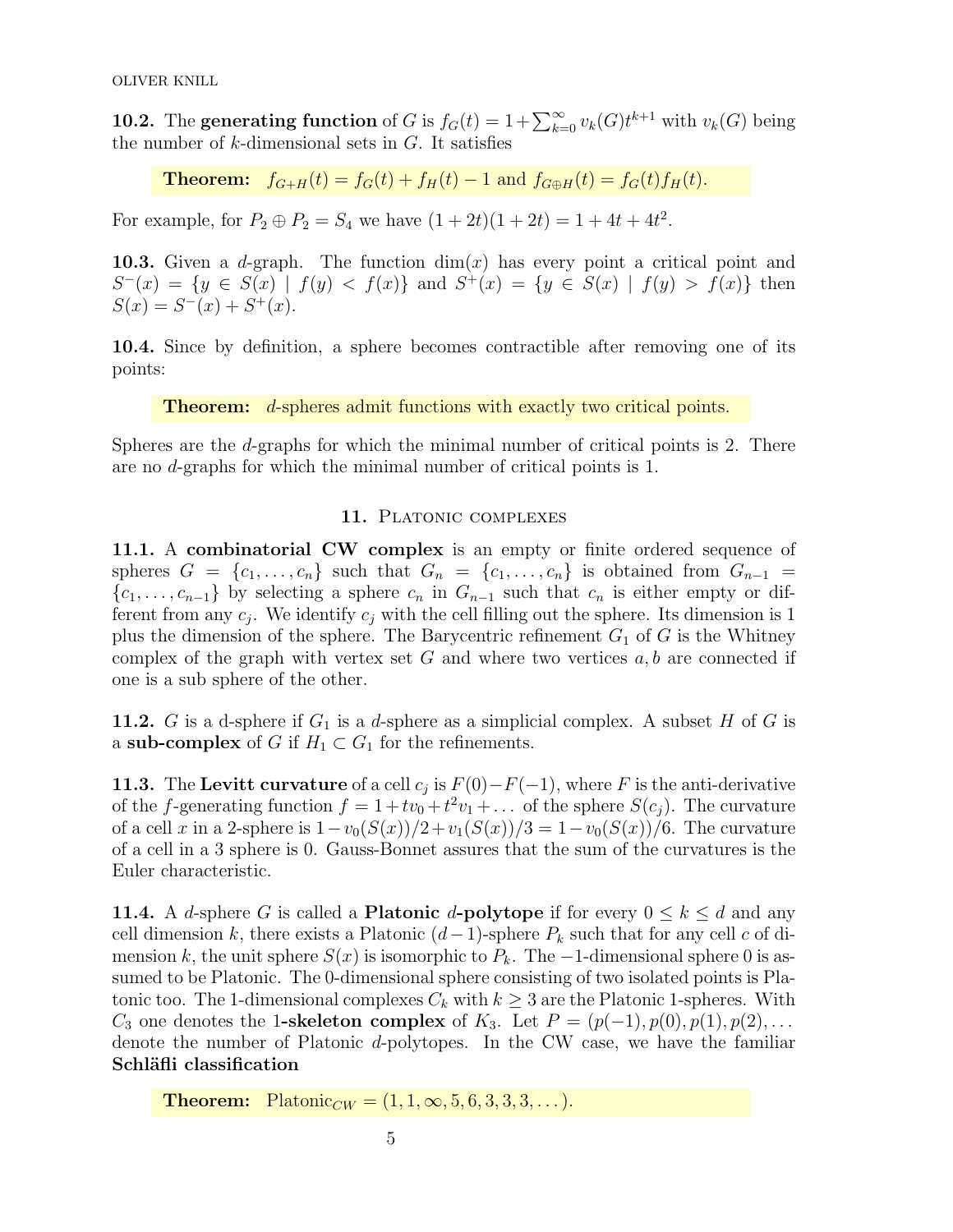**10.2.** The **generating function** of $G$ is $f_G(t) = 1+\sum_{k=0}^{\infty} v_k(G)t^{k+1}$ with $v_k(G)$ being the number of $k$-dimensional sets in $G$. It satisfies

> **Theorem:** $f_{G+H}(t) = f_G(t) + f_H(t) - 1$ and $f_{G\oplus H}(t) = f_G(t) f_H(t)$.

For example, for $P_2 \oplus P_2 = S_4$ we have $(1+2t)(1+2t) = 1+4t+4t^2$.

**10.3.** Given a $d$-graph. The function $\dim(x)$ has every point a critical point and $S^-(x) = \{y \in S(x) \mid f(y) < f(x)\}$ and $S^+(x) = \{y \in S(x) \mid f(y) > f(x)\}$ then $S(x) = S^-(x) + S^+(x)$.

**10.4.** Since by definition, a sphere becomes contractible after removing one of its points:

> **Theorem:** $d$-spheres admit functions with exactly two critical points.

Spheres are the $d$-graphs for which the minimal number of critical points is 2. There are no $d$-graphs for which the minimal number of critical points is 1.

## 11. Platonic complexes

**11.1.** A **combinatorial CW complex** is an empty or finite ordered sequence of spheres $G = \{c_1, \dots, c_n\}$ such that $G_n = \{c_1, \dots, c_n\}$ is obtained from $G_{n-1} = \{c_1, \dots, c_{n-1}\}$ by selecting a sphere $c_n$ in $G_{n-1}$ such that $c_n$ is either empty or different from any $c_j$. We identify $c_j$ with the cell filling out the sphere. Its dimension is 1 plus the dimension of the sphere. The Barycentric refinement $G_1$ of $G$ is the Whitney complex of the graph with vertex set $G$ and where two vertices $a, b$ are connected if one is a sub sphere of the other.

**11.2.** $G$ is a d-sphere if $G_1$ is a $d$-sphere as a simplicial complex. A subset $H$ of $G$ is a **sub-complex** of $G$ if $H_1 \subset G_1$ for the refinements.

**11.3.** The **Levitt curvature** of a cell $c_j$ is $F(0)-F(-1)$, where $F$ is the anti-derivative of the $f$-generating function $f = 1+tv_0+t^2v_1+\dots$ of the sphere $S(c_j)$. The curvature of a cell $x$ in a 2-sphere is $1-v_0(S(x))/2+v_1(S(x))/3 = 1-v_0(S(x))/6$. The curvature of a cell in a 3 sphere is 0. Gauss-Bonnet assures that the sum of the curvatures is the Euler characteristic.

**11.4.** A $d$-sphere $G$ is called a **Platonic $d$-polytope** if for every $0 \le k \le d$ and any cell dimension $k$, there exists a Platonic $(d-1)$-sphere $P_k$ such that for any cell $c$ of dimension $k$, the unit sphere $S(x)$ is isomorphic to $P_k$. The $-1$-dimensional sphere 0 is assumed to be Platonic. The 0-dimensional sphere consisting of two isolated points is Platonic too. The 1-dimensional complexes $C_k$ with $k \ge 3$ are the Platonic 1-spheres. With $C_3$ one denotes the 1**-skeleton complex** of $K_3$. Let $P = (p(-1), p(0), p(1), p(2), \dots$ denote the number of Platonic $d$-polytopes. In the CW case, we have the familiar **Schläfli classification**

> **Theorem:** $\text{Platonic}_{CW} = (1, 1, \infty, 5, 6, 3, 3, 3, \dots)$.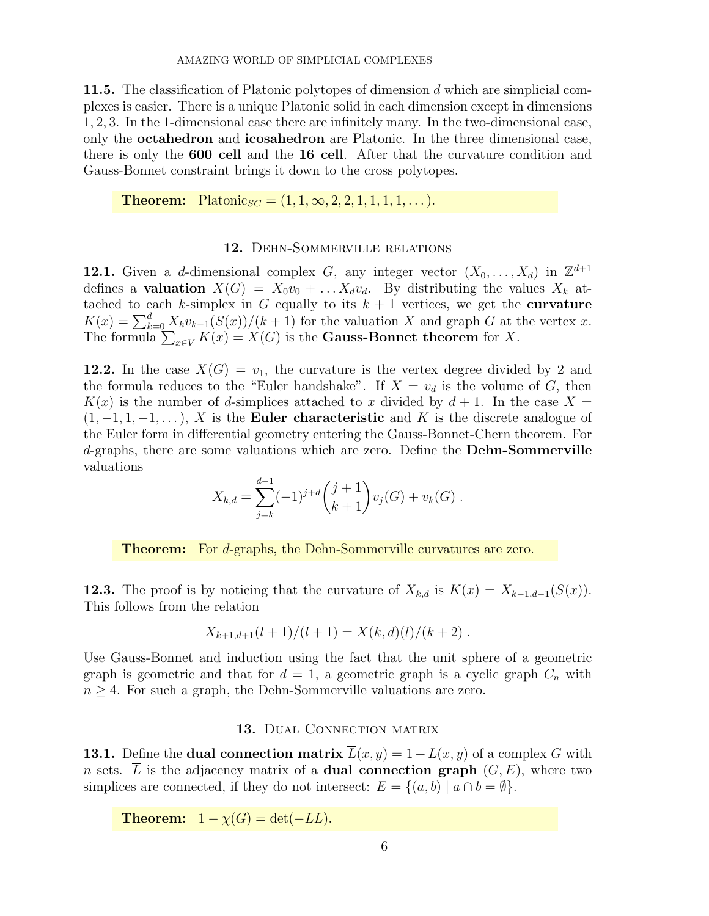**11.5.** The classification of Platonic polytopes of dimension $d$ which are simplicial complexes is easier. There is a unique Platonic solid in each dimension except in dimensions $1, 2, 3$. In the 1-dimensional case there are infinitely many. In the two-dimensional case, only the **octahedron** and **icosahedron** are Platonic. In the three dimensional case, there is only the **600 cell** and the **16 cell**. After that the curvature condition and Gauss-Bonnet constraint brings it down to the cross polytopes.

**Theorem:** $\text{Platonic}_{SC} = (1, 1, \infty, 2, 2, 1, 1, 1, 1, \dots)$.

## 12. Dehn-Sommerville relations

**12.1.** Given a $d$-dimensional complex $G$, any integer vector $(X_0, \dots, X_d)$ in $\mathbb{Z}^{d+1}$ defines a **valuation** $X(G) = X_0 v_0 + \dots X_d v_d$. By distributing the values $X_k$ attached to each $k$-simplex in $G$ equally to its $k+1$ vertices, we get the **curvature** $K(x) = \sum_{k=0}^{d} X_k v_{k-1}(S(x))/(k+1)$ for the valuation $X$ and graph $G$ at the vertex $x$. The formula $\sum_{x \in V} K(x) = X(G)$ is the **Gauss-Bonnet theorem** for $X$.

**12.2.** In the case $X(G) = v_1$, the curvature is the vertex degree divided by 2 and the formula reduces to the "Euler handshake". If $X = v_d$ is the volume of $G$, then $K(x)$ is the number of $d$-simplices attached to $x$ divided by $d+1$. In the case $X = (1, -1, 1, -1, \dots)$, $X$ is the **Euler characteristic** and $K$ is the discrete analogue of the Euler form in differential geometry entering the Gauss-Bonnet-Chern theorem. For $d$-graphs, there are some valuations which are zero. Define the **Dehn-Sommerville** valuations

$$X_{k,d} = \sum_{j=k}^{d-1} (-1)^{j+d} \binom{j+1}{k+1} v_j(G) + v_k(G) .$$

**Theorem:** For $d$-graphs, the Dehn-Sommerville curvatures are zero.

**12.3.** The proof is by noticing that the curvature of $X_{k,d}$ is $K(x) = X_{k-1,d-1}(S(x))$. This follows from the relation

$$X_{k+1,d+1}(l+1)/(l+1) = X(k,d)(l)/(k+2) .$$

Use Gauss-Bonnet and induction using the fact that the unit sphere of a geometric graph is geometric and that for $d = 1$, a geometric graph is a cyclic graph $C_n$ with $n \geq 4$. For such a graph, the Dehn-Sommerville valuations are zero.

## 13. Dual Connection matrix

**13.1.** Define the **dual connection matrix** $\overline{L}(x, y) = 1 - L(x, y)$ of a complex $G$ with $n$ sets. $\overline{L}$ is the adjacency matrix of a **dual connection graph** $(G, E)$, where two simplices are connected, if they do not intersect: $E = \{(a, b) \mid a \cap b = \emptyset\}$.

**Theorem:** $1 - \chi(G) = \det(-L\overline{L})$.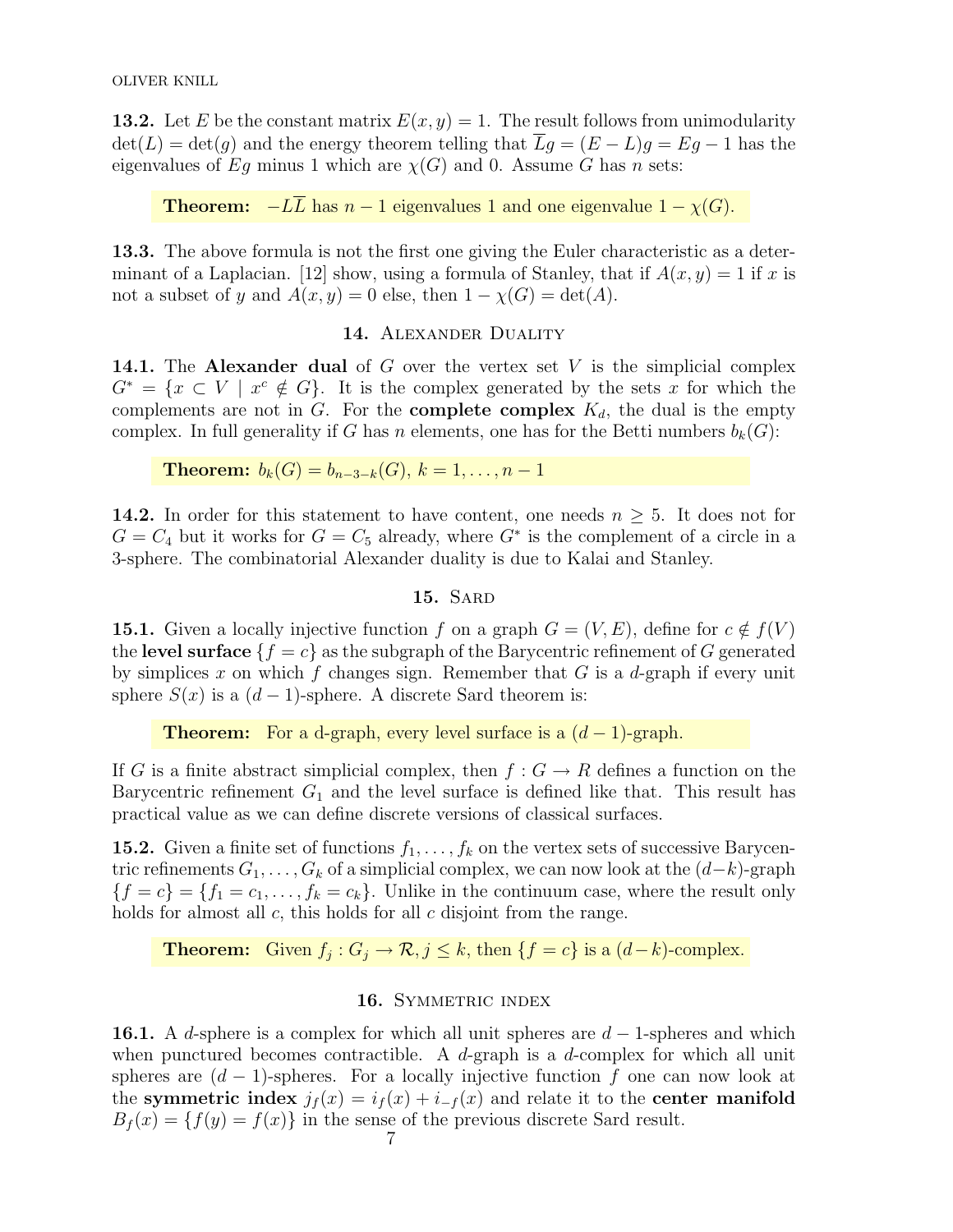**13.2.** Let $E$ be the constant matrix $E(x, y) = 1$. The result follows from unimodularity $\det(L) = \det(g)$ and the energy theorem telling that $\overline{L}g = (E - L)g = Eg - 1$ has the eigenvalues of $Eg$ minus 1 which are $\chi(G)$ and 0. Assume $G$ has $n$ sets:

**Theorem:** $-L\overline{L}$ has $n - 1$ eigenvalues 1 and one eigenvalue $1 - \chi(G)$.

**13.3.** The above formula is not the first one giving the Euler characteristic as a determinant of a Laplacian. [12] show, using a formula of Stanley, that if $A(x, y) = 1$ if $x$ is not a subset of $y$ and $A(x, y) = 0$ else, then $1 - \chi(G) = \det(A)$.

## 14. Alexander Duality

**14.1.** The **Alexander dual** of $G$ over the vertex set $V$ is the simplicial complex $G^* = \{x \subset V \mid x^c \notin G\}$. It is the complex generated by the sets $x$ for which the complements are not in $G$. For the **complete complex** $K_d$, the dual is the empty complex. In full generality if $G$ has $n$ elements, one has for the Betti numbers $b_k(G)$:

**Theorem:** $b_k(G) = b_{n-3-k}(G)$, $k = 1, \dots, n - 1$

**14.2.** In order for this statement to have content, one needs $n \geq 5$. It does not for $G = C_4$ but it works for $G = C_5$ already, where $G^*$ is the complement of a circle in a 3-sphere. The combinatorial Alexander duality is due to Kalai and Stanley.

## 15. Sard

**15.1.** Given a locally injective function $f$ on a graph $G = (V, E)$, define for $c \notin f(V)$ the **level surface** $\{f = c\}$ as the subgraph of the Barycentric refinement of $G$ generated by simplices $x$ on which $f$ changes sign. Remember that $G$ is a $d$-graph if every unit sphere $S(x)$ is a $(d - 1)$-sphere. A discrete Sard theorem is:

**Theorem:** For a d-graph, every level surface is a $(d - 1)$-graph.

If $G$ is a finite abstract simplicial complex, then $f : G \to R$ defines a function on the Barycentric refinement $G_1$ and the level surface is defined like that. This result has practical value as we can define discrete versions of classical surfaces.

**15.2.** Given a finite set of functions $f_1, \dots, f_k$ on the vertex sets of successive Barycentric refinements $G_1, \dots, G_k$ of a simplicial complex, we can now look at the $(d-k)$-graph $\{f = c\} = \{f_1 = c_1, \dots, f_k = c_k\}$. Unlike in the continuum case, where the result only holds for almost all $c$, this holds for all $c$ disjoint from the range.

**Theorem:** Given $f_j : G_j \to \mathcal{R}, j \leq k$, then $\{f = c\}$ is a $(d-k)$-complex.

## 16. Symmetric index

**16.1.** A $d$-sphere is a complex for which all unit spheres are $d - 1$-spheres and which when punctured becomes contractible. A $d$-graph is a $d$-complex for which all unit spheres are $(d - 1)$-spheres. For a locally injective function $f$ one can now look at the **symmetric index** $j_f(x) = i_f(x) + i_{-f}(x)$ and relate it to the **center manifold** $B_f(x) = \{f(y) = f(x)\}$ in the sense of the previous discrete Sard result.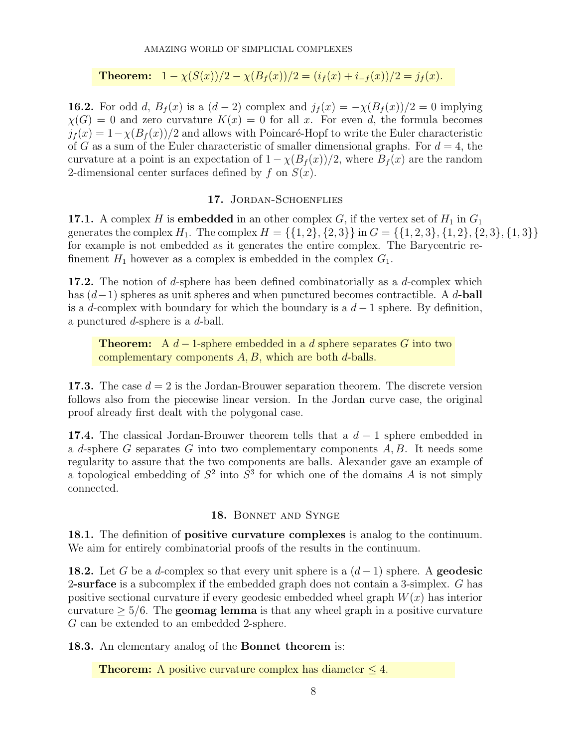**Theorem:** $1 - \chi(S(x))/2 - \chi(B_f(x))/2 = (i_f(x) + i_{-f}(x))/2 = j_f(x)$.

**16.2.** For odd $d$, $B_f(x)$ is a $(d-2)$ complex and $j_f(x) = -\chi(B_f(x))/2 = 0$ implying $\chi(G) = 0$ and zero curvature $K(x) = 0$ for all $x$. For even $d$, the formula becomes $j_f(x) = 1 - \chi(B_f(x))/2$ and allows with Poincaré-Hopf to write the Euler characteristic of $G$ as a sum of the Euler characteristic of smaller dimensional graphs. For $d = 4$, the curvature at a point is an expectation of $1 - \chi(B_f(x))/2$, where $B_f(x)$ are the random 2-dimensional center surfaces defined by $f$ on $S(x)$.

## 17. Jordan-Schoenflies

**17.1.** A complex $H$ is **embedded** in an other complex $G$, if the vertex set of $H_1$ in $G_1$ generates the complex $H_1$. The complex $H = \{\{1,2\},\{2,3\}\}$ in $G = \{\{1,2,3\},\{1,2\},\{2,3\},\{1,3\}\}$ for example is not embedded as it generates the entire complex. The Barycentric refinement $H_1$ however as a complex is embedded in the complex $G_1$.

**17.2.** The notion of $d$-sphere has been defined combinatorially as a $d$-complex which has $(d-1)$ spheres as unit spheres and when punctured becomes contractible. A **$d$-ball** is a $d$-complex with boundary for which the boundary is a $d-1$ sphere. By definition, a punctured $d$-sphere is a $d$-ball.

**Theorem:** A $d-1$-sphere embedded in a $d$ sphere separates $G$ into two complementary components $A, B$, which are both $d$-balls.

**17.3.** The case $d = 2$ is the Jordan-Brouwer separation theorem. The discrete version follows also from the piecewise linear version. In the Jordan curve case, the original proof already first dealt with the polygonal case.

**17.4.** The classical Jordan-Brouwer theorem tells that a $d-1$ sphere embedded in a $d$-sphere $G$ separates $G$ into two complementary components $A, B$. It needs some regularity to assure that the two components are balls. Alexander gave an example of a topological embedding of $S^2$ into $S^3$ for which one of the domains $A$ is not simply connected.

## 18. Bonnet and Synge

**18.1.** The definition of **positive curvature complexes** is analog to the continuum. We aim for entirely combinatorial proofs of the results in the continuum.

**18.2.** Let $G$ be a $d$-complex so that every unit sphere is a $(d-1)$ sphere. A **geodesic 2-surface** is a subcomplex if the embedded graph does not contain a 3-simplex. $G$ has positive sectional curvature if every geodesic embedded wheel graph $W(x)$ has interior curvature $\geq 5/6$. The **geomag lemma** is that any wheel graph in a positive curvature $G$ can be extended to an embedded 2-sphere.

**18.3.** An elementary analog of the **Bonnet theorem** is:

**Theorem:** A positive curvature complex has diameter $\leq 4$.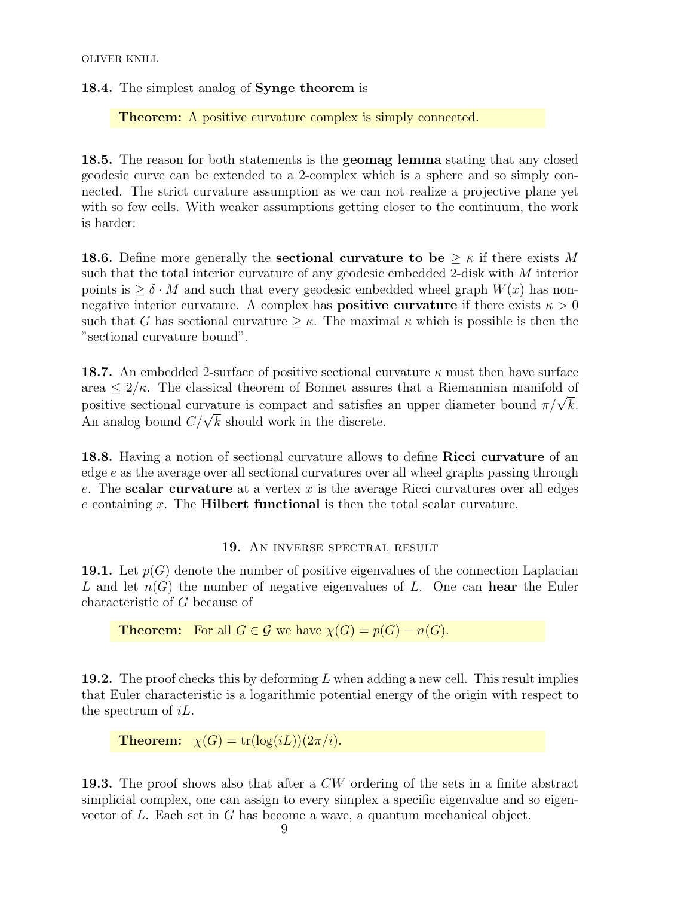**18.4.** The simplest analog of **Synge theorem** is

> **Theorem:** A positive curvature complex is simply connected.

**18.5.** The reason for both statements is the **geomag lemma** stating that any closed geodesic curve can be extended to a 2-complex which is a sphere and so simply connected. The strict curvature assumption as we can not realize a projective plane yet with so few cells. With weaker assumptions getting closer to the continuum, the work is harder:

**18.6.** Define more generally the **sectional curvature to be** $\geq \kappa$ if there exists $M$ such that the total interior curvature of any geodesic embedded 2-disk with $M$ interior points is $\geq \delta \cdot M$ and such that every geodesic embedded wheel graph $W(x)$ has non-negative interior curvature. A complex has **positive curvature** if there exists $\kappa > 0$ such that $G$ has sectional curvature $\geq \kappa$. The maximal $\kappa$ which is possible is then the "sectional curvature bound".

**18.7.** An embedded 2-surface of positive sectional curvature $\kappa$ must then have surface area $\leq 2/\kappa$. The classical theorem of Bonnet assures that a Riemannian manifold of positive sectional curvature is compact and satisfies an upper diameter bound $\pi/\sqrt{k}$. An analog bound $C/\sqrt{k}$ should work in the discrete.

**18.8.** Having a notion of sectional curvature allows to define **Ricci curvature** of an edge $e$ as the average over all sectional curvatures over all wheel graphs passing through $e$. The **scalar curvature** at a vertex $x$ is the average Ricci curvatures over all edges $e$ containing $x$. The **Hilbert functional** is then the total scalar curvature.

## 19. An inverse spectral result

**19.1.** Let $p(G)$ denote the number of positive eigenvalues of the connection Laplacian $L$ and let $n(G)$ the number of negative eigenvalues of $L$. One can **hear** the Euler characteristic of $G$ because of

> **Theorem:** For all $G \in \mathcal{G}$ we have $\chi(G) = p(G) - n(G)$.

**19.2.** The proof checks this by deforming $L$ when adding a new cell. This result implies that Euler characteristic is a logarithmic potential energy of the origin with respect to the spectrum of $iL$.

> **Theorem:** $\chi(G) = \text{tr}(\log(iL))(2\pi/i)$.

**19.3.** The proof shows also that after a $CW$ ordering of the sets in a finite abstract simplicial complex, one can assign to every simplex a specific eigenvalue and so eigenvector of $L$. Each set in $G$ has become a wave, a quantum mechanical object.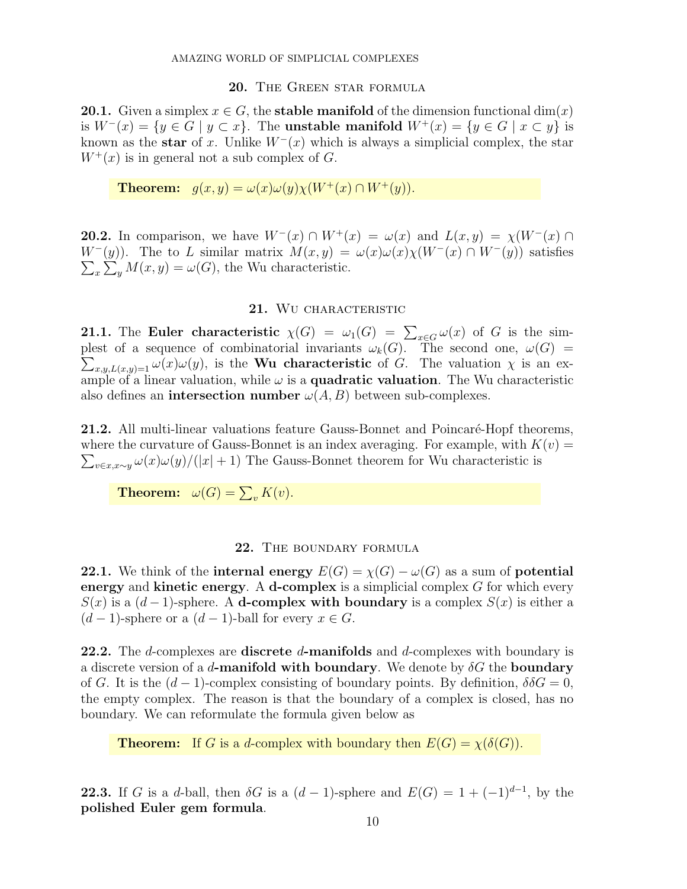## 20. The Green star formula

**20.1.** Given a simplex $x \in G$, the **stable manifold** of the dimension functional $\dim(x)$ is $W^-(x) = \{y \in G \mid y \subset x\}$. The **unstable manifold** $W^+(x) = \{y \in G \mid x \subset y\}$ is known as the **star** of $x$. Unlike $W^-(x)$ which is always a simplicial complex, the star $W^+(x)$ is in general not a sub complex of $G$.

> **Theorem:** $g(x,y) = \omega(x)\omega(y)\chi(W^+(x) \cap W^+(y))$.

**20.2.** In comparison, we have $W^-(x) \cap W^+(x) = \omega(x)$ and $L(x,y) = \chi(W^-(x) \cap W^-(y))$. The to $L$ similar matrix $M(x,y) = \omega(x)\omega(x)\chi(W^-(x) \cap W^-(y))$ satisfies $\sum_x \sum_y M(x,y) = \omega(G)$, the Wu characteristic.

## 21. Wu characteristic

**21.1.** The **Euler characteristic** $\chi(G) = \omega_1(G) = \sum_{x \in G} \omega(x)$ of $G$ is the simplest of a sequence of combinatorial invariants $\omega_k(G)$. The second one, $\omega(G) = \sum_{x,y,L(x,y)=1} \omega(x)\omega(y)$, is the **Wu characteristic** of $G$. The valuation $\chi$ is an example of a linear valuation, while $\omega$ is a **quadratic valuation**. The Wu characteristic also defines an **intersection number** $\omega(A,B)$ between sub-complexes.

**21.2.** All multi-linear valuations feature Gauss-Bonnet and Poincaré-Hopf theorems, where the curvature of Gauss-Bonnet is an index averaging. For example, with $K(v) = \sum_{v \in x, x \sim y} \omega(x)\omega(y)/(|x|+1)$ The Gauss-Bonnet theorem for Wu characteristic is

> **Theorem:** $\omega(G) = \sum_v K(v)$.

## 22. The boundary formula

**22.1.** We think of the **internal energy** $E(G) = \chi(G) - \omega(G)$ as a sum of **potential energy** and **kinetic energy**. A **d-complex** is a simplicial complex $G$ for which every $S(x)$ is a $(d-1)$-sphere. A **d-complex with boundary** is a complex $S(x)$ is either a $(d-1)$-sphere or a $(d-1)$-ball for every $x \in G$.

**22.2.** The $d$-complexes are **discrete** $d$**-manifolds** and $d$-complexes with boundary is a discrete version of a $d$**-manifold with boundary**. We denote by $\delta G$ the **boundary** of $G$. It is the $(d-1)$-complex consisting of boundary points. By definition, $\delta\delta G = 0$, the empty complex. The reason is that the boundary of a complex is closed, has no boundary. We can reformulate the formula given below as

> **Theorem:** If $G$ is a $d$-complex with boundary then $E(G) = \chi(\delta(G))$.

**22.3.** If $G$ is a $d$-ball, then $\delta G$ is a $(d-1)$-sphere and $E(G) = 1 + (-1)^{d-1}$, by the **polished Euler gem formula**.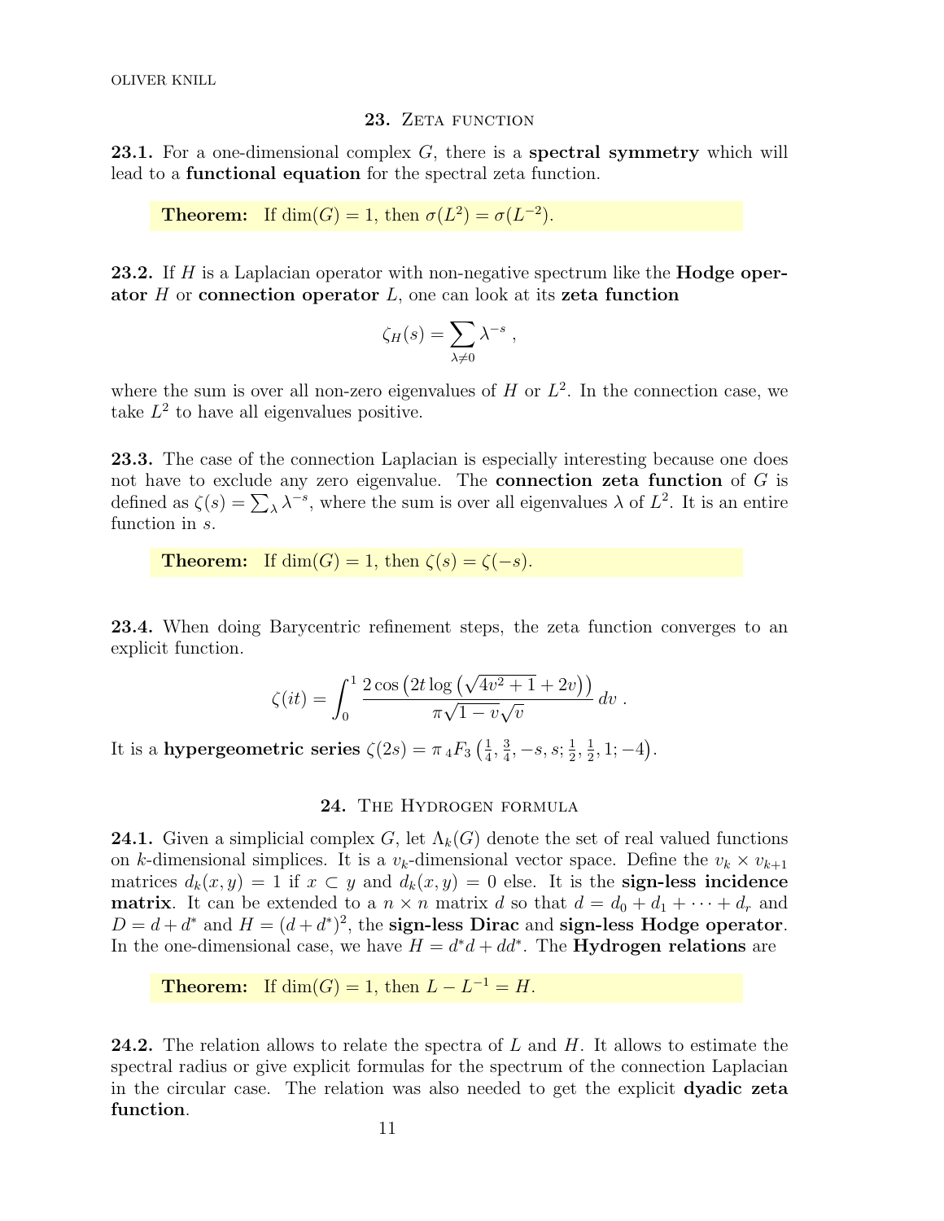## 23. Zeta function

**23.1.** For a one-dimensional complex $G$, there is a **spectral symmetry** which will lead to a **functional equation** for the spectral zeta function.

> **Theorem:** If $\dim(G) = 1$, then $\sigma(L^2) = \sigma(L^{-2})$.

**23.2.** If $H$ is a Laplacian operator with non-negative spectrum like the **Hodge operator** $H$ or **connection operator** $L$, one can look at its **zeta function**

$$\zeta_H(s) = \sum_{\lambda \neq 0} \lambda^{-s} ,$$

where the sum is over all non-zero eigenvalues of $H$ or $L^2$. In the connection case, we take $L^2$ to have all eigenvalues positive.

**23.3.** The case of the connection Laplacian is especially interesting because one does not have to exclude any zero eigenvalue. The **connection zeta function** of $G$ is defined as $\zeta(s) = \sum_\lambda \lambda^{-s}$, where the sum is over all eigenvalues $\lambda$ of $L^2$. It is an entire function in $s$.

> **Theorem:** If $\dim(G) = 1$, then $\zeta(s) = \zeta(-s)$.

**23.4.** When doing Barycentric refinement steps, the zeta function converges to an explicit function.

$$\zeta(it) = \int_0^1 \frac{2\cos\left(2t\log\left(\sqrt{4v^2+1}+2v\right)\right)}{\pi\sqrt{1-v}\sqrt{v}}\, dv .$$

It is a **hypergeometric series** $\zeta(2s) = \pi\, {}_4F_3\left(\frac{1}{4}, \frac{3}{4}, -s, s; \frac{1}{2}, \frac{1}{2}, 1; -4\right)$.

## 24. The Hydrogen formula

**24.1.** Given a simplicial complex $G$, let $\Lambda_k(G)$ denote the set of real valued functions on $k$-dimensional simplices. It is a $v_k$-dimensional vector space. Define the $v_k \times v_{k+1}$ matrices $d_k(x, y) = 1$ if $x \subset y$ and $d_k(x, y) = 0$ else. It is the **sign-less incidence matrix**. It can be extended to a $n \times n$ matrix $d$ so that $d = d_0 + d_1 + \cdots + d_r$ and $D = d + d^*$ and $H = (d + d^*)^2$, the **sign-less Dirac** and **sign-less Hodge operator**. In the one-dimensional case, we have $H = d^*d + dd^*$. The **Hydrogen relations** are

> **Theorem:** If $\dim(G) = 1$, then $L - L^{-1} = H$.

**24.2.** The relation allows to relate the spectra of $L$ and $H$. It allows to estimate the spectral radius or give explicit formulas for the spectrum of the connection Laplacian in the circular case. The relation was also needed to get the explicit **dyadic zeta function**.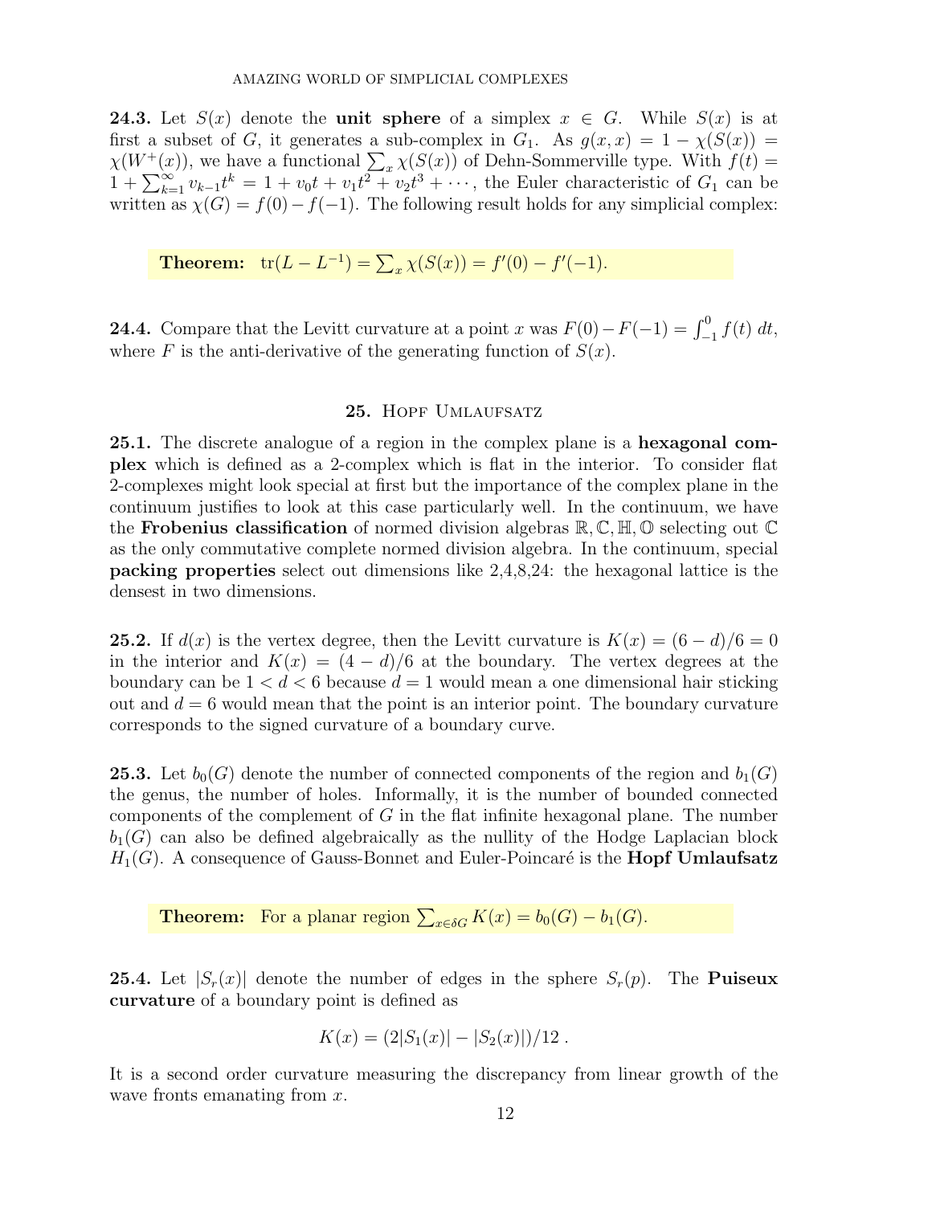**24.3.** Let $S(x)$ denote the **unit sphere** of a simplex $x \in G$. While $S(x)$ is at first a subset of $G$, it generates a sub-complex in $G_1$. As $g(x,x) = 1 - \chi(S(x)) = \chi(W^+(x))$, we have a functional $\sum_x \chi(S(x))$ of Dehn-Sommerville type. With $f(t) = 1 + \sum_{k=1}^{\infty} v_{k-1} t^k = 1 + v_0 t + v_1 t^2 + v_2 t^3 + \cdots$, the Euler characteristic of $G_1$ can be written as $\chi(G) = f(0) - f(-1)$. The following result holds for any simplicial complex:

**Theorem:** $\mathrm{tr}(L - L^{-1}) = \sum_x \chi(S(x)) = f'(0) - f'(-1)$.

**24.4.** Compare that the Levitt curvature at a point $x$ was $F(0) - F(-1) = \int_{-1}^{0} f(t)\, dt$, where $F$ is the anti-derivative of the generating function of $S(x)$.

## 25. Hopf Umlaufsatz

**25.1.** The discrete analogue of a region in the complex plane is a **hexagonal complex** which is defined as a 2-complex which is flat in the interior. To consider flat 2-complexes might look special at first but the importance of the complex plane in the continuum justifies to look at this case particularly well. In the continuum, we have the **Frobenius classification** of normed division algebras $\mathbb{R}, \mathbb{C}, \mathbb{H}, \mathbb{O}$ selecting out $\mathbb{C}$ as the only commutative complete normed division algebra. In the continuum, special **packing properties** select out dimensions like 2,4,8,24: the hexagonal lattice is the densest in two dimensions.

**25.2.** If $d(x)$ is the vertex degree, then the Levitt curvature is $K(x) = (6-d)/6 = 0$ in the interior and $K(x) = (4-d)/6$ at the boundary. The vertex degrees at the boundary can be $1 < d < 6$ because $d = 1$ would mean a one dimensional hair sticking out and $d = 6$ would mean that the point is an interior point. The boundary curvature corresponds to the signed curvature of a boundary curve.

**25.3.** Let $b_0(G)$ denote the number of connected components of the region and $b_1(G)$ the genus, the number of holes. Informally, it is the number of bounded connected components of the complement of $G$ in the flat infinite hexagonal plane. The number $b_1(G)$ can also be defined algebraically as the nullity of the Hodge Laplacian block $H_1(G)$. A consequence of Gauss-Bonnet and Euler-Poincaré is the **Hopf Umlaufsatz**

**Theorem:** For a planar region $\sum_{x \in \delta G} K(x) = b_0(G) - b_1(G)$.

**25.4.** Let $|S_r(x)|$ denote the number of edges in the sphere $S_r(p)$. The **Puiseux curvature** of a boundary point is defined as

$$K(x) = (2|S_1(x)| - |S_2(x)|)/12 \, .$$

It is a second order curvature measuring the discrepancy from linear growth of the wave fronts emanating from $x$.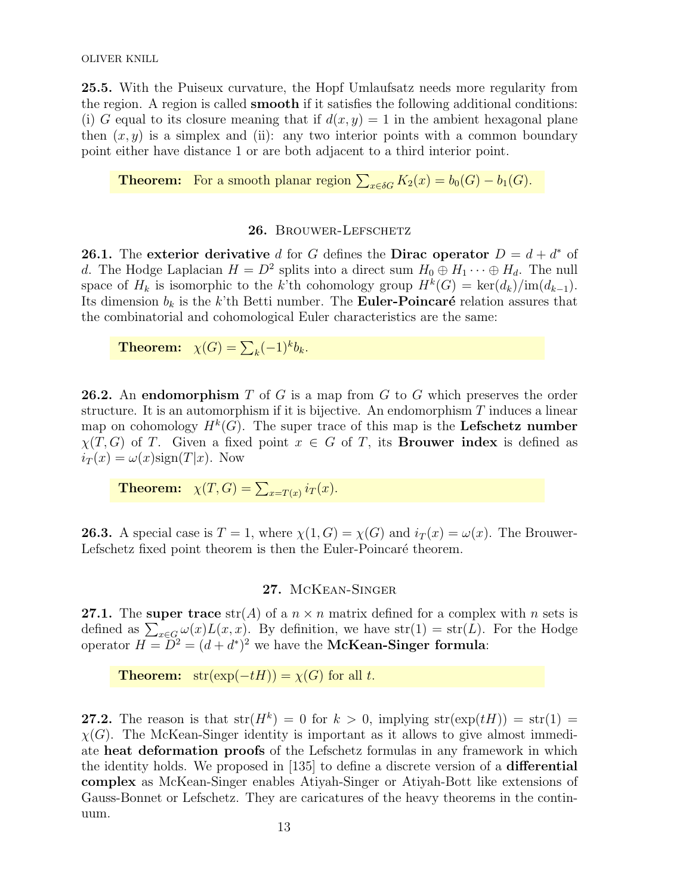**25.5.** With the Puiseux curvature, the Hopf Umlaufsatz needs more regularity from the region. A region is called **smooth** if it satisfies the following additional conditions: (i) $G$ equal to its closure meaning that if $d(x,y) = 1$ in the ambient hexagonal plane then $(x,y)$ is a simplex and (ii): any two interior points with a common boundary point either have distance 1 or are both adjacent to a third interior point.

> **Theorem:** For a smooth planar region $\sum_{x \in \delta G} K_2(x) = b_0(G) - b_1(G)$.

## 26. Brouwer-Lefschetz

**26.1.** The **exterior derivative** $d$ for $G$ defines the **Dirac operator** $D = d + d^*$ of $d$. The Hodge Laplacian $H = D^2$ splits into a direct sum $H_0 \oplus H_1 \cdots \oplus H_d$. The null space of $H_k$ is isomorphic to the $k$'th cohomology group $H^k(G) = \ker(d_k)/\mathrm{im}(d_{k-1})$. Its dimension $b_k$ is the $k$'th Betti number. The **Euler-Poincaré** relation assures that the combinatorial and cohomological Euler characteristics are the same:

> **Theorem:** $\chi(G) = \sum_k (-1)^k b_k$.

**26.2.** An **endomorphism** $T$ of $G$ is a map from $G$ to $G$ which preserves the order structure. It is an automorphism if it is bijective. An endomorphism $T$ induces a linear map on cohomology $H^k(G)$. The super trace of this map is the **Lefschetz number** $\chi(T,G)$ of $T$. Given a fixed point $x \in G$ of $T$, its **Brouwer index** is defined as $i_T(x) = \omega(x)\mathrm{sign}(T|x)$. Now

> **Theorem:** $\chi(T,G) = \sum_{x=T(x)} i_T(x)$.

**26.3.** A special case is $T = 1$, where $\chi(1,G) = \chi(G)$ and $i_T(x) = \omega(x)$. The Brouwer-Lefschetz fixed point theorem is then the Euler-Poincaré theorem.

## 27. McKean-Singer

**27.1.** The **super trace** $\mathrm{str}(A)$ of a $n \times n$ matrix defined for a complex with $n$ sets is defined as $\sum_{x \in G} \omega(x) L(x,x)$. By definition, we have $\mathrm{str}(1) = \mathrm{str}(L)$. For the Hodge operator $H = D^2 = (d + d^*)^2$ we have the **McKean-Singer formula**:

> **Theorem:** $\mathrm{str}(\exp(-tH)) = \chi(G)$ for all $t$.

**27.2.** The reason is that $\mathrm{str}(H^k) = 0$ for $k > 0$, implying $\mathrm{str}(\exp(tH)) = \mathrm{str}(1) = \chi(G)$. The McKean-Singer identity is important as it allows to give almost immediate **heat deformation proofs** of the Lefschetz formulas in any framework in which the identity holds. We proposed in [135] to define a discrete version of a **differential complex** as McKean-Singer enables Atiyah-Singer or Atiyah-Bott like extensions of Gauss-Bonnet or Lefschetz. They are caricatures of the heavy theorems in the continuum.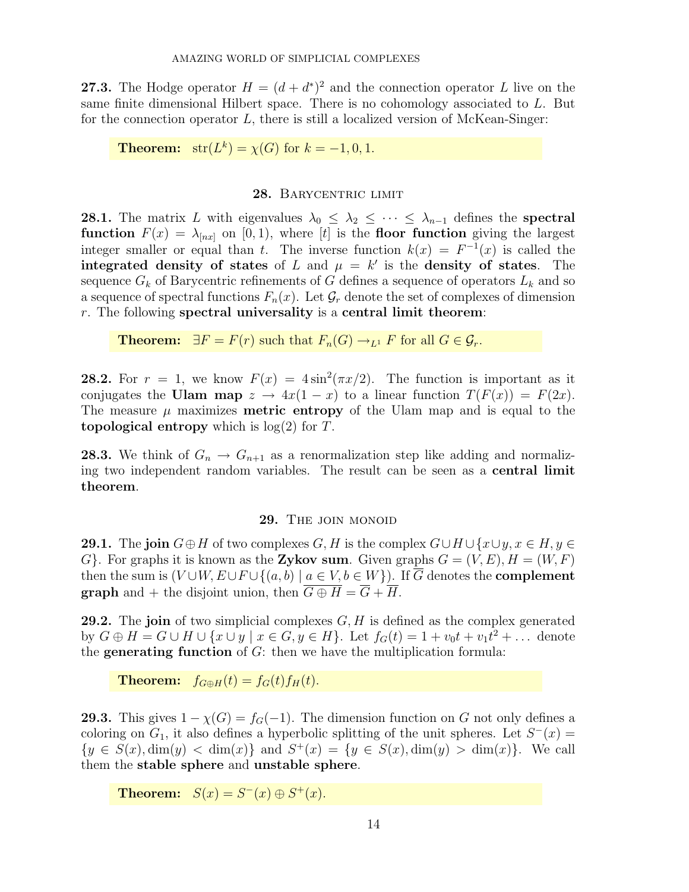**27.3.** The Hodge operator $H = (d + d^*)^2$ and the connection operator $L$ live on the same finite dimensional Hilbert space. There is no cohomology associated to $L$. But for the connection operator $L$, there is still a localized version of McKean-Singer:

> **Theorem:** $\text{str}(L^k) = \chi(G)$ for $k = -1, 0, 1$.

## 28. Barycentric limit

**28.1.** The matrix $L$ with eigenvalues $\lambda_0 \leq \lambda_2 \leq \cdots \leq \lambda_{n-1}$ defines the **spectral function** $F(x) = \lambda_{[nx]}$ on $[0, 1)$, where $[t]$ is the **floor function** giving the largest integer smaller or equal than $t$. The inverse function $k(x) = F^{-1}(x)$ is called the **integrated density of states** of $L$ and $\mu = k'$ is the **density of states**. The sequence $G_k$ of Barycentric refinements of $G$ defines a sequence of operators $L_k$ and so a sequence of spectral functions $F_n(x)$. Let $\mathcal{G}_r$ denote the set of complexes of dimension $r$. The following **spectral universality** is a **central limit theorem**:

> **Theorem:** $\exists F = F(r)$ such that $F_n(G) \to_{L^1} F$ for all $G \in \mathcal{G}_r$.

**28.2.** For $r = 1$, we know $F(x) = 4\sin^2(\pi x/2)$. The function is important as it conjugates the **Ulam map** $z \to 4x(1 - x)$ to a linear function $T(F(x)) = F(2x)$. The measure $\mu$ maximizes **metric entropy** of the Ulam map and is equal to the **topological entropy** which is $\log(2)$ for $T$.

**28.3.** We think of $G_n \to G_{n+1}$ as a renormalization step like adding and normalizing two independent random variables. The result can be seen as a **central limit theorem**.

## 29. The join monoid

**29.1.** The **join** $G \oplus H$ of two complexes $G, H$ is the complex $G \cup H \cup \{x \cup y, x \in H, y \in G\}$. For graphs it is known as the **Zykov sum**. Given graphs $G = (V, E), H = (W, F)$ then the sum is $(V \cup W, E \cup F \cup \{(a, b) \mid a \in V, b \in W\})$. If $\overline{G}$ denotes the **complement graph** and $+$ the disjoint union, then $\overline{G \oplus H} = \overline{G} + \overline{H}$.

**29.2.** The **join** of two simplicial complexes $G, H$ is defined as the complex generated by $G \oplus H = G \cup H \cup \{x \cup y \mid x \in G, y \in H\}$. Let $f_G(t) = 1 + v_0 t + v_1 t^2 + \ldots$ denote the **generating function** of $G$: then we have the multiplication formula:

> **Theorem:** $f_{G \oplus H}(t) = f_G(t) f_H(t)$.

**29.3.** This gives $1 - \chi(G) = f_G(-1)$. The dimension function on $G$ not only defines a coloring on $G_1$, it also defines a hyperbolic splitting of the unit spheres. Let $S^-(x) = \{y \in S(x), \dim(y) < \dim(x)\}$ and $S^+(x) = \{y \in S(x), \dim(y) > \dim(x)\}$. We call them the **stable sphere** and **unstable sphere**.

> **Theorem:** $S(x) = S^-(x) \oplus S^+(x)$.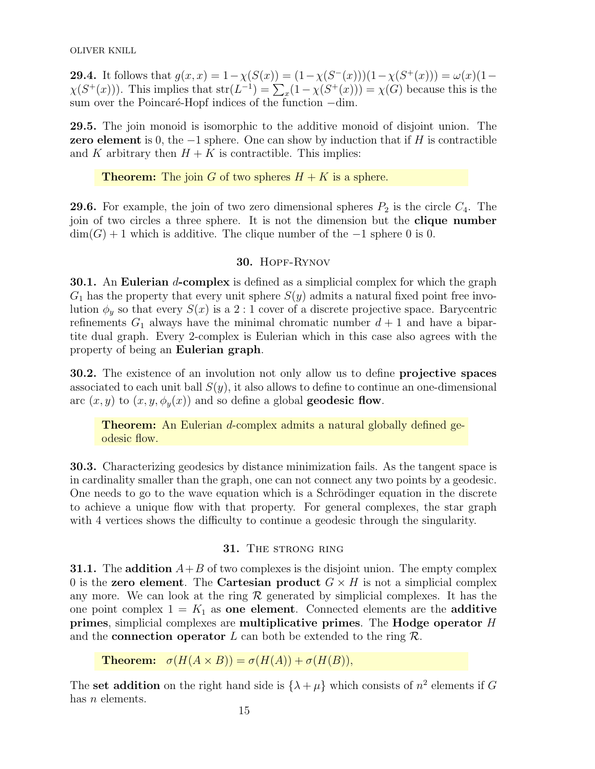**29.4.** It follows that $g(x,x) = 1-\chi(S(x)) = (1-\chi(S^-(x)))(1-\chi(S^+(x))) = \omega(x)(1-\chi(S^+(x)))$. This implies that $\mathrm{str}(L^{-1}) = \sum_x (1-\chi(S^+(x))) = \chi(G)$ because this is the sum over the Poincaré-Hopf indices of the function $-\mathrm{dim}$.

**29.5.** The join monoid is isomorphic to the additive monoid of disjoint union. The **zero element** is 0, the $-1$ sphere. One can show by induction that if $H$ is contractible and $K$ arbitrary then $H+K$ is contractible. This implies:

> **Theorem:** The join $G$ of two spheres $H+K$ is a sphere.

**29.6.** For example, the join of two zero dimensional spheres $P_2$ is the circle $C_4$. The join of two circles a three sphere. It is not the dimension but the **clique number** $\dim(G)+1$ which is additive. The clique number of the $-1$ sphere 0 is 0.

## 30. Hopf-Rynov

**30.1.** An **Eulerian** $d$**-complex** is defined as a simplicial complex for which the graph $G_1$ has the property that every unit sphere $S(y)$ admits a natural fixed point free involution $\phi_y$ so that every $S(x)$ is a $2:1$ cover of a discrete projective space. Barycentric refinements $G_1$ always have the minimal chromatic number $d+1$ and have a bipartite dual graph. Every 2-complex is Eulerian which in this case also agrees with the property of being an **Eulerian graph**.

**30.2.** The existence of an involution not only allow us to define **projective spaces** associated to each unit ball $S(y)$, it also allows to define to continue an one-dimensional arc $(x,y)$ to $(x,y,\phi_y(x))$ and so define a global **geodesic flow**.

> **Theorem:** An Eulerian $d$-complex admits a natural globally defined geodesic flow.

**30.3.** Characterizing geodesics by distance minimization fails. As the tangent space is in cardinality smaller than the graph, one can not connect any two points by a geodesic. One needs to go to the wave equation which is a Schrödinger equation in the discrete to achieve a unique flow with that property. For general complexes, the star graph with 4 vertices shows the difficulty to continue a geodesic through the singularity.

## 31. The strong ring

**31.1.** The **addition** $A+B$ of two complexes is the disjoint union. The empty complex 0 is the **zero element**. The **Cartesian product** $G \times H$ is not a simplicial complex any more. We can look at the ring $\mathcal{R}$ generated by simplicial complexes. It has the one point complex $1 = K_1$ as **one element**. Connected elements are the **additive primes**, simplicial complexes are **multiplicative primes**. The **Hodge operator** $H$ and the **connection operator** $L$ can both be extended to the ring $\mathcal{R}$.

> **Theorem:** $\sigma(H(A \times B)) = \sigma(H(A)) + \sigma(H(B))$,

The **set addition** on the right hand side is $\{\lambda + \mu\}$ which consists of $n^2$ elements if $G$ has $n$ elements.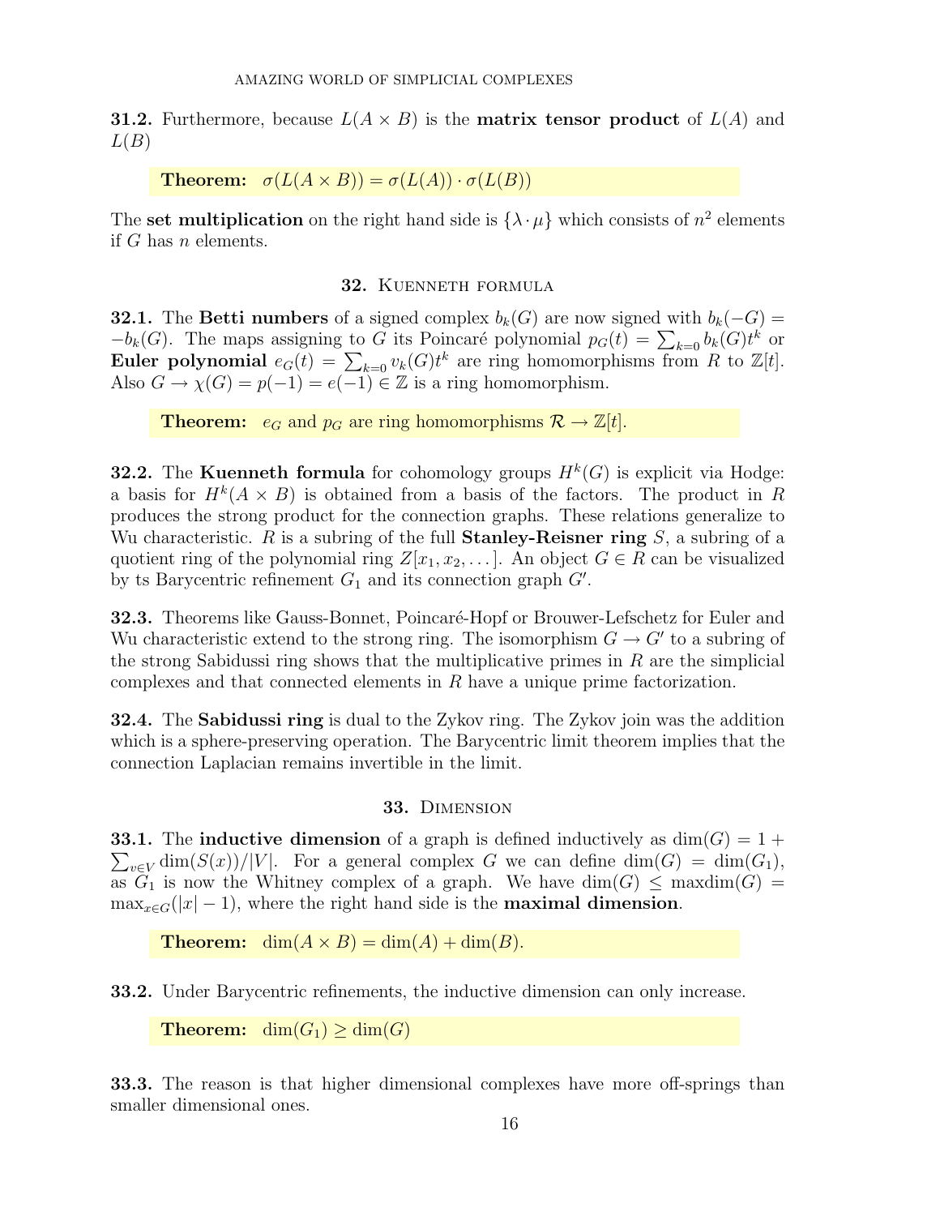**31.2.** Furthermore, because $L(A \times B)$ is the **matrix tensor product** of $L(A)$ and $L(B)$

**Theorem:** $\sigma(L(A \times B)) = \sigma(L(A)) \cdot \sigma(L(B))$

The **set multiplication** on the right hand side is $\{\lambda \cdot \mu\}$ which consists of $n^2$ elements if $G$ has $n$ elements.

## 32. Kuenneth formula

**32.1.** The **Betti numbers** of a signed complex $b_k(G)$ are now signed with $b_k(-G) = -b_k(G)$. The maps assigning to $G$ its Poincaré polynomial $p_G(t) = \sum_{k=0} b_k(G)t^k$ or **Euler polynomial** $e_G(t) = \sum_{k=0} v_k(G)t^k$ are ring homomorphisms from $R$ to $\mathbb{Z}[t]$. Also $G \to \chi(G) = p(-1) = e(-1) \in \mathbb{Z}$ is a ring homomorphism.

**Theorem:** $e_G$ and $p_G$ are ring homomorphisms $\mathcal{R} \to \mathbb{Z}[t]$.

**32.2.** The **Kuenneth formula** for cohomology groups $H^k(G)$ is explicit via Hodge: a basis for $H^k(A \times B)$ is obtained from a basis of the factors. The product in $R$ produces the strong product for the connection graphs. These relations generalize to Wu characteristic. $R$ is a subring of the full **Stanley-Reisner ring** $S$, a subring of a quotient ring of the polynomial ring $Z[x_1, x_2, \dots]$. An object $G \in R$ can be visualized by ts Barycentric refinement $G_1$ and its connection graph $G'$.

**32.3.** Theorems like Gauss-Bonnet, Poincaré-Hopf or Brouwer-Lefschetz for Euler and Wu characteristic extend to the strong ring. The isomorphism $G \to G'$ to a subring of the strong Sabidussi ring shows that the multiplicative primes in $R$ are the simplicial complexes and that connected elements in $R$ have a unique prime factorization.

**32.4.** The **Sabidussi ring** is dual to the Zykov ring. The Zykov join was the addition which is a sphere-preserving operation. The Barycentric limit theorem implies that the connection Laplacian remains invertible in the limit.

## 33. Dimension

**33.1.** The **inductive dimension** of a graph is defined inductively as $\dim(G) = 1 + \sum_{v \in V} \dim(S(x))/|V|$. For a general complex $G$ we can define $\dim(G) = \dim(G_1)$, as $G_1$ is now the Whitney complex of a graph. We have $\dim(G) \leq \text{maxdim}(G) = \max_{x \in G}(|x| - 1)$, where the right hand side is the **maximal dimension**.

**Theorem:** $\dim(A \times B) = \dim(A) + \dim(B)$.

**33.2.** Under Barycentric refinements, the inductive dimension can only increase.

**Theorem:** $\dim(G_1) \geq \dim(G)$

**33.3.** The reason is that higher dimensional complexes have more off-springs than smaller dimensional ones.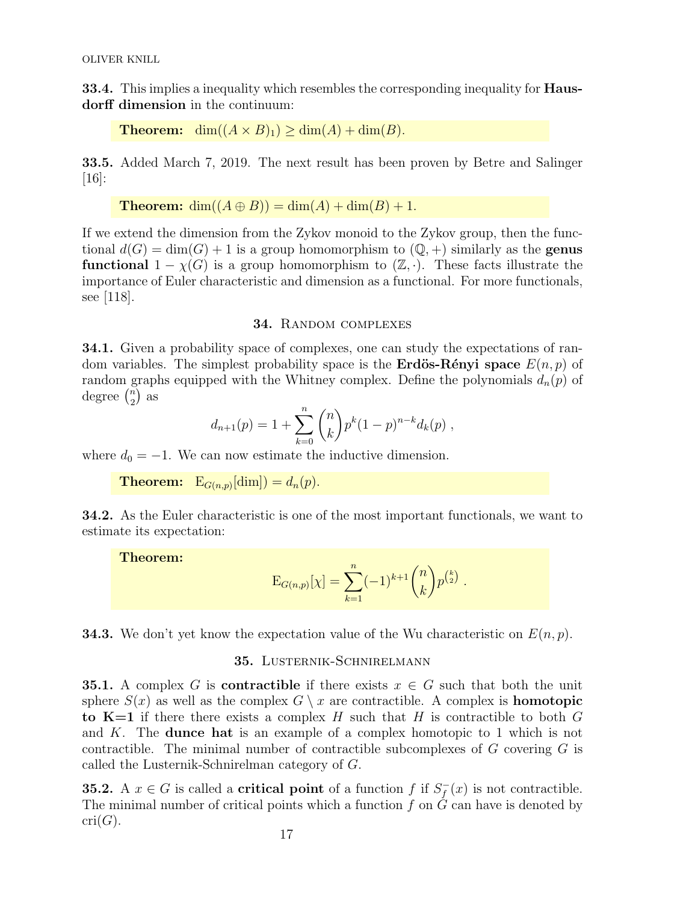**33.4.** This implies a inequality which resembles the corresponding inequality for **Hausdorff dimension** in the continuum:

> **Theorem:** $\dim((A \times B)_1) \geq \dim(A) + \dim(B)$.

**33.5.** Added March 7, 2019. The next result has been proven by Betre and Salinger [16]:

> **Theorem:** $\dim((A \oplus B)) = \dim(A) + \dim(B) + 1$.

If we extend the dimension from the Zykov monoid to the Zykov group, then the functional $d(G) = \dim(G) + 1$ is a group homomorphism to $(\mathbb{Q}, +)$ similarly as the **genus functional** $1 - \chi(G)$ is a group homomorphism to $(\mathbb{Z}, \cdot)$. These facts illustrate the importance of Euler characteristic and dimension as a functional. For more functionals, see [118].

## 34. Random complexes

**34.1.** Given a probability space of complexes, one can study the expectations of random variables. The simplest probability space is the **Erdös-Rényi space** $E(n, p)$ of random graphs equipped with the Whitney complex. Define the polynomials $d_n(p)$ of degree $\binom{n}{2}$ as

$$d_{n+1}(p) = 1 + \sum_{k=0}^{n} \binom{n}{k} p^k (1-p)^{n-k} d_k(p) ,$$

where $d_0 = -1$. We can now estimate the inductive dimension.

> **Theorem:** $\mathrm{E}_{G(n,p)}[\dim]) = d_n(p)$.

**34.2.** As the Euler characteristic is one of the most important functionals, we want to estimate its expectation:

> **Theorem:**
> $$\mathrm{E}_{G(n,p)}[\chi] = \sum_{k=1}^{n} (-1)^{k+1} \binom{n}{k} p^{\binom{k}{2}} .$$

**34.3.** We don't yet know the expectation value of the Wu characteristic on $E(n, p)$.

## 35. Lusternik-Schnirelmann

**35.1.** A complex $G$ is **contractible** if there exists $x \in G$ such that both the unit sphere $S(x)$ as well as the complex $G \setminus x$ are contractible. A complex is **homotopic to K=1** if there there exists a complex $H$ such that $H$ is contractible to both $G$ and $K$. The **dunce hat** is an example of a complex homotopic to 1 which is not contractible. The minimal number of contractible subcomplexes of $G$ covering $G$ is called the Lusternik-Schnirelman category of $G$.

**35.2.** A $x \in G$ is called a **critical point** of a function $f$ if $S_f^-(x)$ is not contractible. The minimal number of critical points which a function $f$ on $G$ can have is denoted by $\mathrm{cri}(G)$.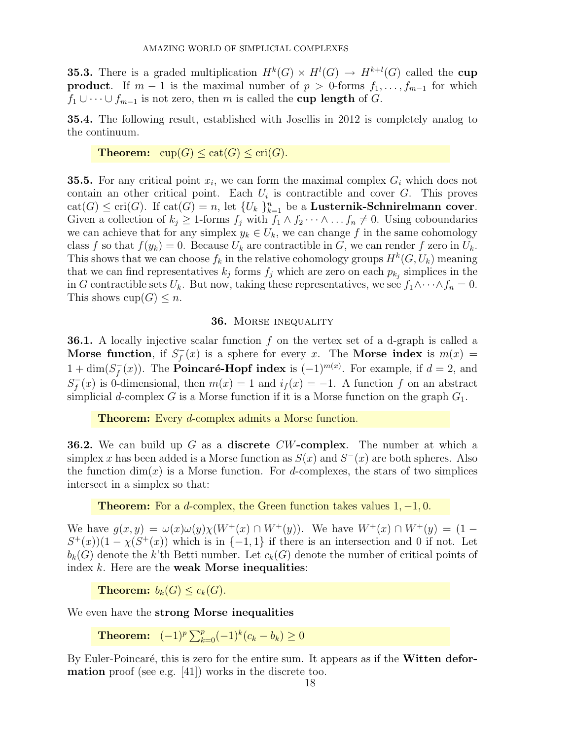**35.3.** There is a graded multiplication $H^k(G) \times H^l(G) \to H^{k+l}(G)$ called the **cup product**. If $m-1$ is the maximal number of $p > 0$-forms $f_1, \dots, f_{m-1}$ for which $f_1 \cup \dots \cup f_{m-1}$ is not zero, then $m$ is called the **cup length** of $G$.

**35.4.** The following result, established with Josellis in 2012 is completely analog to the continuum.

> **Theorem:** $\text{cup}(G) \leq \text{cat}(G) \leq \text{cri}(G)$.

**35.5.** For any critical point $x_i$, we can form the maximal complex $G_i$ which does not contain an other critical point. Each $U_i$ is contractible and cover $G$. This proves $\text{cat}(G) \leq \text{cri}(G)$. If $\text{cat}(G) = n$, let $\{U_k\}_{k=1}^n$ be a **Lusternik-Schnirelmann cover**. Given a collection of $k_j \geq 1$-forms $f_j$ with $f_1 \wedge f_2 \dots \wedge \dots f_n \neq 0$. Using coboundaries we can achieve that for any simplex $y_k \in U_k$, we can change $f$ in the same cohomology class $f$ so that $f(y_k) = 0$. Because $U_k$ are contractible in $G$, we can render $f$ zero in $U_k$. This shows that we can choose $f_k$ in the relative cohomology groups $H^k(G, U_k)$ meaning that we can find representatives $k_j$ forms $f_j$ which are zero on each $p_{k_j}$ simplices in the in $G$ contractible sets $U_k$. But now, taking these representatives, we see $f_1 \wedge \dots \wedge f_n = 0$. This shows $\text{cup}(G) \leq n$.

## 36. Morse inequality

**36.1.** A locally injective scalar function $f$ on the vertex set of a d-graph is called a **Morse function**, if $S_f^-(x)$ is a sphere for every $x$. The **Morse index** is $m(x) = 1 + \dim(S_f^-(x))$. The **Poincaré-Hopf index** is $(-1)^{m(x)}$. For example, if $d = 2$, and $S_f^-(x)$ is 0-dimensional, then $m(x) = 1$ and $i_f(x) = -1$. A function $f$ on an abstract simplicial $d$-complex $G$ is a Morse function if it is a Morse function on the graph $G_1$.

> **Theorem:** Every $d$-complex admits a Morse function.

**36.2.** We can build up $G$ as a **discrete** $CW$**-complex**. The number at which a simplex $x$ has been added is a Morse function as $S(x)$ and $S^-(x)$ are both spheres. Also the function $\dim(x)$ is a Morse function. For $d$-complexes, the stars of two simplices intersect in a simplex so that:

> **Theorem:** For a $d$-complex, the Green function takes values $1, -1, 0$.

We have $g(x,y) = \omega(x)\omega(y)\chi(W^+(x) \cap W^+(y))$. We have $W^+(x) \cap W^+(y) = (1 - S^+(x))(1 - \chi(S^+(x))$ which is in $\{-1, 1\}$ if there is an intersection and 0 if not. Let $b_k(G)$ denote the $k$'th Betti number. Let $c_k(G)$ denote the number of critical points of index $k$. Here are the **weak Morse inequalities**:

> **Theorem:** $b_k(G) \leq c_k(G)$.

We even have the **strong Morse inequalities**

> **Theorem:** $(-1)^p \sum_{k=0}^p (-1)^k (c_k - b_k) \geq 0$

By Euler-Poincaré, this is zero for the entire sum. It appears as if the **Witten deformation** proof (see e.g. [41]) works in the discrete too.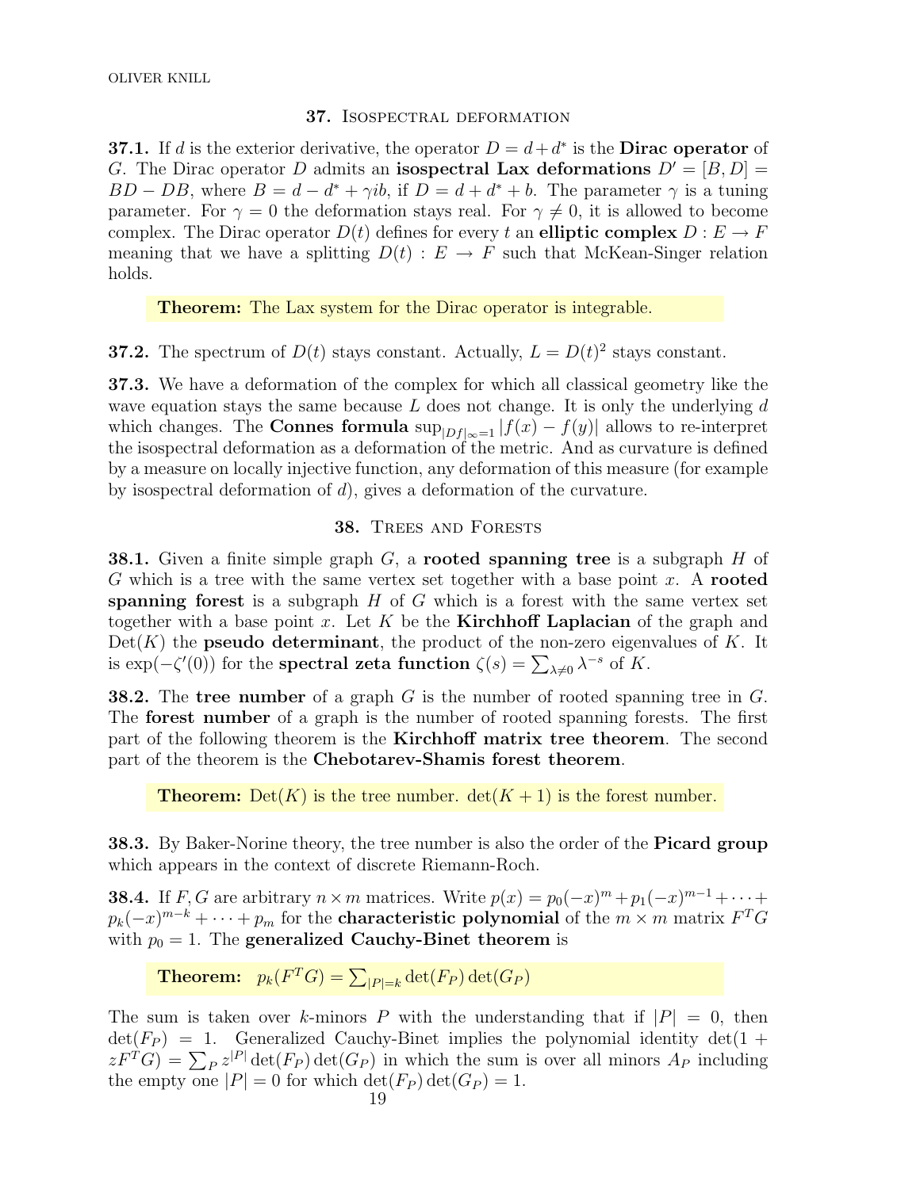## 37. Isospectral deformation

**37.1.** If $d$ is the exterior derivative, the operator $D = d + d^*$ is the **Dirac operator** of $G$. The Dirac operator $D$ admits an **isospectral Lax deformations** $D' = [B, D] = BD - DB$, where $B = d - d^* + \gamma ib$, if $D = d + d^* + b$. The parameter $\gamma$ is a tuning parameter. For $\gamma = 0$ the deformation stays real. For $\gamma \neq 0$, it is allowed to become complex. The Dirac operator $D(t)$ defines for every $t$ an **elliptic complex** $D : E \to F$ meaning that we have a splitting $D(t) : E \to F$ such that McKean-Singer relation holds.

**Theorem:** The Lax system for the Dirac operator is integrable.

**37.2.** The spectrum of $D(t)$ stays constant. Actually, $L = D(t)^2$ stays constant.

**37.3.** We have a deformation of the complex for which all classical geometry like the wave equation stays the same because $L$ does not change. It is only the underlying $d$ which changes. The **Connes formula** $\sup_{|Df|_\infty = 1} |f(x) - f(y)|$ allows to re-interpret the isospectral deformation as a deformation of the metric. And as curvature is defined by a measure on locally injective function, any deformation of this measure (for example by isospectral deformation of $d$), gives a deformation of the curvature.

## 38. Trees and Forests

**38.1.** Given a finite simple graph $G$, a **rooted spanning tree** is a subgraph $H$ of $G$ which is a tree with the same vertex set together with a base point $x$. A **rooted spanning forest** is a subgraph $H$ of $G$ which is a forest with the same vertex set together with a base point $x$. Let $K$ be the **Kirchhoff Laplacian** of the graph and $\mathrm{Det}(K)$ the **pseudo determinant**, the product of the non-zero eigenvalues of $K$. It is $\exp(-\zeta'(0))$ for the **spectral zeta function** $\zeta(s) = \sum_{\lambda \neq 0} \lambda^{-s}$ of $K$.

**38.2.** The **tree number** of a graph $G$ is the number of rooted spanning tree in $G$. The **forest number** of a graph is the number of rooted spanning forests. The first part of the following theorem is the **Kirchhoff matrix tree theorem**. The second part of the theorem is the **Chebotarev-Shamis forest theorem**.

**Theorem:** $\mathrm{Det}(K)$ is the tree number. $\det(K + 1)$ is the forest number.

**38.3.** By Baker-Norine theory, the tree number is also the order of the **Picard group** which appears in the context of discrete Riemann-Roch.

**38.4.** If $F, G$ are arbitrary $n \times m$ matrices. Write $p(x) = p_0(-x)^m + p_1(-x)^{m-1} + \cdots + p_k(-x)^{m-k} + \cdots + p_m$ for the **characteristic polynomial** of the $m \times m$ matrix $F^T G$ with $p_0 = 1$. The **generalized Cauchy-Binet theorem** is

**Theorem:** $p_k(F^T G) = \sum_{|P|=k} \det(F_P) \det(G_P)$

The sum is taken over $k$-minors $P$ with the understanding that if $|P| = 0$, then $\det(F_P) = 1$. Generalized Cauchy-Binet implies the polynomial identity $\det(1 + zF^T G) = \sum_P z^{|P|} \det(F_P) \det(G_P)$ in which the sum is over all minors $A_P$ including the empty one $|P| = 0$ for which $\det(F_P) \det(G_P) = 1$.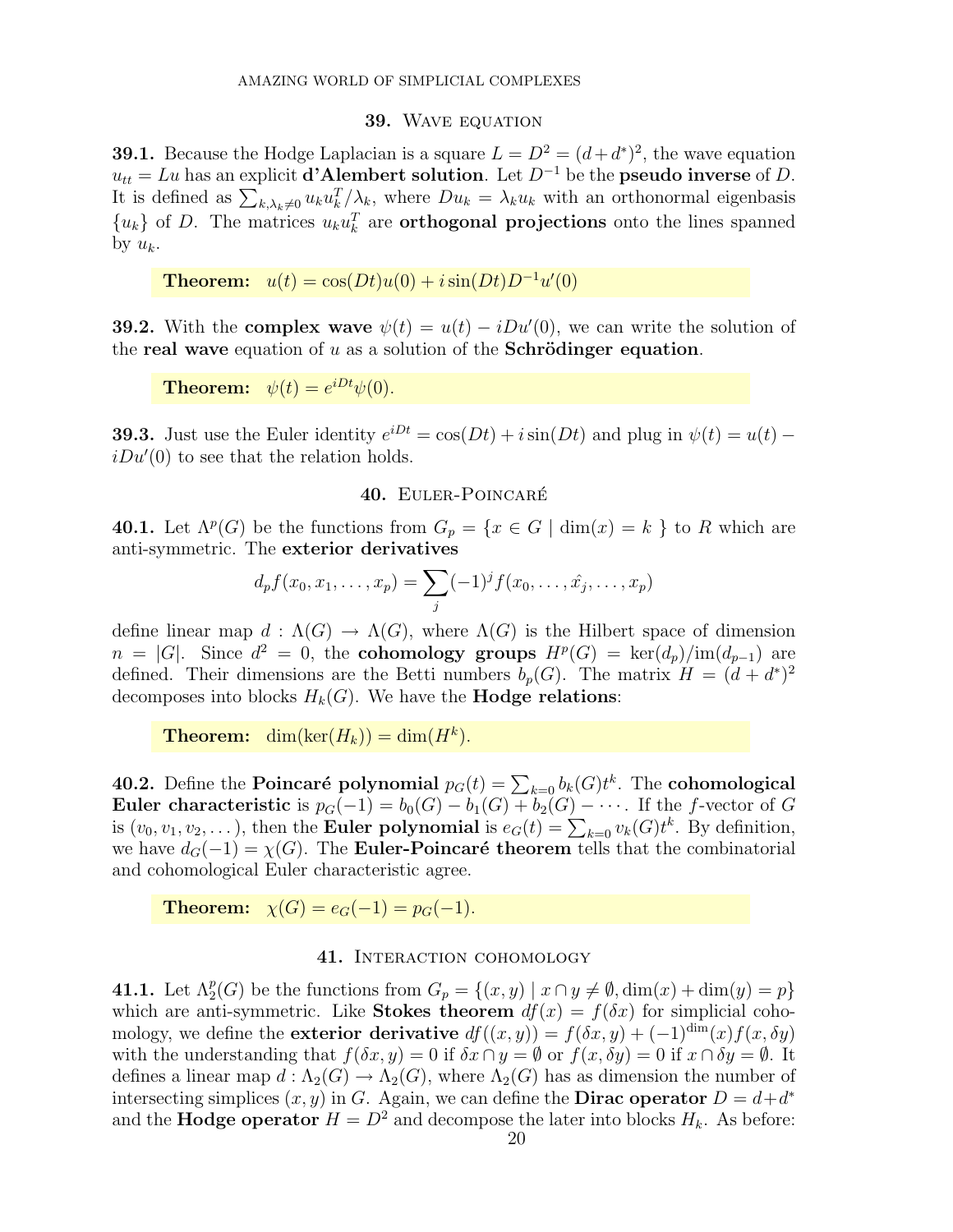## 39. Wave equation

**39.1.** Because the Hodge Laplacian is a square $L = D^2 = (d+d^*)^2$, the wave equation $u_{tt} = Lu$ has an explicit **d'Alembert solution**. Let $D^{-1}$ be the **pseudo inverse** of $D$. It is defined as $\sum_{k,\lambda_k \neq 0} u_k u_k^T/\lambda_k$, where $Du_k = \lambda_k u_k$ with an orthonormal eigenbasis $\{u_k\}$ of $D$. The matrices $u_k u_k^T$ are **orthogonal projections** onto the lines spanned by $u_k$.

> **Theorem:** $u(t) = \cos(Dt)u(0) + i\sin(Dt)D^{-1}u'(0)$

**39.2.** With the **complex wave** $\psi(t) = u(t) - iDu'(0)$, we can write the solution of the **real wave** equation of $u$ as a solution of the **Schrödinger equation**.

> **Theorem:** $\psi(t) = e^{iDt}\psi(0)$.

**39.3.** Just use the Euler identity $e^{iDt} = \cos(Dt) + i\sin(Dt)$ and plug in $\psi(t) = u(t) - iDu'(0)$ to see that the relation holds.

## 40. Euler-Poincaré

**40.1.** Let $\Lambda^p(G)$ be the functions from $G_p = \{x \in G \mid \dim(x) = k\}$ to $R$ which are anti-symmetric. The **exterior derivatives**

$$d_p f(x_0, x_1, \dots, x_p) = \sum_j (-1)^j f(x_0, \dots, \hat{x_j}, \dots, x_p)$$

define linear map $d : \Lambda(G) \to \Lambda(G)$, where $\Lambda(G)$ is the Hilbert space of dimension $n = |G|$. Since $d^2 = 0$, the **cohomology groups** $H^p(G) = \ker(d_p)/\mathrm{im}(d_{p-1})$ are defined. Their dimensions are the Betti numbers $b_p(G)$. The matrix $H = (d+d^*)^2$ decomposes into blocks $H_k(G)$. We have the **Hodge relations**:

> **Theorem:** $\dim(\ker(H_k)) = \dim(H^k)$.

**40.2.** Define the **Poincaré polynomial** $p_G(t) = \sum_{k=0} b_k(G)t^k$. The **cohomological Euler characteristic** is $p_G(-1) = b_0(G) - b_1(G) + b_2(G) - \cdots$. If the $f$-vector of $G$ is $(v_0, v_1, v_2, \dots)$, then the **Euler polynomial** is $e_G(t) = \sum_{k=0} v_k(G)t^k$. By definition, we have $d_G(-1) = \chi(G)$. The **Euler-Poincaré theorem** tells that the combinatorial and cohomological Euler characteristic agree.

> **Theorem:** $\chi(G) = e_G(-1) = p_G(-1)$.

## 41. Interaction cohomology

**41.1.** Let $\Lambda_2^p(G)$ be the functions from $G_p = \{(x,y) \mid x \cap y \neq \emptyset, \dim(x) + \dim(y) = p\}$ which are anti-symmetric. Like **Stokes theorem** $df(x) = f(\delta x)$ for simplicial cohomology, we define the **exterior derivative** $df((x,y)) = f(\delta x, y) + (-1)^{\dim}(x) f(x, \delta y)$ with the understanding that $f(\delta x, y) = 0$ if $\delta x \cap y = \emptyset$ or $f(x, \delta y) = 0$ if $x \cap \delta y = \emptyset$. It defines a linear map $d : \Lambda_2(G) \to \Lambda_2(G)$, where $\Lambda_2(G)$ has as dimension the number of intersecting simplices $(x,y)$ in $G$. Again, we can define the **Dirac operator** $D = d + d^*$ and the **Hodge operator** $H = D^2$ and decompose the later into blocks $H_k$. As before: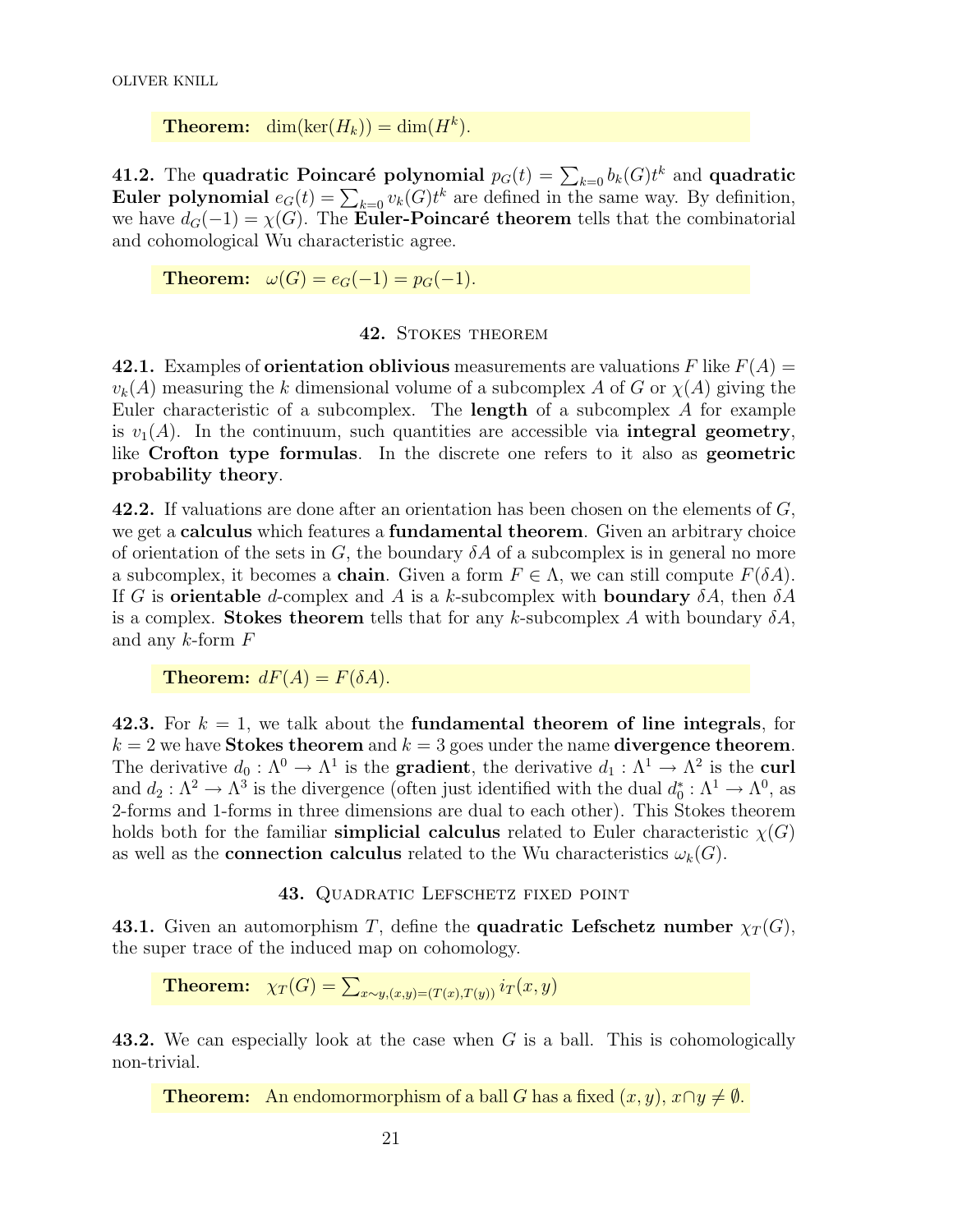**Theorem:** $\dim(\ker(H_k)) = \dim(H^k)$.

**41.2.** The **quadratic Poincaré polynomial** $p_G(t) = \sum_{k=0} b_k(G)t^k$ and **quadratic Euler polynomial** $e_G(t) = \sum_{k=0} v_k(G)t^k$ are defined in the same way. By definition, we have $d_G(-1) = \chi(G)$. The **Euler-Poincaré theorem** tells that the combinatorial and cohomological Wu characteristic agree.

**Theorem:** $\omega(G) = e_G(-1) = p_G(-1)$.

## 42. Stokes theorem

**42.1.** Examples of **orientation oblivious** measurements are valuations $F$ like $F(A) = v_k(A)$ measuring the $k$ dimensional volume of a subcomplex $A$ of $G$ or $\chi(A)$ giving the Euler characteristic of a subcomplex. The **length** of a subcomplex $A$ for example is $v_1(A)$. In the continuum, such quantities are accessible via **integral geometry**, like **Crofton type formulas**. In the discrete one refers to it also as **geometric probability theory**.

**42.2.** If valuations are done after an orientation has been chosen on the elements of $G$, we get a **calculus** which features a **fundamental theorem**. Given an arbitrary choice of orientation of the sets in $G$, the boundary $\delta A$ of a subcomplex is in general no more a subcomplex, it becomes a **chain**. Given a form $F \in \Lambda$, we can still compute $F(\delta A)$. If $G$ is **orientable** $d$-complex and $A$ is a $k$-subcomplex with **boundary** $\delta A$, then $\delta A$ is a complex. **Stokes theorem** tells that for any $k$-subcomplex $A$ with boundary $\delta A$, and any $k$-form $F$

**Theorem:** $dF(A) = F(\delta A)$.

**42.3.** For $k = 1$, we talk about the **fundamental theorem of line integrals**, for $k = 2$ we have **Stokes theorem** and $k = 3$ goes under the name **divergence theorem**. The derivative $d_0 : \Lambda^0 \to \Lambda^1$ is the **gradient**, the derivative $d_1 : \Lambda^1 \to \Lambda^2$ is the **curl** and $d_2 : \Lambda^2 \to \Lambda^3$ is the divergence (often just identified with the dual $d_0^* : \Lambda^1 \to \Lambda^0$, as 2-forms and 1-forms in three dimensions are dual to each other). This Stokes theorem holds both for the familiar **simplicial calculus** related to Euler characteristic $\chi(G)$ as well as the **connection calculus** related to the Wu characteristics $\omega_k(G)$.

## 43. Quadratic Lefschetz fixed point

**43.1.** Given an automorphism $T$, define the **quadratic Lefschetz number** $\chi_T(G)$, the super trace of the induced map on cohomology.

**Theorem:** $\chi_T(G) = \sum_{x \sim y, (x,y)=(T(x),T(y))} i_T(x,y)$

**43.2.** We can especially look at the case when $G$ is a ball. This is cohomologically non-trivial.

**Theorem:** An endomormorphism of a ball $G$ has a fixed $(x, y)$, $x \cap y \neq \emptyset$.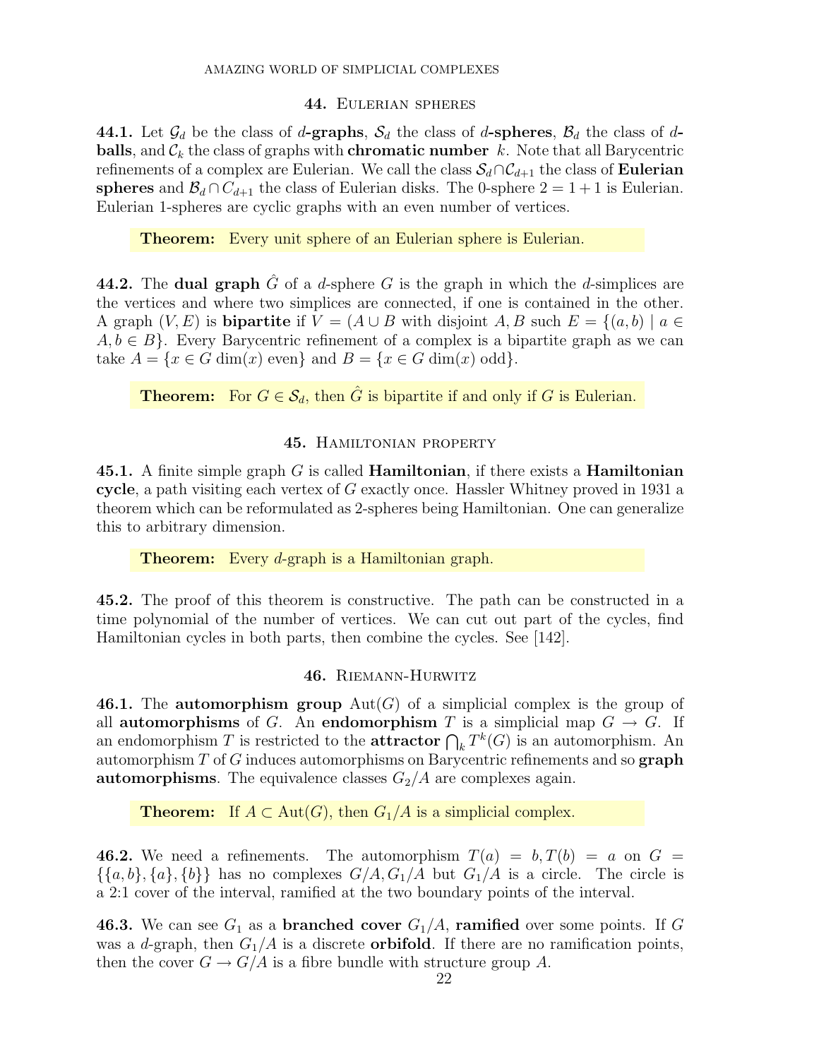## 44. Eulerian spheres

**44.1.** Let $\mathcal{G}_d$ be the class of $d$**-graphs**, $\mathcal{S}_d$ the class of $d$**-spheres**, $\mathcal{B}_d$ the class of $d$**-balls**, and $\mathcal{C}_k$ the class of graphs with **chromatic number** $k$. Note that all Barycentric refinements of a complex are Eulerian. We call the class $\mathcal{S}_d \cap \mathcal{C}_{d+1}$ the class of **Eulerian spheres** and $\mathcal{B}_d \cap C_{d+1}$ the class of Eulerian disks. The 0-sphere $2 = 1+1$ is Eulerian. Eulerian 1-spheres are cyclic graphs with an even number of vertices.

> **Theorem:** Every unit sphere of an Eulerian sphere is Eulerian.

**44.2.** The **dual graph** $\hat{G}$ of a $d$-sphere $G$ is the graph in which the $d$-simplices are the vertices and where two simplices are connected, if one is contained in the other. A graph $(V,E)$ is **bipartite** if $V = (A \cup B$ with disjoint $A,B$ such $E = \{(a,b) \mid a \in A, b \in B\}$. Every Barycentric refinement of a complex is a bipartite graph as we can take $A = \{x \in G \dim(x) \text{ even}\}$ and $B = \{x \in G \dim(x) \text{ odd}\}$.

> **Theorem:** For $G \in \mathcal{S}_d$, then $\hat{G}$ is bipartite if and only if $G$ is Eulerian.

## 45. Hamiltonian property

**45.1.** A finite simple graph $G$ is called **Hamiltonian**, if there exists a **Hamiltonian cycle**, a path visiting each vertex of $G$ exactly once. Hassler Whitney proved in 1931 a theorem which can be reformulated as 2-spheres being Hamiltonian. One can generalize this to arbitrary dimension.

> **Theorem:** Every $d$-graph is a Hamiltonian graph.

**45.2.** The proof of this theorem is constructive. The path can be constructed in a time polynomial of the number of vertices. We can cut out part of the cycles, find Hamiltonian cycles in both parts, then combine the cycles. See [142].

## 46. Riemann-Hurwitz

**46.1.** The **automorphism group** $\text{Aut}(G)$ of a simplicial complex is the group of all **automorphisms** of $G$. An **endomorphism** $T$ is a simplicial map $G \to G$. If an endomorphism $T$ is restricted to the **attractor** $\bigcap_k T^k(G)$ is an automorphism. An automorphism $T$ of $G$ induces automorphisms on Barycentric refinements and so **graph automorphisms**. The equivalence classes $G_2/A$ are complexes again.

> **Theorem:** If $A \subset \text{Aut}(G)$, then $G_1/A$ is a simplicial complex.

**46.2.** We need a refinements. The automorphism $T(a) = b, T(b) = a$ on $G = \{\{a,b\},\{a\},\{b\}\}$ has no complexes $G/A, G_1/A$ but $G_1/A$ is a circle. The circle is a 2:1 cover of the interval, ramified at the two boundary points of the interval.

**46.3.** We can see $G_1$ as a **branched cover** $G_1/A$, **ramified** over some points. If $G$ was a $d$-graph, then $G_1/A$ is a discrete **orbifold**. If there are no ramification points, then the cover $G \to G/A$ is a fibre bundle with structure group $A$.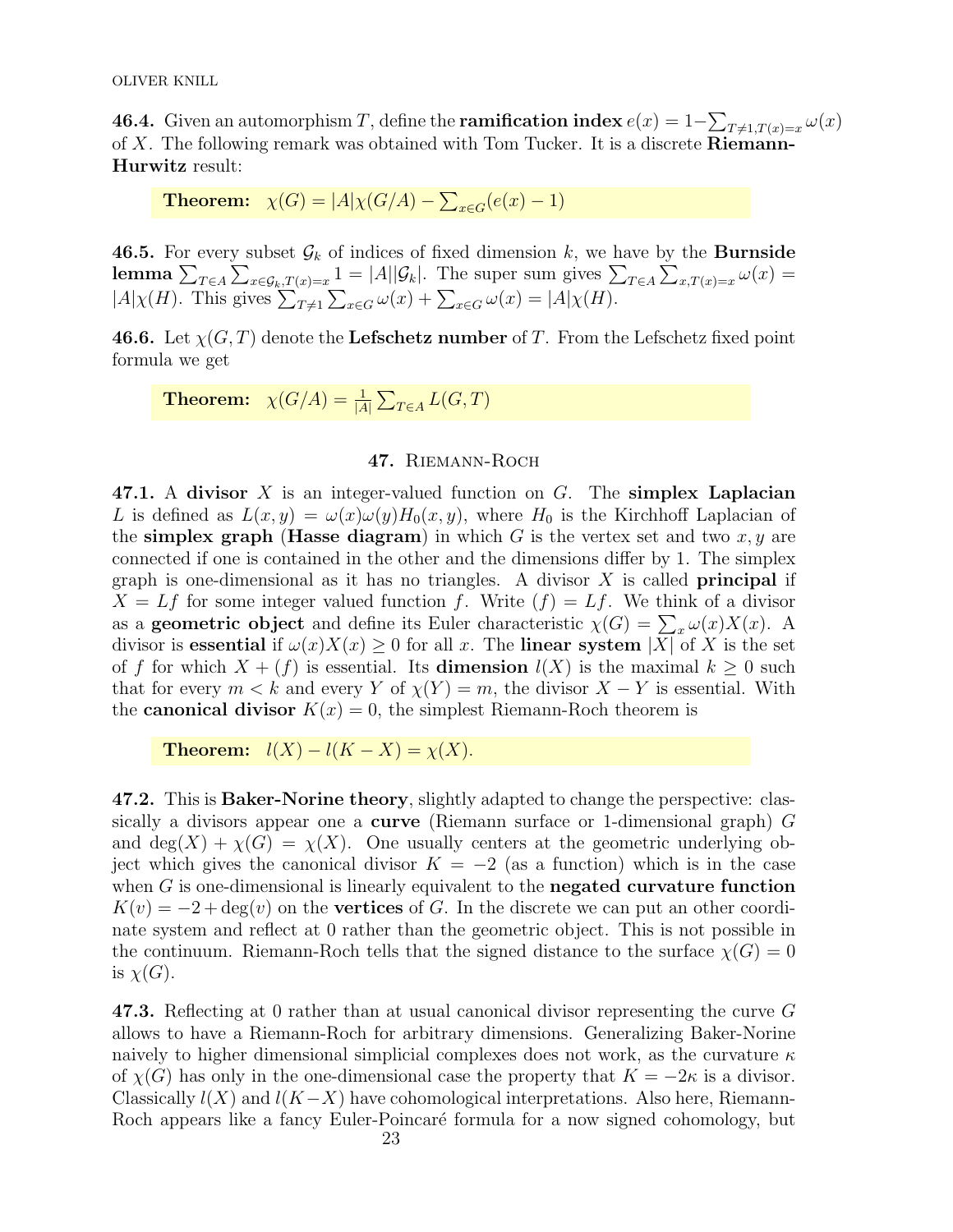**46.4.** Given an automorphism $T$, define the **ramification index** $e(x) = 1-\sum_{T\neq 1, T(x)=x} \omega(x)$ of $X$. The following remark was obtained with Tom Tucker. It is a discrete **Riemann-Hurwitz** result:

**Theorem:** $\chi(G) = |A|\chi(G/A) - \sum_{x\in G}(e(x)-1)$

**46.5.** For every subset $\mathcal{G}_k$ of indices of fixed dimension $k$, we have by the **Burnside lemma** $\sum_{T\in A}\sum_{x\in \mathcal{G}_k, T(x)=x} 1 = |A||\mathcal{G}_k|$. The super sum gives $\sum_{T\in A}\sum_{x,T(x)=x}\omega(x) = |A|\chi(H)$. This gives $\sum_{T\neq 1}\sum_{x\in G}\omega(x) + \sum_{x\in G}\omega(x) = |A|\chi(H)$.

**46.6.** Let $\chi(G,T)$ denote the **Lefschetz number** of $T$. From the Lefschetz fixed point formula we get

**Theorem:** $\chi(G/A) = \frac{1}{|A|}\sum_{T\in A} L(G,T)$

## 47. Riemann-Roch

**47.1.** A **divisor** $X$ is an integer-valued function on $G$. The **simplex Laplacian** $L$ is defined as $L(x,y) = \omega(x)\omega(y)H_0(x,y)$, where $H_0$ is the Kirchhoff Laplacian of the **simplex graph** (**Hasse diagram**) in which $G$ is the vertex set and two $x, y$ are connected if one is contained in the other and the dimensions differ by 1. The simplex graph is one-dimensional as it has no triangles. A divisor $X$ is called **principal** if $X = Lf$ for some integer valued function $f$. Write $(f) = Lf$. We think of a divisor as a **geometric object** and define its Euler characteristic $\chi(G) = \sum_x \omega(x)X(x)$. A divisor is **essential** if $\omega(x)X(x) \geq 0$ for all $x$. The **linear system** $|X|$ of $X$ is the set of $f$ for which $X + (f)$ is essential. Its **dimension** $l(X)$ is the maximal $k \geq 0$ such that for every $m < k$ and every $Y$ of $\chi(Y) = m$, the divisor $X - Y$ is essential. With the **canonical divisor** $K(x) = 0$, the simplest Riemann-Roch theorem is

**Theorem:** $l(X) - l(K - X) = \chi(X)$.

**47.2.** This is **Baker-Norine theory**, slightly adapted to change the perspective: classically a divisors appear one a **curve** (Riemann surface or 1-dimensional graph) $G$ and $\deg(X) + \chi(G) = \chi(X)$. One usually centers at the geometric underlying object which gives the canonical divisor $K = -2$ (as a function) which is in the case when $G$ is one-dimensional is linearly equivalent to the **negated curvature function** $K(v) = -2 + \deg(v)$ on the **vertices** of $G$. In the discrete we can put an other coordinate system and reflect at 0 rather than the geometric object. This is not possible in the continuum. Riemann-Roch tells that the signed distance to the surface $\chi(G) = 0$ is $\chi(G)$.

**47.3.** Reflecting at 0 rather than at usual canonical divisor representing the curve $G$ allows to have a Riemann-Roch for arbitrary dimensions. Generalizing Baker-Norine naively to higher dimensional simplicial complexes does not work, as the curvature $\kappa$ of $\chi(G)$ has only in the one-dimensional case the property that $K = -2\kappa$ is a divisor. Classically $l(X)$ and $l(K-X)$ have cohomological interpretations. Also here, Riemann-Roch appears like a fancy Euler-Poincaré formula for a now signed cohomology, but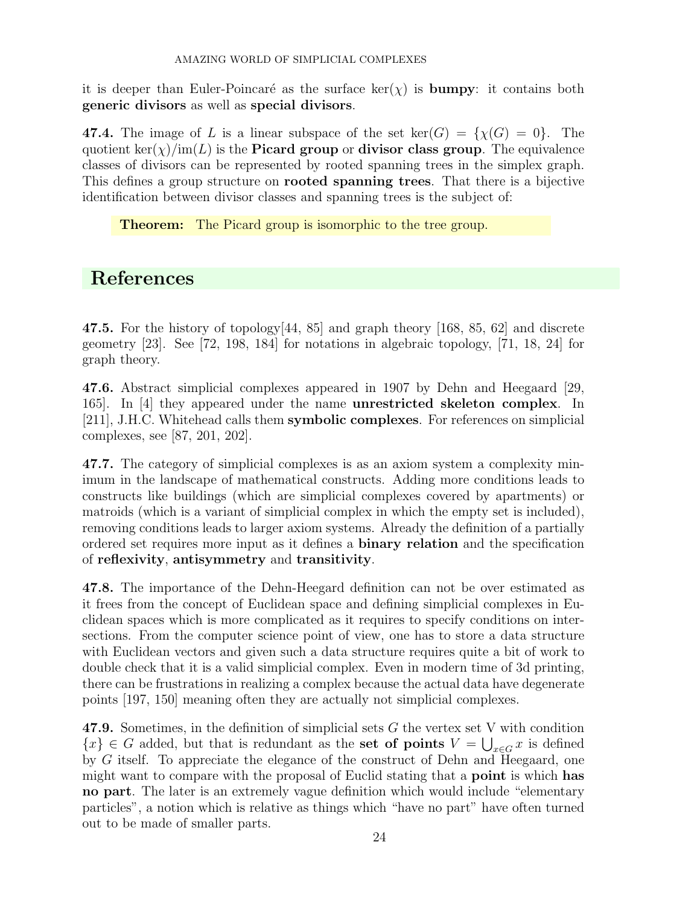it is deeper than Euler-Poincaré as the surface $\ker(\chi)$ is **bumpy**: it contains both **generic divisors** as well as **special divisors**.

**47.4.** The image of $L$ is a linear subspace of the set $\ker(G) = \{\chi(G) = 0\}$. The quotient $\ker(\chi)/\mathrm{im}(L)$ is the **Picard group** or **divisor class group**. The equivalence classes of divisors can be represented by rooted spanning trees in the simplex graph. This defines a group structure on **rooted spanning trees**. That there is a bijective identification between divisor classes and spanning trees is the subject of:

**Theorem:** The Picard group is isomorphic to the tree group.

## References

**47.5.** For the history of topology[44, 85] and graph theory [168, 85, 62] and discrete geometry [23]. See [72, 198, 184] for notations in algebraic topology, [71, 18, 24] for graph theory.

**47.6.** Abstract simplicial complexes appeared in 1907 by Dehn and Heegaard [29, 165]. In [4] they appeared under the name **unrestricted skeleton complex**. In [211], J.H.C. Whitehead calls them **symbolic complexes**. For references on simplicial complexes, see [87, 201, 202].

**47.7.** The category of simplicial complexes is as an axiom system a complexity minimum in the landscape of mathematical constructs. Adding more conditions leads to constructs like buildings (which are simplicial complexes covered by apartments) or matroids (which is a variant of simplicial complex in which the empty set is included), removing conditions leads to larger axiom systems. Already the definition of a partially ordered set requires more input as it defines a **binary relation** and the specification of **reflexivity**, **antisymmetry** and **transitivity**.

**47.8.** The importance of the Dehn-Heegard definition can not be over estimated as it frees from the concept of Euclidean space and defining simplicial complexes in Euclidean spaces which is more complicated as it requires to specify conditions on intersections. From the computer science point of view, one has to store a data structure with Euclidean vectors and given such a data structure requires quite a bit of work to double check that it is a valid simplicial complex. Even in modern time of 3d printing, there can be frustrations in realizing a complex because the actual data have degenerate points [197, 150] meaning often they are actually not simplicial complexes.

**47.9.** Sometimes, in the definition of simplicial sets $G$ the vertex set V with condition $\{x\} \in G$ added, but that is redundant as the **set of points** $V = \bigcup_{x \in G} x$ is defined by $G$ itself. To appreciate the elegance of the construct of Dehn and Heegaard, one might want to compare with the proposal of Euclid stating that a **point** is which **has no part**. The later is an extremely vague definition which would include "elementary particles", a notion which is relative as things which "have no part" have often turned out to be made of smaller parts.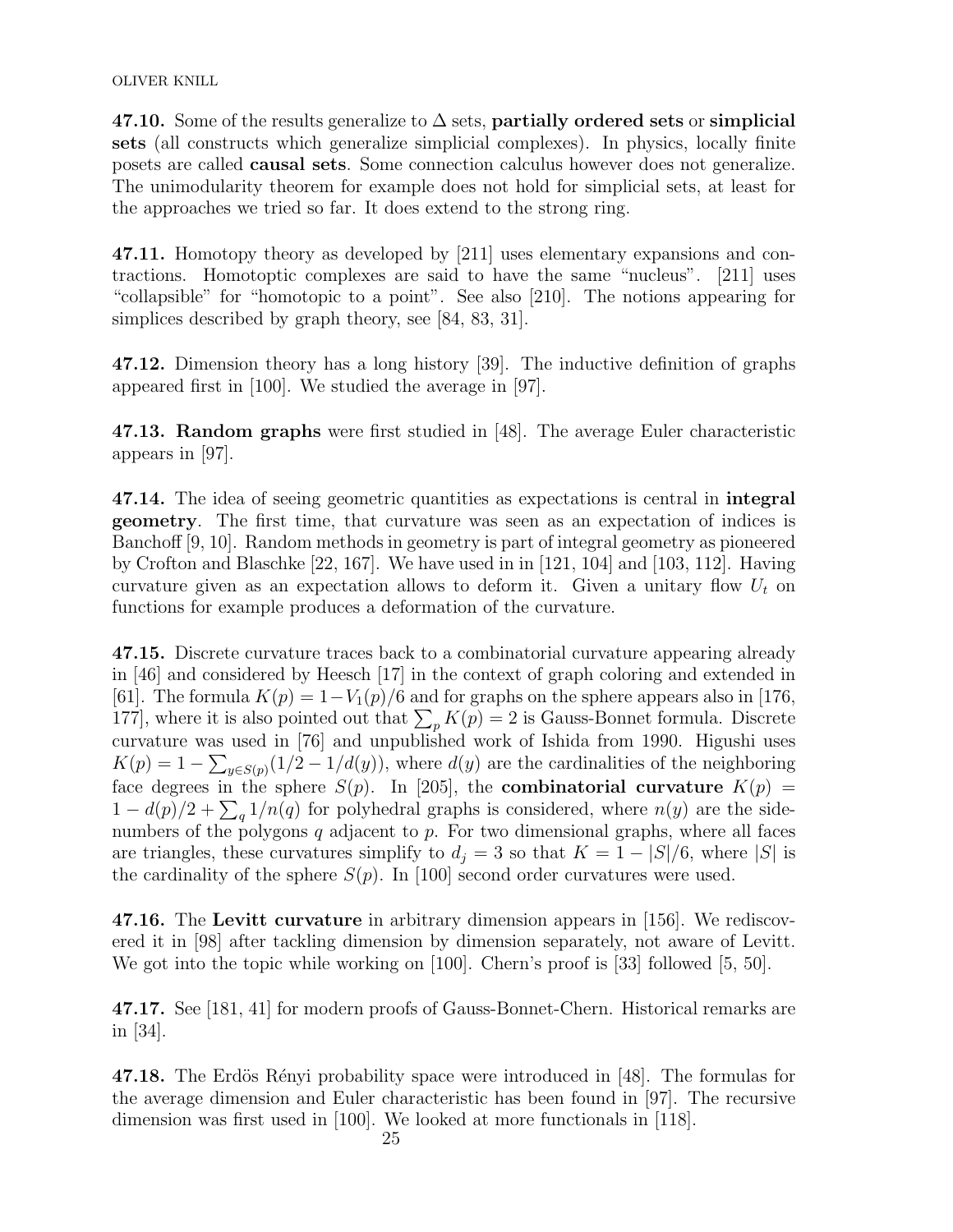**47.10.** Some of the results generalize to $\Delta$ sets, **partially ordered sets** or **simplicial sets** (all constructs which generalize simplicial complexes). In physics, locally finite posets are called **causal sets**. Some connection calculus however does not generalize. The unimodularity theorem for example does not hold for simplicial sets, at least for the approaches we tried so far. It does extend to the strong ring.

**47.11.** Homotopy theory as developed by [211] uses elementary expansions and contractions. Homotoptic complexes are said to have the same "nucleus". [211] uses "collapsible" for "homotopic to a point". See also [210]. The notions appearing for simplices described by graph theory, see [84, 83, 31].

**47.12.** Dimension theory has a long history [39]. The inductive definition of graphs appeared first in [100]. We studied the average in [97].

**47.13. Random graphs** were first studied in [48]. The average Euler characteristic appears in [97].

**47.14.** The idea of seeing geometric quantities as expectations is central in **integral geometry**. The first time, that curvature was seen as an expectation of indices is Banchoff [9, 10]. Random methods in geometry is part of integral geometry as pioneered by Crofton and Blaschke [22, 167]. We have used in in [121, 104] and [103, 112]. Having curvature given as an expectation allows to deform it. Given a unitary flow $U_t$ on functions for example produces a deformation of the curvature.

**47.15.** Discrete curvature traces back to a combinatorial curvature appearing already in [46] and considered by Heesch [17] in the context of graph coloring and extended in [61]. The formula $K(p) = 1 - V_1(p)/6$ and for graphs on the sphere appears also in [176, 177], where it is also pointed out that $\sum_p K(p) = 2$ is Gauss-Bonnet formula. Discrete curvature was used in [76] and unpublished work of Ishida from 1990. Higushi uses $K(p) = 1 - \sum_{y \in S(p)} (1/2 - 1/d(y))$, where $d(y)$ are the cardinalities of the neighboring face degrees in the sphere $S(p)$. In [205], the **combinatorial curvature** $K(p) = 1 - d(p)/2 + \sum_q 1/n(q)$ for polyhedral graphs is considered, where $n(y)$ are the side-numbers of the polygons $q$ adjacent to $p$. For two dimensional graphs, where all faces are triangles, these curvatures simplify to $d_j = 3$ so that $K = 1 - |S|/6$, where $|S|$ is the cardinality of the sphere $S(p)$. In [100] second order curvatures were used.

**47.16.** The **Levitt curvature** in arbitrary dimension appears in [156]. We rediscovered it in [98] after tackling dimension by dimension separately, not aware of Levitt. We got into the topic while working on [100]. Chern's proof is [33] followed [5, 50].

**47.17.** See [181, 41] for modern proofs of Gauss-Bonnet-Chern. Historical remarks are in [34].

**47.18.** The Erdös Rényi probability space were introduced in [48]. The formulas for the average dimension and Euler characteristic has been found in [97]. The recursive dimension was first used in [100]. We looked at more functionals in [118].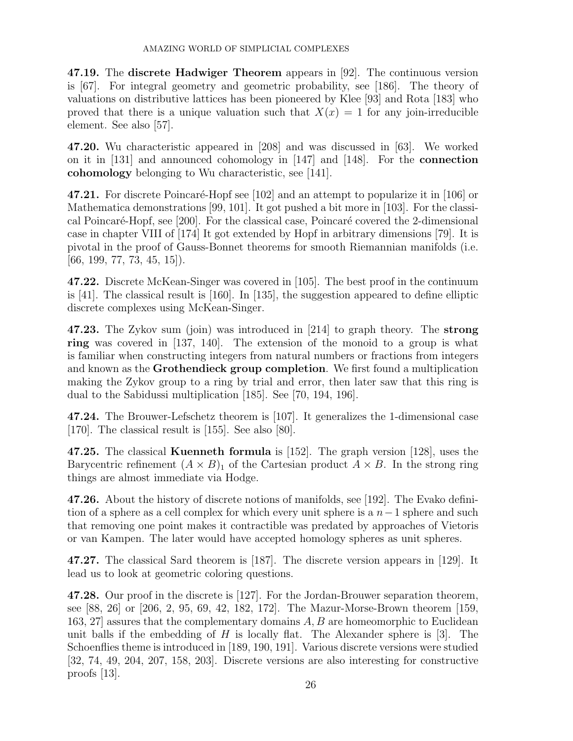**47.19.** The **discrete Hadwiger Theorem** appears in [92]. The continuous version is [67]. For integral geometry and geometric probability, see [186]. The theory of valuations on distributive lattices has been pioneered by Klee [93] and Rota [183] who proved that there is a unique valuation such that $X(x) = 1$ for any join-irreducible element. See also [57].

**47.20.** Wu characteristic appeared in [208] and was discussed in [63]. We worked on it in [131] and announced cohomology in [147] and [148]. For the **connection cohomology** belonging to Wu characteristic, see [141].

**47.21.** For discrete Poincaré-Hopf see [102] and an attempt to popularize it in [106] or Mathematica demonstrations [99, 101]. It got pushed a bit more in [103]. For the classical Poincaré-Hopf, see [200]. For the classical case, Poincaré covered the 2-dimensional case in chapter VIII of [174] It got extended by Hopf in arbitrary dimensions [79]. It is pivotal in the proof of Gauss-Bonnet theorems for smooth Riemannian manifolds (i.e. [66, 199, 77, 73, 45, 15]).

**47.22.** Discrete McKean-Singer was covered in [105]. The best proof in the continuum is [41]. The classical result is [160]. In [135], the suggestion appeared to define elliptic discrete complexes using McKean-Singer.

**47.23.** The Zykov sum (join) was introduced in [214] to graph theory. The **strong ring** was covered in [137, 140]. The extension of the monoid to a group is what is familiar when constructing integers from natural numbers or fractions from integers and known as the **Grothendieck group completion**. We first found a multiplication making the Zykov group to a ring by trial and error, then later saw that this ring is dual to the Sabidussi multiplication [185]. See [70, 194, 196].

**47.24.** The Brouwer-Lefschetz theorem is [107]. It generalizes the 1-dimensional case [170]. The classical result is [155]. See also [80].

**47.25.** The classical **Kuenneth formula** is [152]. The graph version [128], uses the Barycentric refinement $(A \times B)_1$ of the Cartesian product $A \times B$. In the strong ring things are almost immediate via Hodge.

**47.26.** About the history of discrete notions of manifolds, see [192]. The Evako definition of a sphere as a cell complex for which every unit sphere is a $n-1$ sphere and such that removing one point makes it contractible was predated by approaches of Vietoris or van Kampen. The later would have accepted homology spheres as unit spheres.

**47.27.** The classical Sard theorem is [187]. The discrete version appears in [129]. It lead us to look at geometric coloring questions.

**47.28.** Our proof in the discrete is [127]. For the Jordan-Brouwer separation theorem, see [88, 26] or [206, 2, 95, 69, 42, 182, 172]. The Mazur-Morse-Brown theorem [159, 163, 27] assures that the complementary domains $A, B$ are homeomorphic to Euclidean unit balls if the embedding of $H$ is locally flat. The Alexander sphere is [3]. The Schoenflies theme is introduced in [189, 190, 191]. Various discrete versions were studied [32, 74, 49, 204, 207, 158, 203]. Discrete versions are also interesting for constructive proofs [13].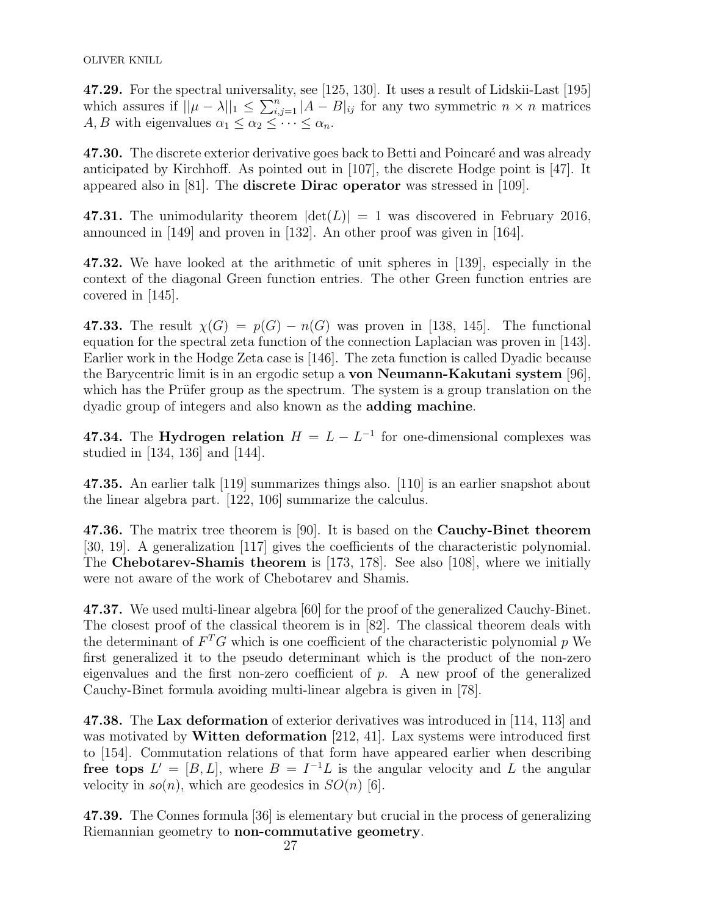**47.29.** For the spectral universality, see [125, 130]. It uses a result of Lidskii-Last [195] which assures if $||\mu - \lambda||_1 \leq \sum_{i,j=1}^n |A - B|_{ij}$ for any two symmetric $n \times n$ matrices $A, B$ with eigenvalues $\alpha_1 \leq \alpha_2 \leq \cdots \leq \alpha_n$.

**47.30.** The discrete exterior derivative goes back to Betti and Poincaré and was already anticipated by Kirchhoff. As pointed out in [107], the discrete Hodge point is [47]. It appeared also in [81]. The **discrete Dirac operator** was stressed in [109].

**47.31.** The unimodularity theorem $|\det(L)| = 1$ was discovered in February 2016, announced in [149] and proven in [132]. An other proof was given in [164].

**47.32.** We have looked at the arithmetic of unit spheres in [139], especially in the context of the diagonal Green function entries. The other Green function entries are covered in [145].

**47.33.** The result $\chi(G) = p(G) - n(G)$ was proven in [138, 145]. The functional equation for the spectral zeta function of the connection Laplacian was proven in [143]. Earlier work in the Hodge Zeta case is [146]. The zeta function is called Dyadic because the Barycentric limit is in an ergodic setup a **von Neumann-Kakutani system** [96], which has the Prüfer group as the spectrum. The system is a group translation on the dyadic group of integers and also known as the **adding machine**.

**47.34.** The **Hydrogen relation** $H = L - L^{-1}$ for one-dimensional complexes was studied in [134, 136] and [144].

**47.35.** An earlier talk [119] summarizes things also. [110] is an earlier snapshot about the linear algebra part. [122, 106] summarize the calculus.

**47.36.** The matrix tree theorem is [90]. It is based on the **Cauchy-Binet theorem** [30, 19]. A generalization [117] gives the coefficients of the characteristic polynomial. The **Chebotarev-Shamis theorem** is [173, 178]. See also [108], where we initially were not aware of the work of Chebotarev and Shamis.

**47.37.** We used multi-linear algebra [60] for the proof of the generalized Cauchy-Binet. The closest proof of the classical theorem is in [82]. The classical theorem deals with the determinant of $F^T G$ which is one coefficient of the characteristic polynomial $p$ We first generalized it to the pseudo determinant which is the product of the non-zero eigenvalues and the first non-zero coefficient of $p$. A new proof of the generalized Cauchy-Binet formula avoiding multi-linear algebra is given in [78].

**47.38.** The **Lax deformation** of exterior derivatives was introduced in [114, 113] and was motivated by **Witten deformation** [212, 41]. Lax systems were introduced first to [154]. Commutation relations of that form have appeared earlier when describing **free tops** $L' = [B, L]$, where $B = I^{-1}L$ is the angular velocity and $L$ the angular velocity in $so(n)$, which are geodesics in $SO(n)$ [6].

**47.39.** The Connes formula [36] is elementary but crucial in the process of generalizing Riemannian geometry to **non-commutative geometry**.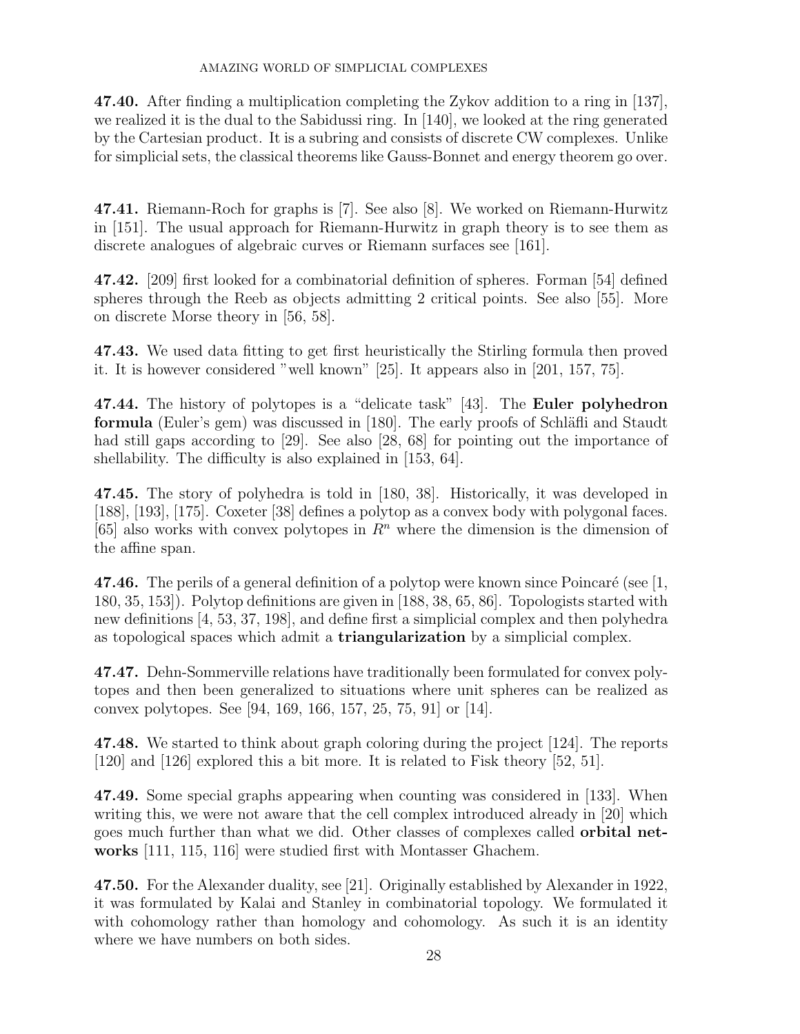**47.40.** After finding a multiplication completing the Zykov addition to a ring in [137], we realized it is the dual to the Sabidussi ring. In [140], we looked at the ring generated by the Cartesian product. It is a subring and consists of discrete CW complexes. Unlike for simplicial sets, the classical theorems like Gauss-Bonnet and energy theorem go over.

**47.41.** Riemann-Roch for graphs is [7]. See also [8]. We worked on Riemann-Hurwitz in [151]. The usual approach for Riemann-Hurwitz in graph theory is to see them as discrete analogues of algebraic curves or Riemann surfaces see [161].

**47.42.** [209] first looked for a combinatorial definition of spheres. Forman [54] defined spheres through the Reeb as objects admitting 2 critical points. See also [55]. More on discrete Morse theory in [56, 58].

**47.43.** We used data fitting to get first heuristically the Stirling formula then proved it. It is however considered "well known" [25]. It appears also in [201, 157, 75].

**47.44.** The history of polytopes is a "delicate task" [43]. The **Euler polyhedron formula** (Euler's gem) was discussed in [180]. The early proofs of Schläfli and Staudt had still gaps according to [29]. See also [28, 68] for pointing out the importance of shellability. The difficulty is also explained in [153, 64].

**47.45.** The story of polyhedra is told in [180, 38]. Historically, it was developed in [188], [193], [175]. Coxeter [38] defines a polytop as a convex body with polygonal faces. [65] also works with convex polytopes in $R^n$ where the dimension is the dimension of the affine span.

**47.46.** The perils of a general definition of a polytop were known since Poincaré (see [1, 180, 35, 153]). Polytop definitions are given in [188, 38, 65, 86]. Topologists started with new definitions [4, 53, 37, 198], and define first a simplicial complex and then polyhedra as topological spaces which admit a **triangularization** by a simplicial complex.

**47.47.** Dehn-Sommerville relations have traditionally been formulated for convex polytopes and then been generalized to situations where unit spheres can be realized as convex polytopes. See [94, 169, 166, 157, 25, 75, 91] or [14].

**47.48.** We started to think about graph coloring during the project [124]. The reports [120] and [126] explored this a bit more. It is related to Fisk theory [52, 51].

**47.49.** Some special graphs appearing when counting was considered in [133]. When writing this, we were not aware that the cell complex introduced already in [20] which goes much further than what we did. Other classes of complexes called **orbital networks** [111, 115, 116] were studied first with Montasser Ghachem.

**47.50.** For the Alexander duality, see [21]. Originally established by Alexander in 1922, it was formulated by Kalai and Stanley in combinatorial topology. We formulated it with cohomology rather than homology and cohomology. As such it is an identity where we have numbers on both sides.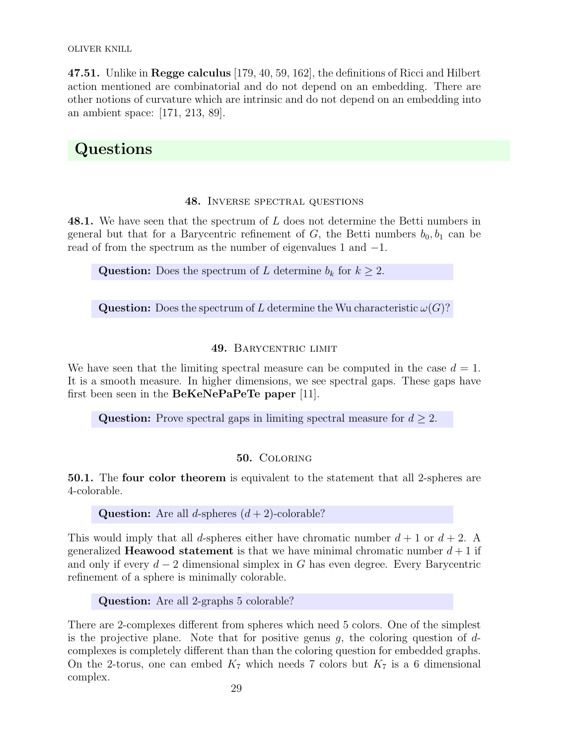**47.51.** Unlike in **Regge calculus** [179, 40, 59, 162], the definitions of Ricci and Hilbert action mentioned are combinatorial and do not depend on an embedding. There are other notions of curvature which are intrinsic and do not depend on an embedding into an ambient space: [171, 213, 89].

# Questions

## 48. Inverse spectral questions

**48.1.** We have seen that the spectrum of $L$ does not determine the Betti numbers in general but that for a Barycentric refinement of $G$, the Betti numbers $b_0, b_1$ can be read of from the spectrum as the number of eigenvalues 1 and $-1$.

> **Question:** Does the spectrum of $L$ determine $b_k$ for $k \geq 2$.

> **Question:** Does the spectrum of $L$ determine the Wu characteristic $\omega(G)$?

## 49. Barycentric limit

We have seen that the limiting spectral measure can be computed in the case $d = 1$. It is a smooth measure. In higher dimensions, we see spectral gaps. These gaps have first been seen in the **BeKeNePaPeTe paper** [11].

> **Question:** Prove spectral gaps in limiting spectral measure for $d \geq 2$.

## 50. Coloring

**50.1.** The **four color theorem** is equivalent to the statement that all 2-spheres are 4-colorable.

> **Question:** Are all $d$-spheres $(d + 2)$-colorable?

This would imply that all $d$-spheres either have chromatic number $d + 1$ or $d + 2$. A generalized **Heawood statement** is that we have minimal chromatic number $d + 1$ if and only if every $d - 2$ dimensional simplex in $G$ has even degree. Every Barycentric refinement of a sphere is minimally colorable.

> **Question:** Are all 2-graphs 5 colorable?

There are 2-complexes different from spheres which need 5 colors. One of the simplest is the projective plane. Note that for positive genus $g$, the coloring question of $d$-complexes is completely different than than the coloring question for embedded graphs. On the 2-torus, one can embed $K_7$ which needs 7 colors but $K_7$ is a 6 dimensional complex.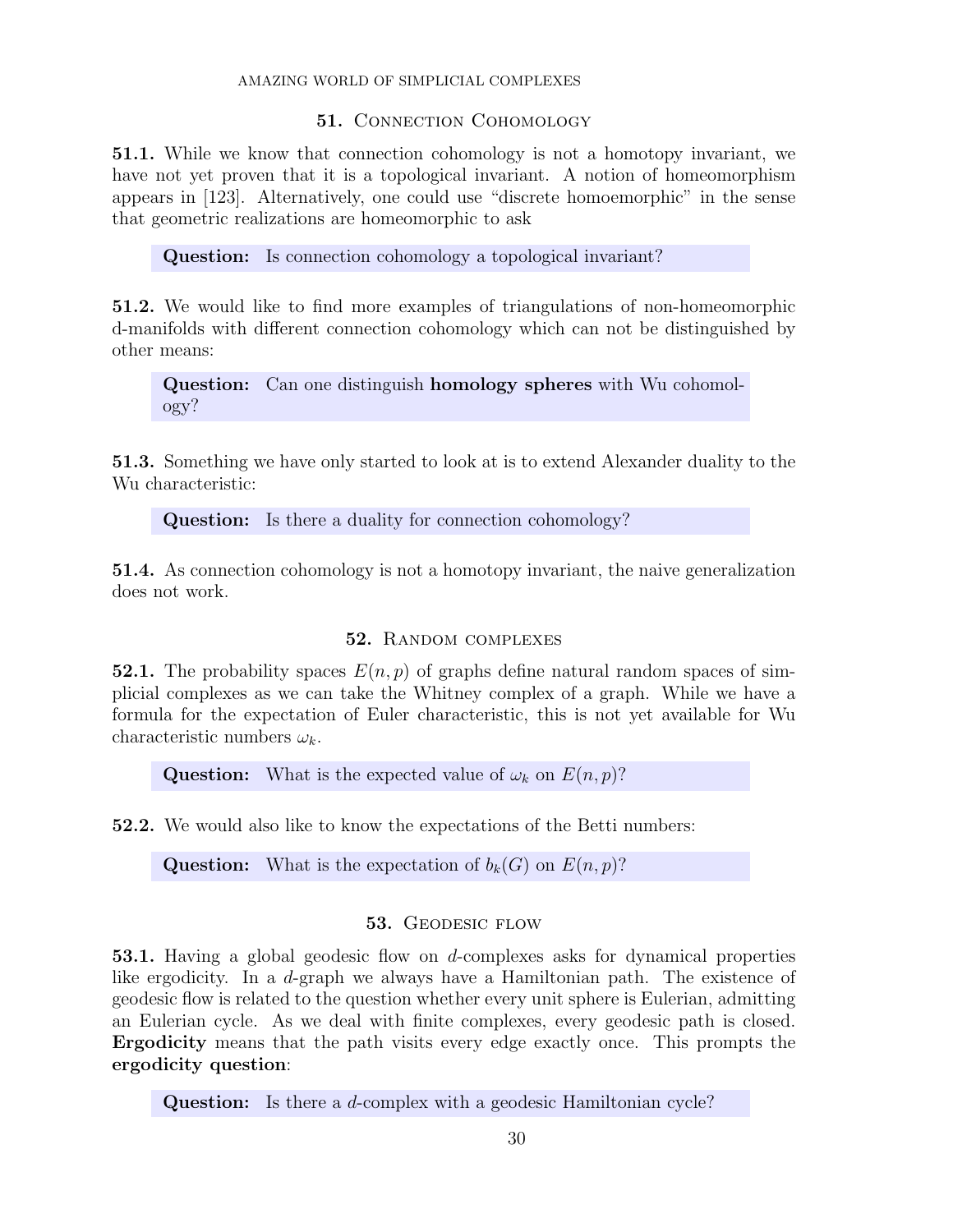## 51. Connection Cohomology

**51.1.** While we know that connection cohomology is not a homotopy invariant, we have not yet proven that it is a topological invariant. A notion of homeomorphism appears in [123]. Alternatively, one could use "discrete homoemorphic" in the sense that geometric realizations are homeomorphic to ask

> **Question:** Is connection cohomology a topological invariant?

**51.2.** We would like to find more examples of triangulations of non-homeomorphic d-manifolds with different connection cohomology which can not be distinguished by other means:

> **Question:** Can one distinguish **homology spheres** with Wu cohomology?

**51.3.** Something we have only started to look at is to extend Alexander duality to the Wu characteristic:

> **Question:** Is there a duality for connection cohomology?

**51.4.** As connection cohomology is not a homotopy invariant, the naive generalization does not work.

## 52. Random complexes

**52.1.** The probability spaces $E(n,p)$ of graphs define natural random spaces of simplicial complexes as we can take the Whitney complex of a graph. While we have a formula for the expectation of Euler characteristic, this is not yet available for Wu characteristic numbers $\omega_k$.

> **Question:** What is the expected value of $\omega_k$ on $E(n,p)$?

**52.2.** We would also like to know the expectations of the Betti numbers:

> **Question:** What is the expectation of $b_k(G)$ on $E(n,p)$?

## 53. Geodesic flow

**53.1.** Having a global geodesic flow on $d$-complexes asks for dynamical properties like ergodicity. In a $d$-graph we always have a Hamiltonian path. The existence of geodesic flow is related to the question whether every unit sphere is Eulerian, admitting an Eulerian cycle. As we deal with finite complexes, every geodesic path is closed. **Ergodicity** means that the path visits every edge exactly once. This prompts the **ergodicity question**:

> **Question:** Is there a $d$-complex with a geodesic Hamiltonian cycle?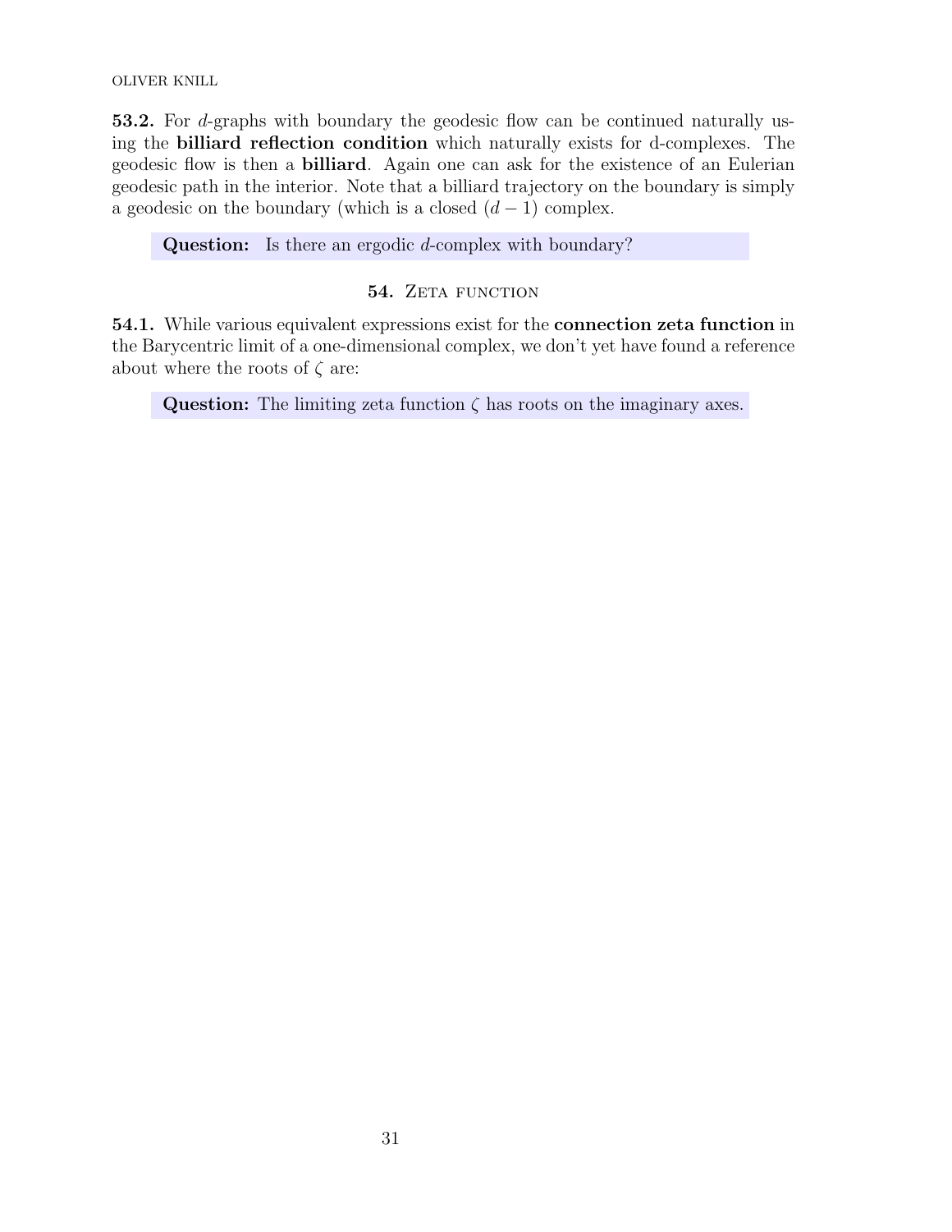**53.2.** For $d$-graphs with boundary the geodesic flow can be continued naturally using the **billiard reflection condition** which naturally exists for d-complexes. The geodesic flow is then a **billiard**. Again one can ask for the existence of an Eulerian geodesic path in the interior. Note that a billiard trajectory on the boundary is simply a geodesic on the boundary (which is a closed $(d-1)$ complex.

> **Question:** Is there an ergodic $d$-complex with boundary?

## 54. Zeta function

**54.1.** While various equivalent expressions exist for the **connection zeta function** in the Barycentric limit of a one-dimensional complex, we don't yet have found a reference about where the roots of $\zeta$ are:

> **Question:** The limiting zeta function $\zeta$ has roots on the imaginary axes.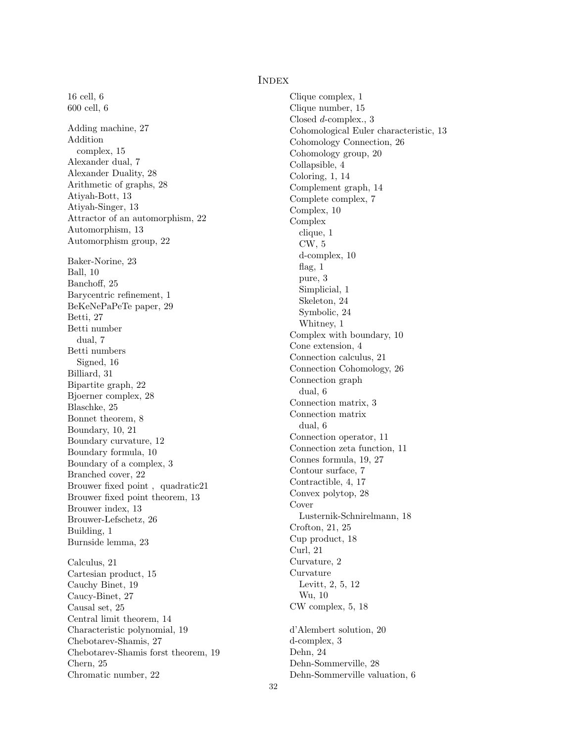# Index

16 cell, 6
600 cell, 6

Adding machine, 27
Addition
  complex, 15
Alexander dual, 7
Alexander Duality, 28
Arithmetic of graphs, 28
Atiyah-Bott, 13
Atiyah-Singer, 13
Attractor of an automorphism, 22
Automorphism, 13
Automorphism group, 22

Baker-Norine, 23
Ball, 10
Banchoff, 25
Barycentric refinement, 1
BeKeNePaPeTe paper, 29
Betti, 27
Betti number
  dual, 7
Betti numbers
  Signed, 16
Billiard, 31
Bipartite graph, 22
Bjoerner complex, 28
Blaschke, 25
Bonnet theorem, 8
Boundary, 10, 21
Boundary curvature, 12
Boundary formula, 10
Boundary of a complex, 3
Branched cover, 22
Brouwer fixed point , quadratic21
Brouwer fixed point theorem, 13
Brouwer index, 13
Brouwer-Lefschetz, 26
Building, 1
Burnside lemma, 23

Calculus, 21
Cartesian product, 15
Cauchy Binet, 19
Caucy-Binet, 27
Causal set, 25
Central limit theorem, 14
Characteristic polynomial, 19
Chebotarev-Shamis, 27
Chebotarev-Shamis forst theorem, 19
Chern, 25
Chromatic number, 22

Clique complex, 1
Clique number, 15
Closed $d$-complex., 3
Cohomological Euler characteristic, 13
Cohomology Connection, 26
Cohomology group, 20
Collapsible, 4
Coloring, 1, 14
Complement graph, 14
Complete complex, 7
Complex, 10
Complex
  clique, 1
  CW, 5
  d-complex, 10
  flag, 1
  pure, 3
  Simplicial, 1
  Skeleton, 24
  Symbolic, 24
  Whitney, 1
Complex with boundary, 10
Cone extension, 4
Connection calculus, 21
Connection Cohomology, 26
Connection graph
  dual, 6
Connection matrix, 3
Connection matrix
  dual, 6
Connection operator, 11
Connection zeta function, 11
Connes formula, 19, 27
Contour surface, 7
Contractible, 4, 17
Convex polytop, 28
Cover
  Lusternik-Schnirelmann, 18
Crofton, 21, 25
Cup product, 18
Curl, 21
Curvature, 2
Curvature
  Levitt, 2, 5, 12
  Wu, 10
CW complex, 5, 18

d'Alembert solution, 20
d-complex, 3
Dehn, 24
Dehn-Sommerville, 28
Dehn-Sommerville valuation, 6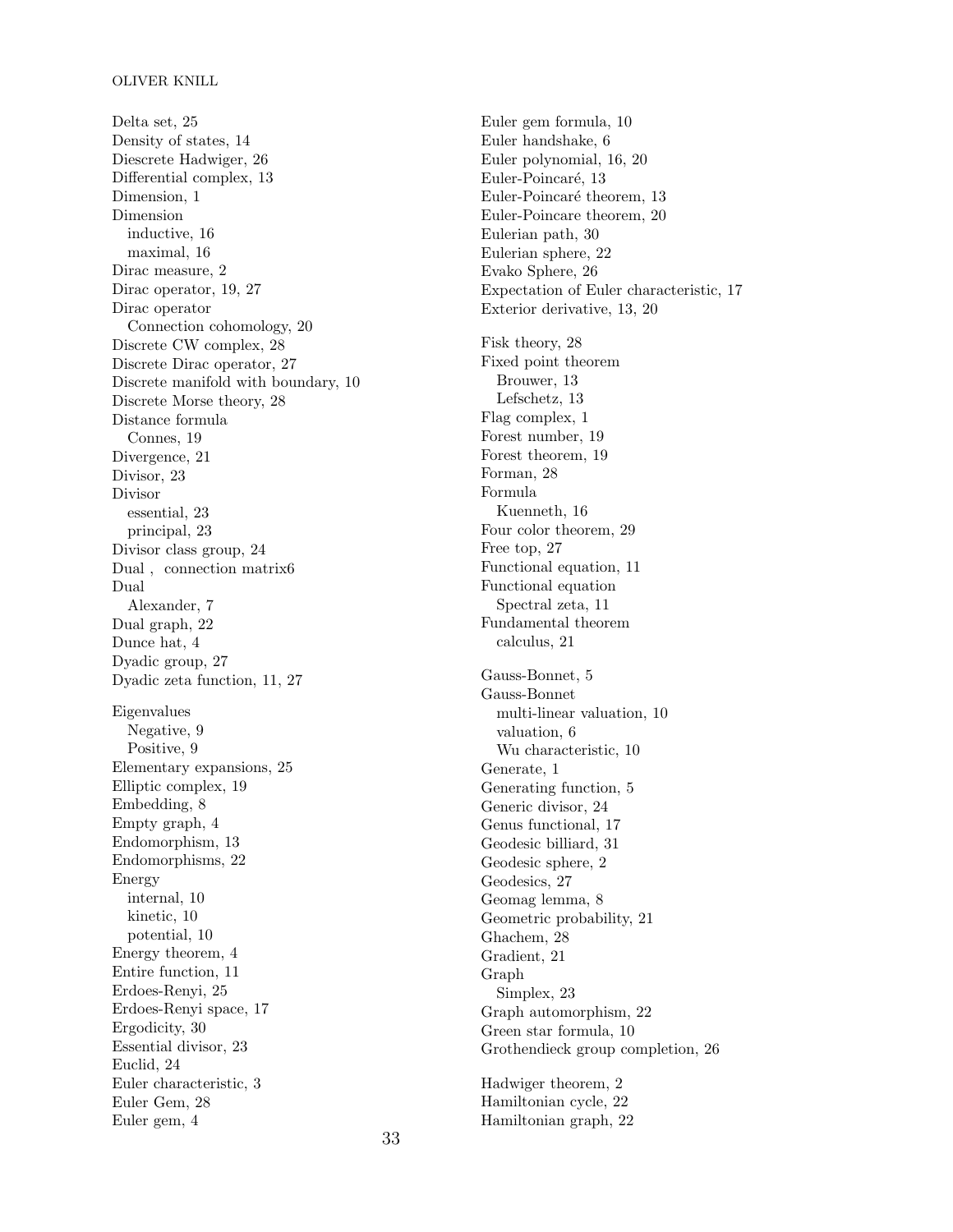Delta set, 25
Density of states, 14
Diescrete Hadwiger, 26
Differential complex, 13
Dimension, 1
Dimension
  inductive, 16
  maximal, 16
Dirac measure, 2
Dirac operator, 19, 27
Dirac operator
  Connection cohomology, 20
Discrete CW complex, 28
Discrete Dirac operator, 27
Discrete manifold with boundary, 10
Discrete Morse theory, 28
Distance formula
  Connes, 19
Divergence, 21
Divisor, 23
Divisor
  essential, 23
  principal, 23
Divisor class group, 24
Dual , connection matrix6
Dual
  Alexander, 7
Dual graph, 22
Dunce hat, 4
Dyadic group, 27
Dyadic zeta function, 11, 27

Eigenvalues
  Negative, 9
  Positive, 9
Elementary expansions, 25
Elliptic complex, 19
Embedding, 8
Empty graph, 4
Endomorphism, 13
Endomorphisms, 22
Energy
  internal, 10
  kinetic, 10
  potential, 10
Energy theorem, 4
Entire function, 11
Erdoes-Renyi, 25
Erdoes-Renyi space, 17
Ergodicity, 30
Essential divisor, 23
Euclid, 24
Euler characteristic, 3
Euler Gem, 28
Euler gem, 4
Euler gem formula, 10
Euler handshake, 6
Euler polynomial, 16, 20
Euler-Poincaré, 13
Euler-Poincaré theorem, 13
Euler-Poincare theorem, 20
Eulerian path, 30
Eulerian sphere, 22
Evako Sphere, 26
Expectation of Euler characteristic, 17
Exterior derivative, 13, 20

Fisk theory, 28
Fixed point theorem
  Brouwer, 13
  Lefschetz, 13
Flag complex, 1
Forest number, 19
Forest theorem, 19
Forman, 28
Formula
  Kuenneth, 16
Four color theorem, 29
Free top, 27
Functional equation, 11
Functional equation
  Spectral zeta, 11
Fundamental theorem
  calculus, 21

Gauss-Bonnet, 5
Gauss-Bonnet
  multi-linear valuation, 10
  valuation, 6
  Wu characteristic, 10
Generate, 1
Generating function, 5
Generic divisor, 24
Genus functional, 17
Geodesic billiard, 31
Geodesic sphere, 2
Geodesics, 27
Geomag lemma, 8
Geometric probability, 21
Ghachem, 28
Gradient, 21
Graph
  Simplex, 23
Graph automorphism, 22
Green star formula, 10
Grothendieck group completion, 26

Hadwiger theorem, 2
Hamiltonian cycle, 22
Hamiltonian graph, 22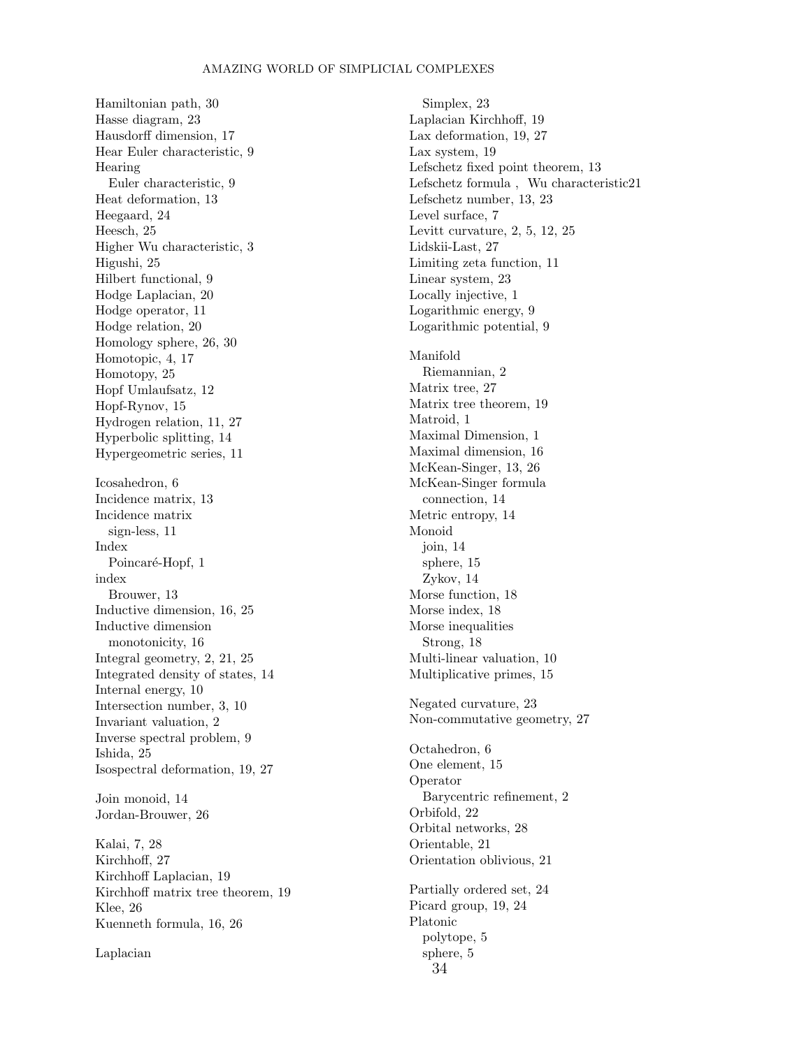Hamiltonian path, 30
Hasse diagram, 23
Hausdorff dimension, 17
Hear Euler characteristic, 9
Hearing
  Euler characteristic, 9
Heat deformation, 13
Heegaard, 24
Heesch, 25
Higher Wu characteristic, 3
Higushi, 25
Hilbert functional, 9
Hodge Laplacian, 20
Hodge operator, 11
Hodge relation, 20
Homology sphere, 26, 30
Homotopic, 4, 17
Homotopy, 25
Hopf Umlaufsatz, 12
Hopf-Rynov, 15
Hydrogen relation, 11, 27
Hyperbolic splitting, 14
Hypergeometric series, 11

Icosahedron, 6
Incidence matrix, 13
Incidence matrix
  sign-less, 11
Index
  Poincaré-Hopf, 1
index
  Brouwer, 13
Inductive dimension, 16, 25
Inductive dimension
  monotonicity, 16
Integral geometry, 2, 21, 25
Integrated density of states, 14
Internal energy, 10
Intersection number, 3, 10
Invariant valuation, 2
Inverse spectral problem, 9
Ishida, 25
Isospectral deformation, 19, 27

Join monoid, 14
Jordan-Brouwer, 26

Kalai, 7, 28
Kirchhoff, 27
Kirchhoff Laplacian, 19
Kirchhoff matrix tree theorem, 19
Klee, 26
Kuenneth formula, 16, 26

Laplacian
  Simplex, 23
Laplacian Kirchhoff, 19
Lax deformation, 19, 27
Lax system, 19
Lefschetz fixed point theorem, 13
Lefschetz formula , Wu characteristic21
Lefschetz number, 13, 23
Level surface, 7
Levitt curvature, 2, 5, 12, 25
Lidskii-Last, 27
Limiting zeta function, 11
Linear system, 23
Locally injective, 1
Logarithmic energy, 9
Logarithmic potential, 9

Manifold
  Riemannian, 2
Matrix tree, 27
Matrix tree theorem, 19
Matroid, 1
Maximal Dimension, 1
Maximal dimension, 16
McKean-Singer, 13, 26
McKean-Singer formula
  connection, 14
Metric entropy, 14
Monoid
  join, 14
  sphere, 15
  Zykov, 14
Morse function, 18
Morse index, 18
Morse inequalities
  Strong, 18
Multi-linear valuation, 10
Multiplicative primes, 15

Negated curvature, 23
Non-commutative geometry, 27

Octahedron, 6
One element, 15
Operator
  Barycentric refinement, 2
Orbifold, 22
Orbital networks, 28
Orientable, 21
Orientation oblivious, 21

Partially ordered set, 24
Picard group, 19, 24
Platonic
  polytope, 5
  sphere, 5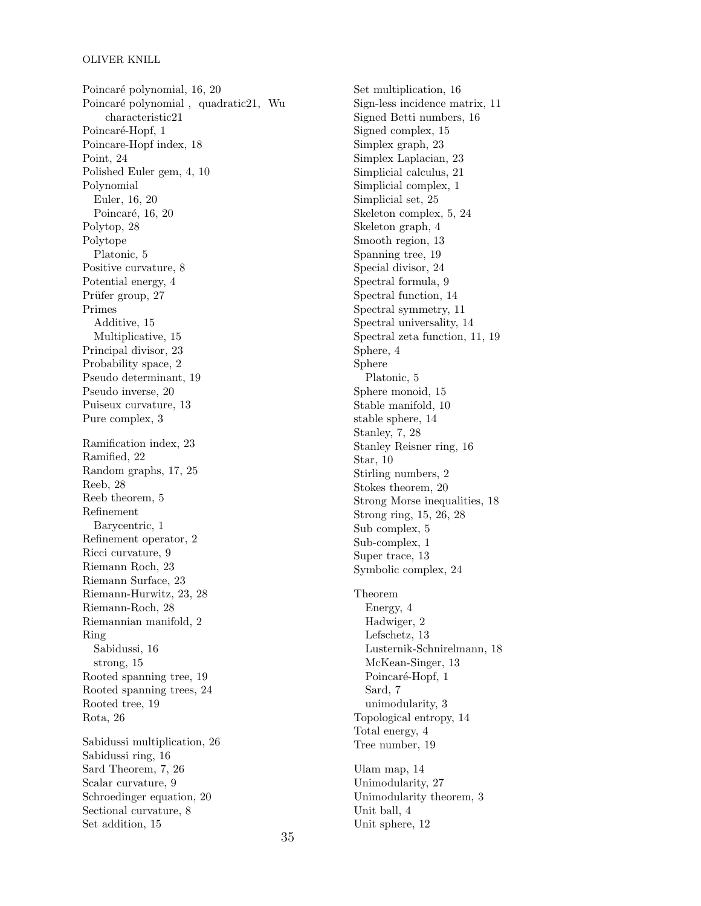Poincaré polynomial, 16, 20
Poincaré polynomial , quadratic21, Wu characteristic21
Poincaré-Hopf, 1
Poincare-Hopf index, 18
Point, 24
Polished Euler gem, 4, 10
Polynomial
  Euler, 16, 20
  Poincaré, 16, 20
Polytop, 28
Polytope
  Platonic, 5
Positive curvature, 8
Potential energy, 4
Prüfer group, 27
Primes
  Additive, 15
  Multiplicative, 15
Principal divisor, 23
Probability space, 2
Pseudo determinant, 19
Pseudo inverse, 20
Puiseux curvature, 13
Pure complex, 3

Ramification index, 23
Ramified, 22
Random graphs, 17, 25
Reeb, 28
Reeb theorem, 5
Refinement
  Barycentric, 1
Refinement operator, 2
Ricci curvature, 9
Riemann Roch, 23
Riemann Surface, 23
Riemann-Hurwitz, 23, 28
Riemann-Roch, 28
Riemannian manifold, 2
Ring
  Sabidussi, 16
  strong, 15
Rooted spanning tree, 19
Rooted spanning trees, 24
Rooted tree, 19
Rota, 26

Sabidussi multiplication, 26
Sabidussi ring, 16
Sard Theorem, 7, 26
Scalar curvature, 9
Schroedinger equation, 20
Sectional curvature, 8
Set addition, 15
Set multiplication, 16
Sign-less incidence matrix, 11
Signed Betti numbers, 16
Signed complex, 15
Simplex graph, 23
Simplex Laplacian, 23
Simplicial calculus, 21
Simplicial complex, 1
Simplicial set, 25
Skeleton complex, 5, 24
Skeleton graph, 4
Smooth region, 13
Spanning tree, 19
Special divisor, 24
Spectral formula, 9
Spectral function, 14
Spectral symmetry, 11
Spectral universality, 14
Spectral zeta function, 11, 19
Sphere, 4
Sphere
  Platonic, 5
Sphere monoid, 15
Stable manifold, 10
stable sphere, 14
Stanley, 7, 28
Stanley Reisner ring, 16
Star, 10
Stirling numbers, 2
Stokes theorem, 20
Strong Morse inequalities, 18
Strong ring, 15, 26, 28
Sub complex, 5
Sub-complex, 1
Super trace, 13
Symbolic complex, 24

Theorem
  Energy, 4
  Hadwiger, 2
  Lefschetz, 13
  Lusternik-Schnirelmann, 18
  McKean-Singer, 13
  Poincaré-Hopf, 1
  Sard, 7
  unimodularity, 3
Topological entropy, 14
Total energy, 4
Tree number, 19

Ulam map, 14
Unimodularity, 27
Unimodularity theorem, 3
Unit ball, 4
Unit sphere, 12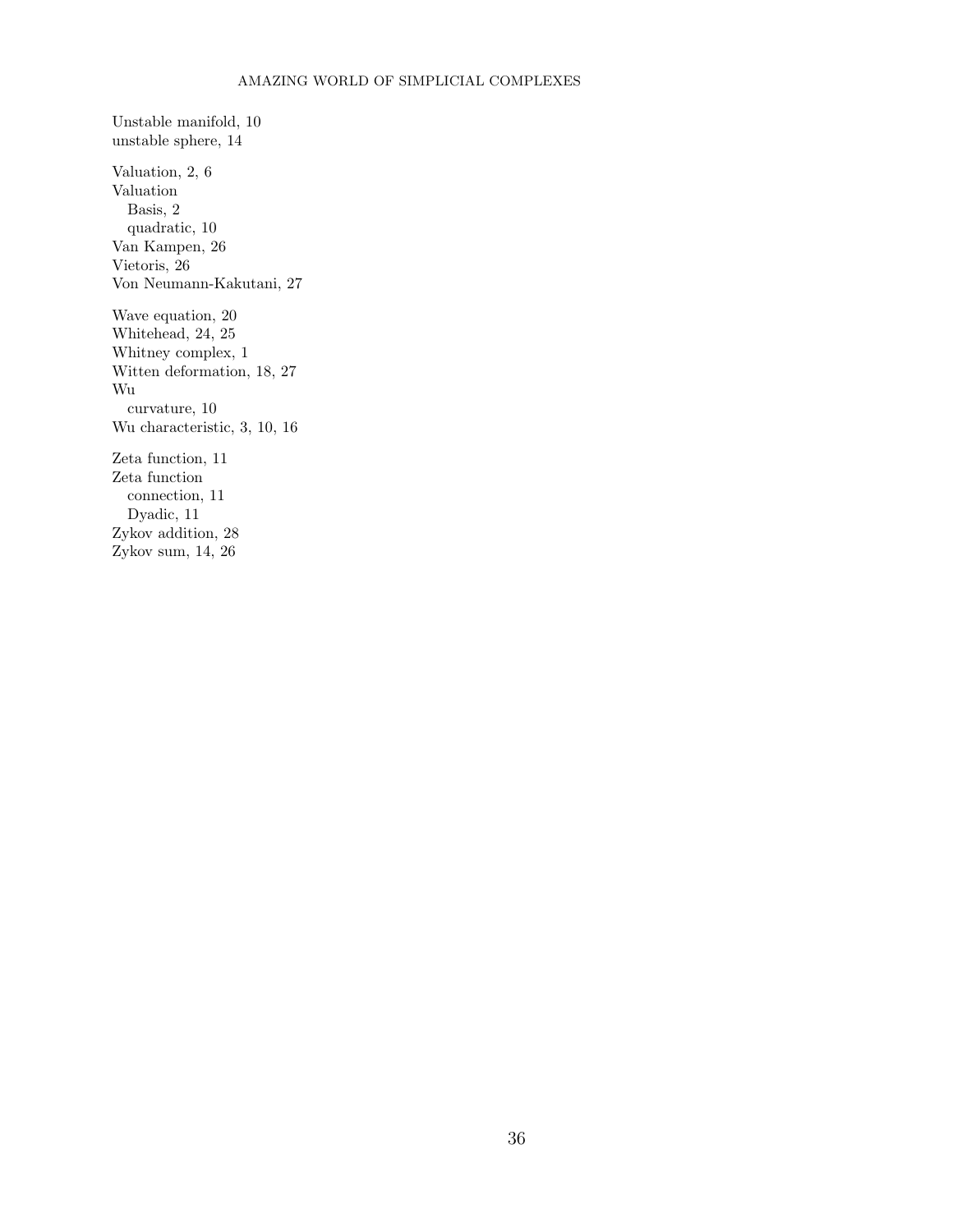Unstable manifold, 10
unstable sphere, 14

Valuation, 2, 6
Valuation
  Basis, 2
  quadratic, 10
Van Kampen, 26
Vietoris, 26
Von Neumann-Kakutani, 27

Wave equation, 20
Whitehead, 24, 25
Whitney complex, 1
Witten deformation, 18, 27
Wu
  curvature, 10
Wu characteristic, 3, 10, 16

Zeta function, 11
Zeta function
  connection, 11
  Dyadic, 11
Zykov addition, 28
Zykov sum, 14, 26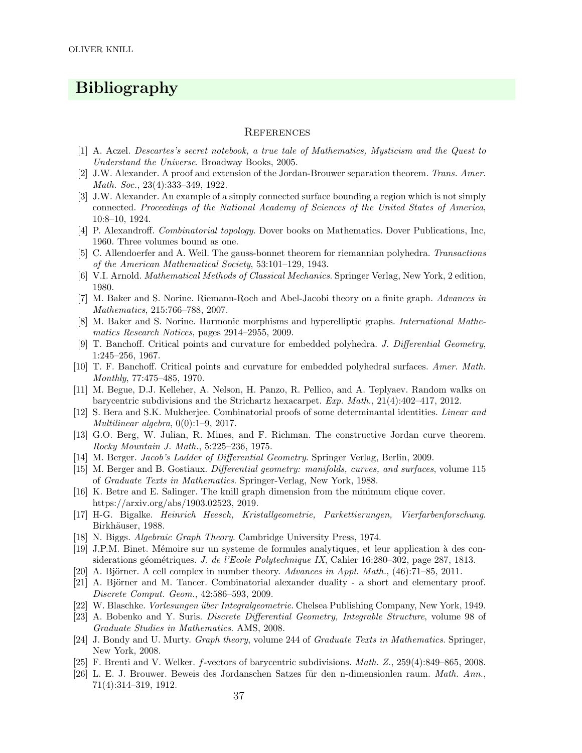# Bibliography

## References

[1] A. Aczel. *Descartes's secret notebook, a true tale of Mathematics, Mysticism and the Quest to Understand the Universe*. Broadway Books, 2005.

[2] J.W. Alexander. A proof and extension of the Jordan-Brouwer separation theorem. *Trans. Amer. Math. Soc.*, 23(4):333–349, 1922.

[3] J.W. Alexander. An example of a simply connected surface bounding a region which is not simply connected. *Proceedings of the National Academy of Sciences of the United States of America*, 10:8–10, 1924.

[4] P. Alexandroff. *Combinatorial topology*. Dover books on Mathematics. Dover Publications, Inc, 1960. Three volumes bound as one.

[5] C. Allendoerfer and A. Weil. The gauss-bonnet theorem for riemannian polyhedra. *Transactions of the American Mathematical Society*, 53:101–129, 1943.

[6] V.I. Arnold. *Mathematical Methods of Classical Mechanics*. Springer Verlag, New York, 2 edition, 1980.

[7] M. Baker and S. Norine. Riemann-Roch and Abel-Jacobi theory on a finite graph. *Advances in Mathematics*, 215:766–788, 2007.

[8] M. Baker and S. Norine. Harmonic morphisms and hyperelliptic graphs. *International Mathematics Research Notices*, pages 2914–2955, 2009.

[9] T. Banchoff. Critical points and curvature for embedded polyhedra. *J. Differential Geometry*, 1:245–256, 1967.

[10] T. F. Banchoff. Critical points and curvature for embedded polyhedral surfaces. *Amer. Math. Monthly*, 77:475–485, 1970.

[11] M. Begue, D.J. Kelleher, A. Nelson, H. Panzo, R. Pellico, and A. Teplyaev. Random walks on barycentric subdivisions and the Strichartz hexacarpet. *Exp. Math.*, 21(4):402–417, 2012.

[12] S. Bera and S.K. Mukherjee. Combinatorial proofs of some determinantal identities. *Linear and Multilinear algebra*, 0(0):1–9, 2017.

[13] G.O. Berg, W. Julian, R. Mines, and F. Richman. The constructive Jordan curve theorem. *Rocky Mountain J. Math.*, 5:225–236, 1975.

[14] M. Berger. *Jacob's Ladder of Differential Geometry*. Springer Verlag, Berlin, 2009.

[15] M. Berger and B. Gostiaux. *Differential geometry: manifolds, curves, and surfaces*, volume 115 of *Graduate Texts in Mathematics*. Springer-Verlag, New York, 1988.

[16] K. Betre and E. Salinger. The knill graph dimension from the minimum clique cover. https://arxiv.org/abs/1903.02523, 2019.

[17] H-G. Bigalke. *Heinrich Heesch, Kristallgeometrie, Parkettierungen, Vierfarbenforschung*. Birkhäuser, 1988.

[18] N. Biggs. *Algebraic Graph Theory*. Cambridge University Press, 1974.

[19] J.P.M. Binet. Mémoire sur un systeme de formules analytiques, et leur application à des considerations géométriques. *J. de l'Ecole Polytechnique IX*, Cahier 16:280–302, page 287, 1813.

[20] A. Björner. A cell complex in number theory. *Advances in Appl. Math.*, (46):71–85, 2011.

[21] A. Björner and M. Tancer. Combinatorial alexander duality - a short and elementary proof. *Discrete Comput. Geom.*, 42:586–593, 2009.

[22] W. Blaschke. *Vorlesungen über Integralgeometrie*. Chelsea Publishing Company, New York, 1949.

[23] A. Bobenko and Y. Suris. *Discrete Differential Geometry, Integrable Structure*, volume 98 of *Graduate Studies in Mathematics*. AMS, 2008.

[24] J. Bondy and U. Murty. *Graph theory*, volume 244 of *Graduate Texts in Mathematics*. Springer, New York, 2008.

[25] F. Brenti and V. Welker. $f$-vectors of barycentric subdivisions. *Math. Z.*, 259(4):849–865, 2008.

[26] L. E. J. Brouwer. Beweis des Jordanschen Satzes für den n-dimensionlen raum. *Math. Ann.*, 71(4):314–319, 1912.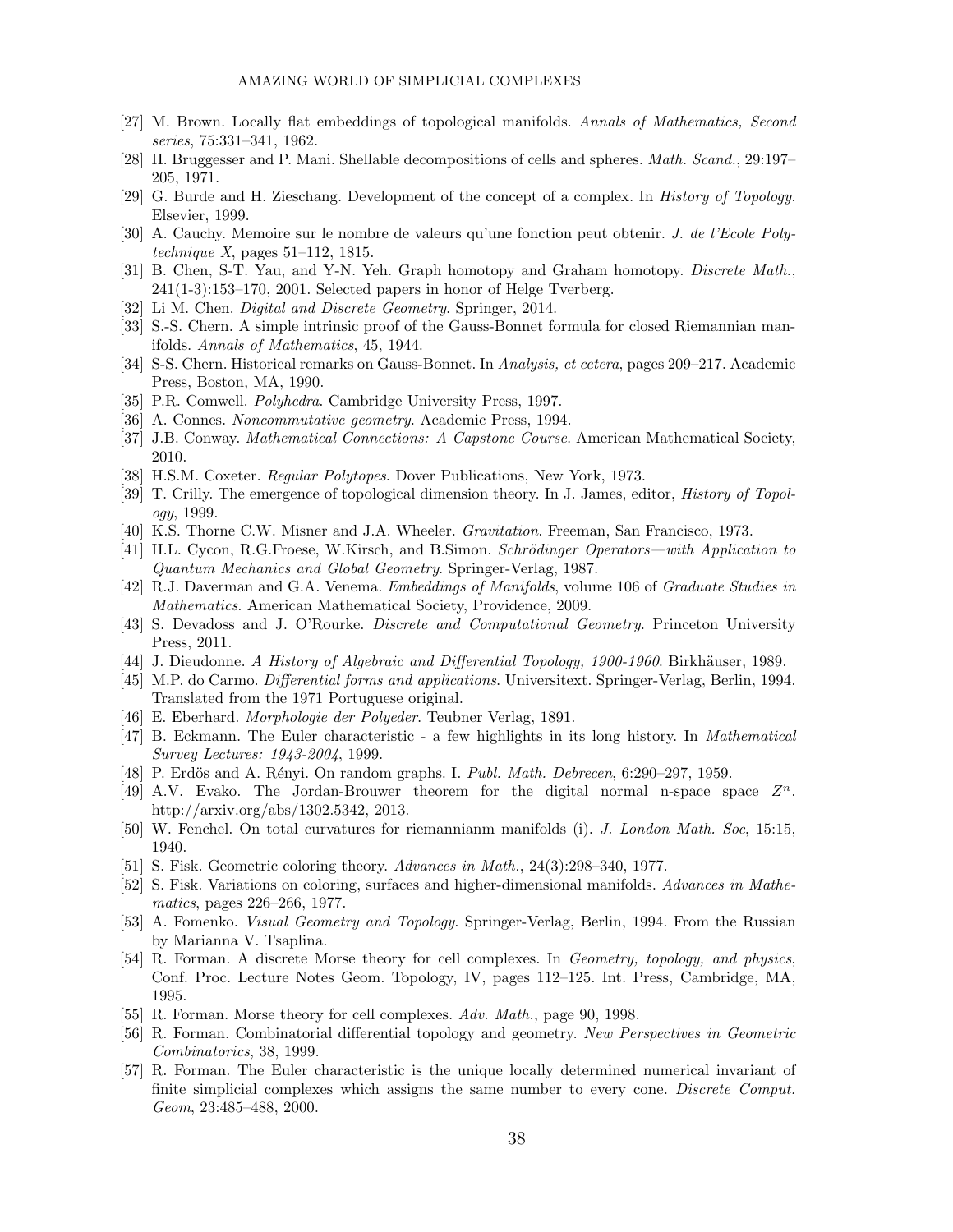[27] M. Brown. Locally flat embeddings of topological manifolds. *Annals of Mathematics, Second series*, 75:331–341, 1962.

[28] H. Bruggesser and P. Mani. Shellable decompositions of cells and spheres. *Math. Scand.*, 29:197–205, 1971.

[29] G. Burde and H. Zieschang. Development of the concept of a complex. In *History of Topology*. Elsevier, 1999.

[30] A. Cauchy. Memoire sur le nombre de valeurs qu'une fonction peut obtenir. *J. de l'Ecole Polytechnique X*, pages 51–112, 1815.

[31] B. Chen, S-T. Yau, and Y-N. Yeh. Graph homotopy and Graham homotopy. *Discrete Math.*, 241(1-3):153–170, 2001. Selected papers in honor of Helge Tverberg.

[32] Li M. Chen. *Digital and Discrete Geometry*. Springer, 2014.

[33] S.-S. Chern. A simple intrinsic proof of the Gauss-Bonnet formula for closed Riemannian manifolds. *Annals of Mathematics*, 45, 1944.

[34] S-S. Chern. Historical remarks on Gauss-Bonnet. In *Analysis, et cetera*, pages 209–217. Academic Press, Boston, MA, 1990.

[35] P.R. Comwell. *Polyhedra*. Cambridge University Press, 1997.

[36] A. Connes. *Noncommutative geometry*. Academic Press, 1994.

[37] J.B. Conway. *Mathematical Connections: A Capstone Course*. American Mathematical Society, 2010.

[38] H.S.M. Coxeter. *Regular Polytopes*. Dover Publications, New York, 1973.

[39] T. Crilly. The emergence of topological dimension theory. In J. James, editor, *History of Topology*, 1999.

[40] K.S. Thorne C.W. Misner and J.A. Wheeler. *Gravitation*. Freeman, San Francisco, 1973.

[41] H.L. Cycon, R.G.Froese, W.Kirsch, and B.Simon. *Schrödinger Operators—with Application to Quantum Mechanics and Global Geometry*. Springer-Verlag, 1987.

[42] R.J. Daverman and G.A. Venema. *Embeddings of Manifolds*, volume 106 of *Graduate Studies in Mathematics*. American Mathematical Society, Providence, 2009.

[43] S. Devadoss and J. O'Rourke. *Discrete and Computational Geometry*. Princeton University Press, 2011.

[44] J. Dieudonne. *A History of Algebraic and Differential Topology, 1900-1960*. Birkhäuser, 1989.

[45] M.P. do Carmo. *Differential forms and applications*. Universitext. Springer-Verlag, Berlin, 1994. Translated from the 1971 Portuguese original.

[46] E. Eberhard. *Morphologie der Polyeder*. Teubner Verlag, 1891.

[47] B. Eckmann. The Euler characteristic - a few highlights in its long history. In *Mathematical Survey Lectures: 1943-2004*, 1999.

[48] P. Erdös and A. Rényi. On random graphs. I. *Publ. Math. Debrecen*, 6:290–297, 1959.

[49] A.V. Evako. The Jordan-Brouwer theorem for the digital normal n-space space $Z^n$. http://arxiv.org/abs/1302.5342, 2013.

[50] W. Fenchel. On total curvatures for riemannianm manifolds (i). *J. London Math. Soc*, 15:15, 1940.

[51] S. Fisk. Geometric coloring theory. *Advances in Math.*, 24(3):298–340, 1977.

[52] S. Fisk. Variations on coloring, surfaces and higher-dimensional manifolds. *Advances in Mathematics*, pages 226–266, 1977.

[53] A. Fomenko. *Visual Geometry and Topology*. Springer-Verlag, Berlin, 1994. From the Russian by Marianna V. Tsaplina.

[54] R. Forman. A discrete Morse theory for cell complexes. In *Geometry, topology, and physics*, Conf. Proc. Lecture Notes Geom. Topology, IV, pages 112–125. Int. Press, Cambridge, MA, 1995.

[55] R. Forman. Morse theory for cell complexes. *Adv. Math.*, page 90, 1998.

[56] R. Forman. Combinatorial differential topology and geometry. *New Perspectives in Geometric Combinatorics*, 38, 1999.

[57] R. Forman. The Euler characteristic is the unique locally determined numerical invariant of finite simplicial complexes which assigns the same number to every cone. *Discrete Comput. Geom*, 23:485–488, 2000.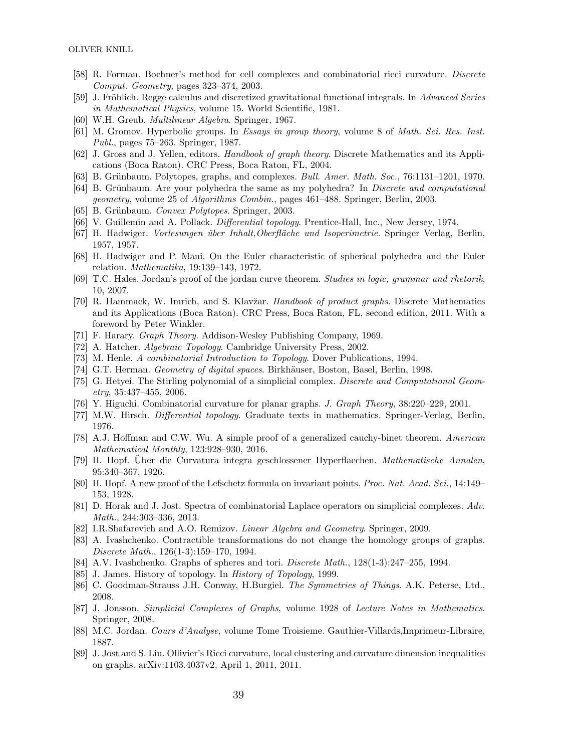- [58] R. Forman. Bochner's method for cell complexes and combinatorial ricci curvature. *Discrete Comput. Geometry*, pages 323–374, 2003.
- [59] J. Fröhlich. Regge calculus and discretized gravitational functional integrals. In *Advanced Series in Mathematical Physics*, volume 15. World Scientific, 1981.
- [60] W.H. Greub. *Multilinear Algebra*. Springer, 1967.
- [61] M. Gromov. Hyperbolic groups. In *Essays in group theory*, volume 8 of *Math. Sci. Res. Inst. Publ.*, pages 75–263. Springer, 1987.
- [62] J. Gross and J. Yellen, editors. *Handbook of graph theory*. Discrete Mathematics and its Applications (Boca Raton). CRC Press, Boca Raton, FL, 2004.
- [63] B. Grünbaum. Polytopes, graphs, and complexes. *Bull. Amer. Math. Soc.*, 76:1131–1201, 1970.
- [64] B. Grünbaum. Are your polyhedra the same as my polyhedra? In *Discrete and computational geometry*, volume 25 of *Algorithms Combin.*, pages 461–488. Springer, Berlin, 2003.
- [65] B. Grünbaum. *Convex Polytopes*. Springer, 2003.
- [66] V. Guillemin and A. Pollack. *Differential topology*. Prentice-Hall, Inc., New Jersey, 1974.
- [67] H. Hadwiger. *Vorlesungen über Inhalt,Oberfläche und Isoperimetrie*. Springer Verlag, Berlin, 1957, 1957.
- [68] H. Hadwiger and P. Mani. On the Euler characteristic of spherical polyhedra and the Euler relation. *Mathematika*, 19:139–143, 1972.
- [69] T.C. Hales. Jordan's proof of the jordan curve theorem. *Studies in logic, grammar and rhetorik*, 10, 2007.
- [70] R. Hammack, W. Imrich, and S. Klavžar. *Handbook of product graphs*. Discrete Mathematics and its Applications (Boca Raton). CRC Press, Boca Raton, FL, second edition, 2011. With a foreword by Peter Winkler.
- [71] F. Harary. *Graph Theory*. Addison-Wesley Publishing Company, 1969.
- [72] A. Hatcher. *Algebraic Topology*. Cambridge University Press, 2002.
- [73] M. Henle. *A combinatorial Introduction to Topology*. Dover Publications, 1994.
- [74] G.T. Herman. *Geometry of digital spaces*. Birkhäuser, Boston, Basel, Berlin, 1998.
- [75] G. Hetyei. The Stirling polynomial of a simplicial complex. *Discrete and Computational Geometry*, 35:437–455, 2006.
- [76] Y. Higuchi. Combinatorial curvature for planar graphs. *J. Graph Theory*, 38:220–229, 2001.
- [77] M.W. Hirsch. *Differential topology*. Graduate texts in mathematics. Springer-Verlag, Berlin, 1976.
- [78] A.J. Hoffman and C.W. Wu. A simple proof of a generalized cauchy-binet theorem. *American Mathematical Monthly*, 123:928–930, 2016.
- [79] H. Hopf. Über die Curvatura integra geschlossener Hyperflaechen. *Mathematische Annalen*, 95:340–367, 1926.
- [80] H. Hopf. A new proof of the Lefschetz formula on invariant points. *Proc. Nat. Acad. Sci.*, 14:149–153, 1928.
- [81] D. Horak and J. Jost. Spectra of combinatorial Laplace operators on simplicial complexes. *Adv. Math.*, 244:303–336, 2013.
- [82] I.R.Shafarevich and A.O. Remizov. *Linear Algebra and Geometry*. Springer, 2009.
- [83] A. Ivashchenko. Contractible transformations do not change the homology groups of graphs. *Discrete Math.*, 126(1-3):159–170, 1994.
- [84] A.V. Ivashchenko. Graphs of spheres and tori. *Discrete Math.*, 128(1-3):247–255, 1994.
- [85] J. James. History of topology. In *History of Topology*, 1999.
- [86] C. Goodman-Strauss J.H. Conway, H.Burgiel. *The Symmetries of Things*. A.K. Peterse, Ltd., 2008.
- [87] J. Jonsson. *Simplicial Complexes of Graphs*, volume 1928 of *Lecture Notes in Mathematics*. Springer, 2008.
- [88] M.C. Jordan. *Cours d'Analyse*, volume Tome Troisieme. Gauthier-Villards,Imprimeur-Libraire, 1887.
- [89] J. Jost and S. Liu. Ollivier's Ricci curvature, local clustering and curvature dimension inequalities on graphs. arXiv:1103.4037v2, April 1, 2011, 2011.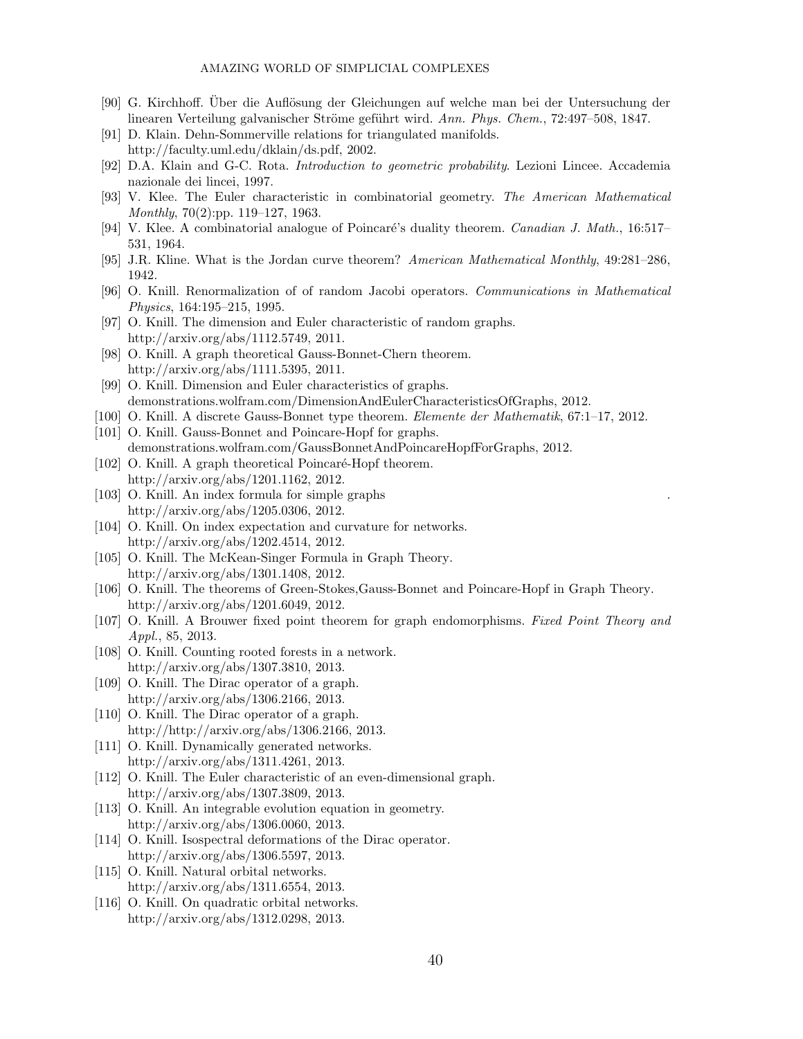[90] G. Kirchhoff. Über die Auflösung der Gleichungen auf welche man bei der Untersuchung der linearen Verteilung galvanischer Ströme geführt wird. *Ann. Phys. Chem.*, 72:497–508, 1847.

[91] D. Klain. Dehn-Sommerville relations for triangulated manifolds. http://faculty.uml.edu/dklain/ds.pdf, 2002.

[92] D.A. Klain and G-C. Rota. *Introduction to geometric probability*. Lezioni Lincee. Accademia nazionale dei lincei, 1997.

[93] V. Klee. The Euler characteristic in combinatorial geometry. *The American Mathematical Monthly*, 70(2):pp. 119–127, 1963.

[94] V. Klee. A combinatorial analogue of Poincaré's duality theorem. *Canadian J. Math.*, 16:517–531, 1964.

[95] J.R. Kline. What is the Jordan curve theorem? *American Mathematical Monthly*, 49:281–286, 1942.

[96] O. Knill. Renormalization of of random Jacobi operators. *Communications in Mathematical Physics*, 164:195–215, 1995.

[97] O. Knill. The dimension and Euler characteristic of random graphs. http://arxiv.org/abs/1112.5749, 2011.

[98] O. Knill. A graph theoretical Gauss-Bonnet-Chern theorem. http://arxiv.org/abs/1111.5395, 2011.

[99] O. Knill. Dimension and Euler characteristics of graphs. demonstrations.wolfram.com/DimensionAndEulerCharacteristicsOfGraphs, 2012.

[100] O. Knill. A discrete Gauss-Bonnet type theorem. *Elemente der Mathematik*, 67:1–17, 2012.

[101] O. Knill. Gauss-Bonnet and Poincare-Hopf for graphs. demonstrations.wolfram.com/GaussBonnetAndPoincareHopfForGraphs, 2012.

[102] O. Knill. A graph theoretical Poincaré-Hopf theorem. http://arxiv.org/abs/1201.1162, 2012.

[103] O. Knill. An index formula for simple graphs . http://arxiv.org/abs/1205.0306, 2012.

[104] O. Knill. On index expectation and curvature for networks. http://arxiv.org/abs/1202.4514, 2012.

[105] O. Knill. The McKean-Singer Formula in Graph Theory. http://arxiv.org/abs/1301.1408, 2012.

[106] O. Knill. The theorems of Green-Stokes,Gauss-Bonnet and Poincare-Hopf in Graph Theory. http://arxiv.org/abs/1201.6049, 2012.

[107] O. Knill. A Brouwer fixed point theorem for graph endomorphisms. *Fixed Point Theory and Appl.*, 85, 2013.

[108] O. Knill. Counting rooted forests in a network. http://arxiv.org/abs/1307.3810, 2013.

[109] O. Knill. The Dirac operator of a graph. http://arxiv.org/abs/1306.2166, 2013.

[110] O. Knill. The Dirac operator of a graph. http://http://arxiv.org/abs/1306.2166, 2013.

[111] O. Knill. Dynamically generated networks. http://arxiv.org/abs/1311.4261, 2013.

[112] O. Knill. The Euler characteristic of an even-dimensional graph. http://arxiv.org/abs/1307.3809, 2013.

[113] O. Knill. An integrable evolution equation in geometry. http://arxiv.org/abs/1306.0060, 2013.

[114] O. Knill. Isospectral deformations of the Dirac operator. http://arxiv.org/abs/1306.5597, 2013.

[115] O. Knill. Natural orbital networks. http://arxiv.org/abs/1311.6554, 2013.

[116] O. Knill. On quadratic orbital networks. http://arxiv.org/abs/1312.0298, 2013.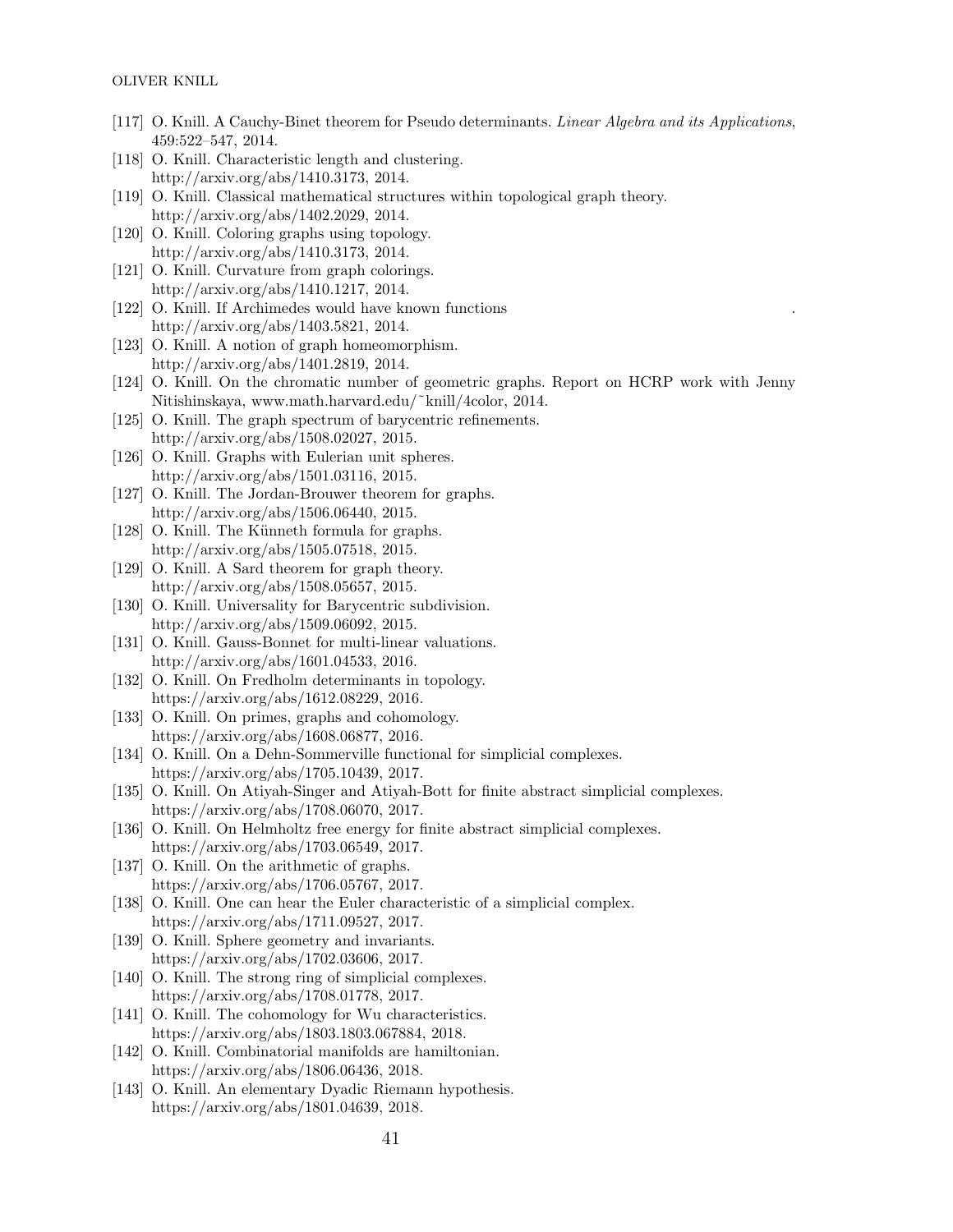[117] O. Knill. A Cauchy-Binet theorem for Pseudo determinants. *Linear Algebra and its Applications*, 459:522–547, 2014.

[118] O. Knill. Characteristic length and clustering. http://arxiv.org/abs/1410.3173, 2014.

[119] O. Knill. Classical mathematical structures within topological graph theory. http://arxiv.org/abs/1402.2029, 2014.

[120] O. Knill. Coloring graphs using topology. http://arxiv.org/abs/1410.3173, 2014.

[121] O. Knill. Curvature from graph colorings. http://arxiv.org/abs/1410.1217, 2014.

[122] O. Knill. If Archimedes would have known functions . http://arxiv.org/abs/1403.5821, 2014.

[123] O. Knill. A notion of graph homeomorphism. http://arxiv.org/abs/1401.2819, 2014.

[124] O. Knill. On the chromatic number of geometric graphs. Report on HCRP work with Jenny Nitishinskaya, www.math.harvard.edu/~knill/4color, 2014.

[125] O. Knill. The graph spectrum of barycentric refinements. http://arxiv.org/abs/1508.02027, 2015.

[126] O. Knill. Graphs with Eulerian unit spheres. http://arxiv.org/abs/1501.03116, 2015.

[127] O. Knill. The Jordan-Brouwer theorem for graphs. http://arxiv.org/abs/1506.06440, 2015.

[128] O. Knill. The Künneth formula for graphs. http://arxiv.org/abs/1505.07518, 2015.

[129] O. Knill. A Sard theorem for graph theory. http://arxiv.org/abs/1508.05657, 2015.

[130] O. Knill. Universality for Barycentric subdivision. http://arxiv.org/abs/1509.06092, 2015.

[131] O. Knill. Gauss-Bonnet for multi-linear valuations. http://arxiv.org/abs/1601.04533, 2016.

[132] O. Knill. On Fredholm determinants in topology. https://arxiv.org/abs/1612.08229, 2016.

[133] O. Knill. On primes, graphs and cohomology. https://arxiv.org/abs/1608.06877, 2016.

[134] O. Knill. On a Dehn-Sommerville functional for simplicial complexes. https://arxiv.org/abs/1705.10439, 2017.

[135] O. Knill. On Atiyah-Singer and Atiyah-Bott for finite abstract simplicial complexes. https://arxiv.org/abs/1708.06070, 2017.

[136] O. Knill. On Helmholtz free energy for finite abstract simplicial complexes. https://arxiv.org/abs/1703.06549, 2017.

[137] O. Knill. On the arithmetic of graphs. https://arxiv.org/abs/1706.05767, 2017.

[138] O. Knill. One can hear the Euler characteristic of a simplicial complex. https://arxiv.org/abs/1711.09527, 2017.

[139] O. Knill. Sphere geometry and invariants. https://arxiv.org/abs/1702.03606, 2017.

[140] O. Knill. The strong ring of simplicial complexes. https://arxiv.org/abs/1708.01778, 2017.

[141] O. Knill. The cohomology for Wu characteristics. https://arxiv.org/abs/1803.1803.067884, 2018.

[142] O. Knill. Combinatorial manifolds are hamiltonian. https://arxiv.org/abs/1806.06436, 2018.

[143] O. Knill. An elementary Dyadic Riemann hypothesis. https://arxiv.org/abs/1801.04639, 2018.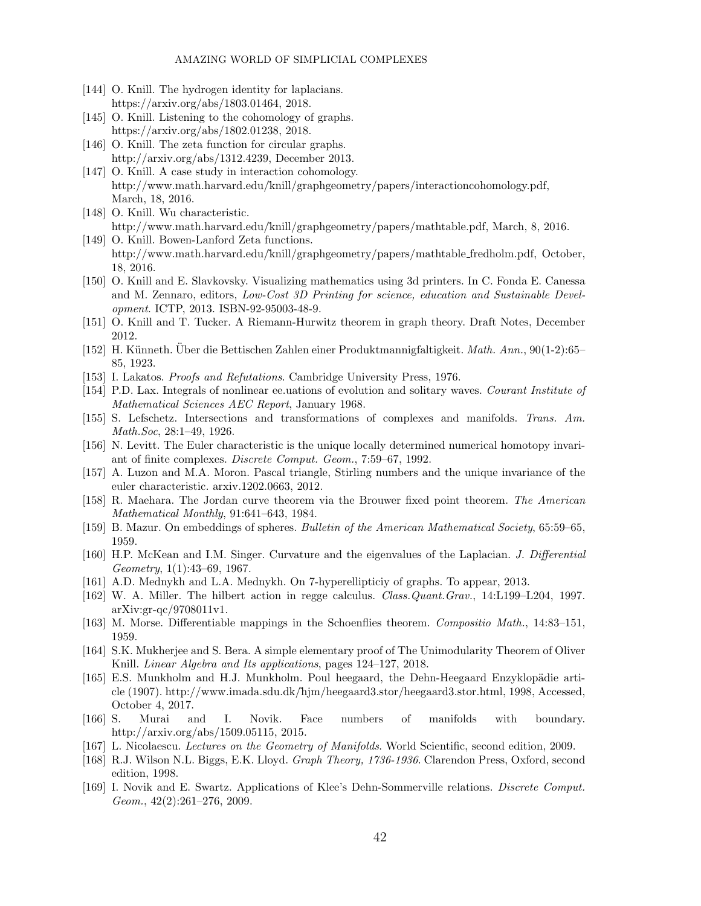- [144] O. Knill. The hydrogen identity for laplacians. https://arxiv.org/abs/1803.01464, 2018.
- [145] O. Knill. Listening to the cohomology of graphs. https://arxiv.org/abs/1802.01238, 2018.
- [146] O. Knill. The zeta function for circular graphs. http://arxiv.org/abs/1312.4239, December 2013.
- [147] O. Knill. A case study in interaction cohomology. http://www.math.harvard.edu/knill/graphgeometry/papers/interactioncohomology.pdf, March, 18, 2016.
- [148] O. Knill. Wu characteristic. http://www.math.harvard.edu/knill/graphgeometry/papers/mathtable.pdf, March, 8, 2016.
- [149] O. Knill. Bowen-Lanford Zeta functions. http://www.math.harvard.edu/knill/graphgeometry/papers/mathtable_fredholm.pdf, October, 18, 2016.
- [150] O. Knill and E. Slavkovsky. Visualizing mathematics using 3d printers. In C. Fonda E. Canessa and M. Zennaro, editors, *Low-Cost 3D Printing for science, education and Sustainable Development*. ICTP, 2013. ISBN-92-95003-48-9.
- [151] O. Knill and T. Tucker. A Riemann-Hurwitz theorem in graph theory. Draft Notes, December 2012.
- [152] H. Künneth. Über die Bettischen Zahlen einer Produktmannigfaltigkeit. *Math. Ann.*, 90(1-2):65–85, 1923.
- [153] I. Lakatos. *Proofs and Refutations*. Cambridge University Press, 1976.
- [154] P.D. Lax. Integrals of nonlinear ee.uations of evolution and solitary waves. *Courant Institute of Mathematical Sciences AEC Report*, January 1968.
- [155] S. Lefschetz. Intersections and transformations of complexes and manifolds. *Trans. Am. Math.Soc*, 28:1–49, 1926.
- [156] N. Levitt. The Euler characteristic is the unique locally determined numerical homotopy invariant of finite complexes. *Discrete Comput. Geom.*, 7:59–67, 1992.
- [157] A. Luzon and M.A. Moron. Pascal triangle, Stirling numbers and the unique invariance of the euler characteristic. arxiv.1202.0663, 2012.
- [158] R. Maehara. The Jordan curve theorem via the Brouwer fixed point theorem. *The American Mathematical Monthly*, 91:641–643, 1984.
- [159] B. Mazur. On embeddings of spheres. *Bulletin of the American Mathematical Society*, 65:59–65, 1959.
- [160] H.P. McKean and I.M. Singer. Curvature and the eigenvalues of the Laplacian. *J. Differential Geometry*, 1(1):43–69, 1967.
- [161] A.D. Mednykh and L.A. Mednykh. On 7-hyperellipticiy of graphs. To appear, 2013.
- [162] W. A. Miller. The hilbert action in regge calculus. *Class.Quant.Grav.*, 14:L199–L204, 1997. arXiv:gr-qc/9708011v1.
- [163] M. Morse. Differentiable mappings in the Schoenflies theorem. *Compositio Math.*, 14:83–151, 1959.
- [164] S.K. Mukherjee and S. Bera. A simple elementary proof of The Unimodularity Theorem of Oliver Knill. *Linear Algebra and Its applications*, pages 124–127, 2018.
- [165] E.S. Munkholm and H.J. Munkholm. Poul heegaard, the Dehn-Heegaard Enzyklopädie article (1907). http://www.imada.sdu.dk/hjm/heegaard3.stor/heegaard3.stor.html, 1998, Accessed, October 4, 2017.
- [166] S. Murai and I. Novik. Face numbers of manifolds with boundary. http://arxiv.org/abs/1509.05115, 2015.
- [167] L. Nicolaescu. *Lectures on the Geometry of Manifolds*. World Scientific, second edition, 2009.
- [168] R.J. Wilson N.L. Biggs, E.K. Lloyd. *Graph Theory, 1736-1936*. Clarendon Press, Oxford, second edition, 1998.
- [169] I. Novik and E. Swartz. Applications of Klee's Dehn-Sommerville relations. *Discrete Comput. Geom.*, 42(2):261–276, 2009.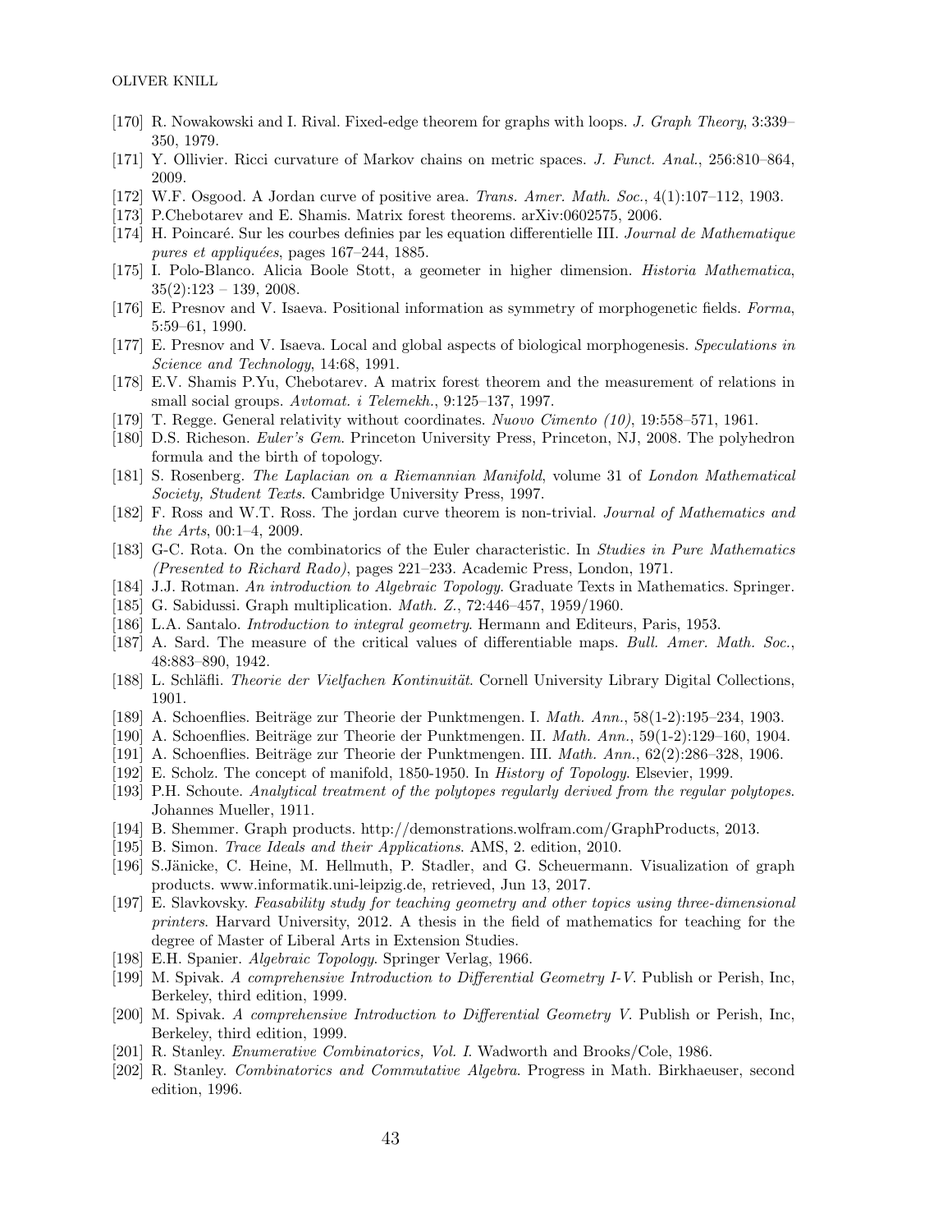- [170] R. Nowakowski and I. Rival. Fixed-edge theorem for graphs with loops. *J. Graph Theory*, 3:339–350, 1979.
- [171] Y. Ollivier. Ricci curvature of Markov chains on metric spaces. *J. Funct. Anal.*, 256:810–864, 2009.
- [172] W.F. Osgood. A Jordan curve of positive area. *Trans. Amer. Math. Soc.*, 4(1):107–112, 1903.
- [173] P.Chebotarev and E. Shamis. Matrix forest theorems. arXiv:0602575, 2006.
- [174] H. Poincaré. Sur les courbes definies par les equation differentielle III. *Journal de Mathematique pures et appliquées*, pages 167–244, 1885.
- [175] I. Polo-Blanco. Alicia Boole Stott, a geometer in higher dimension. *Historia Mathematica*, 35(2):123 – 139, 2008.
- [176] E. Presnov and V. Isaeva. Positional information as symmetry of morphogenetic fields. *Forma*, 5:59–61, 1990.
- [177] E. Presnov and V. Isaeva. Local and global aspects of biological morphogenesis. *Speculations in Science and Technology*, 14:68, 1991.
- [178] E.V. Shamis P.Yu, Chebotarev. A matrix forest theorem and the measurement of relations in small social groups. *Avtomat. i Telemekh.*, 9:125–137, 1997.
- [179] T. Regge. General relativity without coordinates. *Nuovo Cimento (10)*, 19:558–571, 1961.
- [180] D.S. Richeson. *Euler's Gem*. Princeton University Press, Princeton, NJ, 2008. The polyhedron formula and the birth of topology.
- [181] S. Rosenberg. *The Laplacian on a Riemannian Manifold*, volume 31 of *London Mathematical Society, Student Texts*. Cambridge University Press, 1997.
- [182] F. Ross and W.T. Ross. The jordan curve theorem is non-trivial. *Journal of Mathematics and the Arts*, 00:1–4, 2009.
- [183] G-C. Rota. On the combinatorics of the Euler characteristic. In *Studies in Pure Mathematics (Presented to Richard Rado)*, pages 221–233. Academic Press, London, 1971.
- [184] J.J. Rotman. *An introduction to Algebraic Topology*. Graduate Texts in Mathematics. Springer.
- [185] G. Sabidussi. Graph multiplication. *Math. Z.*, 72:446–457, 1959/1960.
- [186] L.A. Santalo. *Introduction to integral geometry*. Hermann and Editeurs, Paris, 1953.
- [187] A. Sard. The measure of the critical values of differentiable maps. *Bull. Amer. Math. Soc.*, 48:883–890, 1942.
- [188] L. Schläfli. *Theorie der Vielfachen Kontinuität*. Cornell University Library Digital Collections, 1901.
- [189] A. Schoenflies. Beiträge zur Theorie der Punktmengen. I. *Math. Ann.*, 58(1-2):195–234, 1903.
- [190] A. Schoenflies. Beiträge zur Theorie der Punktmengen. II. *Math. Ann.*, 59(1-2):129–160, 1904.
- [191] A. Schoenflies. Beiträge zur Theorie der Punktmengen. III. *Math. Ann.*, 62(2):286–328, 1906.
- [192] E. Scholz. The concept of manifold, 1850-1950. In *History of Topology*. Elsevier, 1999.
- [193] P.H. Schoute. *Analytical treatment of the polytopes regularly derived from the regular polytopes*. Johannes Mueller, 1911.
- [194] B. Shemmer. Graph products. http://demonstrations.wolfram.com/GraphProducts, 2013.
- [195] B. Simon. *Trace Ideals and their Applications*. AMS, 2. edition, 2010.
- [196] S.Jänicke, C. Heine, M. Hellmuth, P. Stadler, and G. Scheuermann. Visualization of graph products. www.informatik.uni-leipzig.de, retrieved, Jun 13, 2017.
- [197] E. Slavkovsky. *Feasability study for teaching geometry and other topics using three-dimensional printers*. Harvard University, 2012. A thesis in the field of mathematics for teaching for the degree of Master of Liberal Arts in Extension Studies.
- [198] E.H. Spanier. *Algebraic Topology*. Springer Verlag, 1966.
- [199] M. Spivak. *A comprehensive Introduction to Differential Geometry I-V*. Publish or Perish, Inc, Berkeley, third edition, 1999.
- [200] M. Spivak. *A comprehensive Introduction to Differential Geometry V*. Publish or Perish, Inc, Berkeley, third edition, 1999.
- [201] R. Stanley. *Enumerative Combinatorics, Vol. I*. Wadworth and Brooks/Cole, 1986.
- [202] R. Stanley. *Combinatorics and Commutative Algebra*. Progress in Math. Birkhaeuser, second edition, 1996.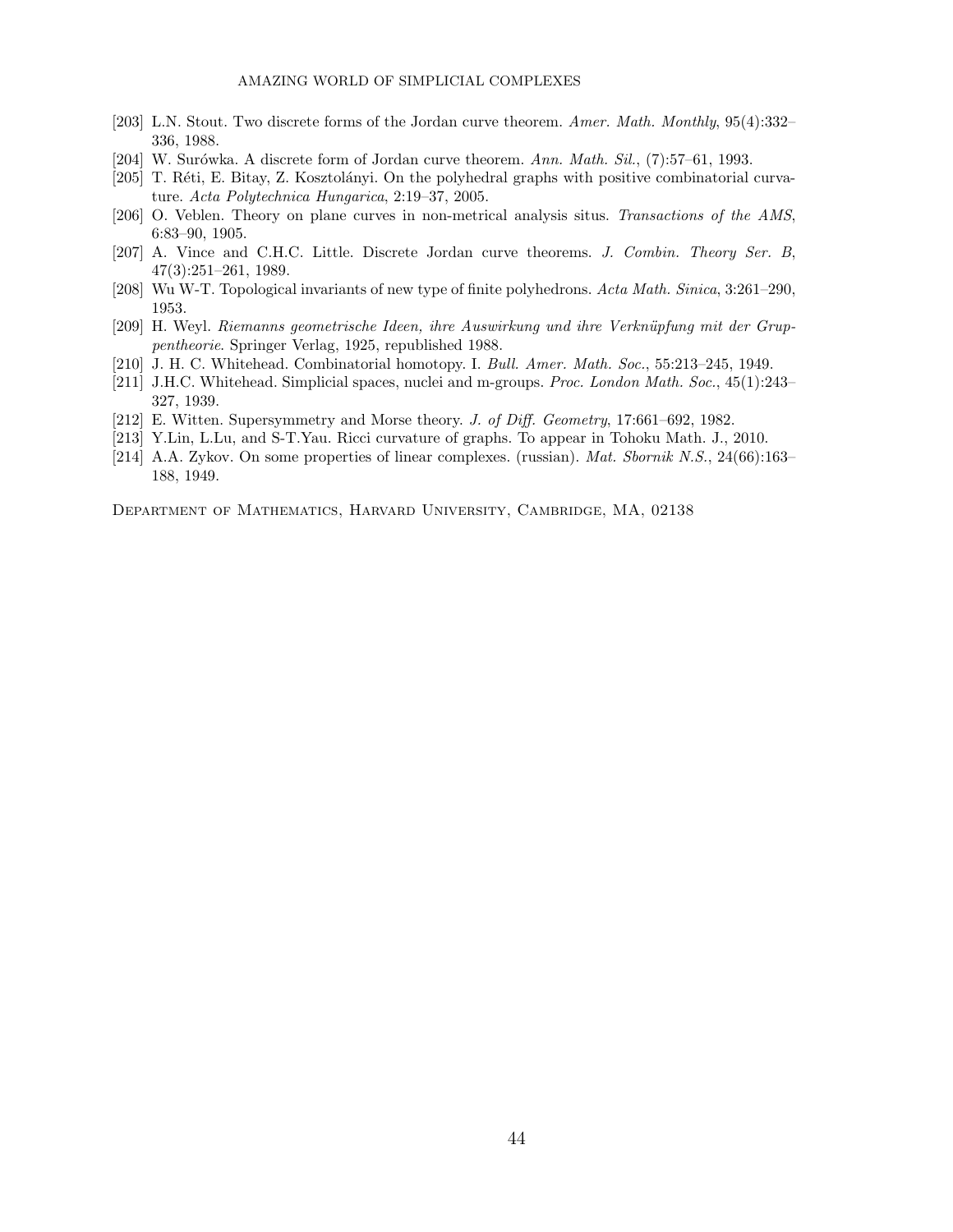[203] L.N. Stout. Two discrete forms of the Jordan curve theorem. *Amer. Math. Monthly*, 95(4):332–336, 1988.

[204] W. Surówka. A discrete form of Jordan curve theorem. *Ann. Math. Sil.*, (7):57–61, 1993.

[205] T. Réti, E. Bitay, Z. Kosztolányi. On the polyhedral graphs with positive combinatorial curvature. *Acta Polytechnica Hungarica*, 2:19–37, 2005.

[206] O. Veblen. Theory on plane curves in non-metrical analysis situs. *Transactions of the AMS*, 6:83–90, 1905.

[207] A. Vince and C.H.C. Little. Discrete Jordan curve theorems. *J. Combin. Theory Ser. B*, 47(3):251–261, 1989.

[208] Wu W-T. Topological invariants of new type of finite polyhedrons. *Acta Math. Sinica*, 3:261–290, 1953.

[209] H. Weyl. *Riemanns geometrische Ideen, ihre Auswirkung und ihre Verknüpfung mit der Gruppentheorie*. Springer Verlag, 1925, republished 1988.

[210] J. H. C. Whitehead. Combinatorial homotopy. I. *Bull. Amer. Math. Soc.*, 55:213–245, 1949.

[211] J.H.C. Whitehead. Simplicial spaces, nuclei and m-groups. *Proc. London Math. Soc.*, 45(1):243–327, 1939.

[212] E. Witten. Supersymmetry and Morse theory. *J. of Diff. Geometry*, 17:661–692, 1982.

[213] Y.Lin, L.Lu, and S-T.Yau. Ricci curvature of graphs. To appear in Tohoku Math. J., 2010.

[214] A.A. Zykov. On some properties of linear complexes. (russian). *Mat. Sbornik N.S.*, 24(66):163–188, 1949.

Department of Mathematics, Harvard University, Cambridge, MA, 02138